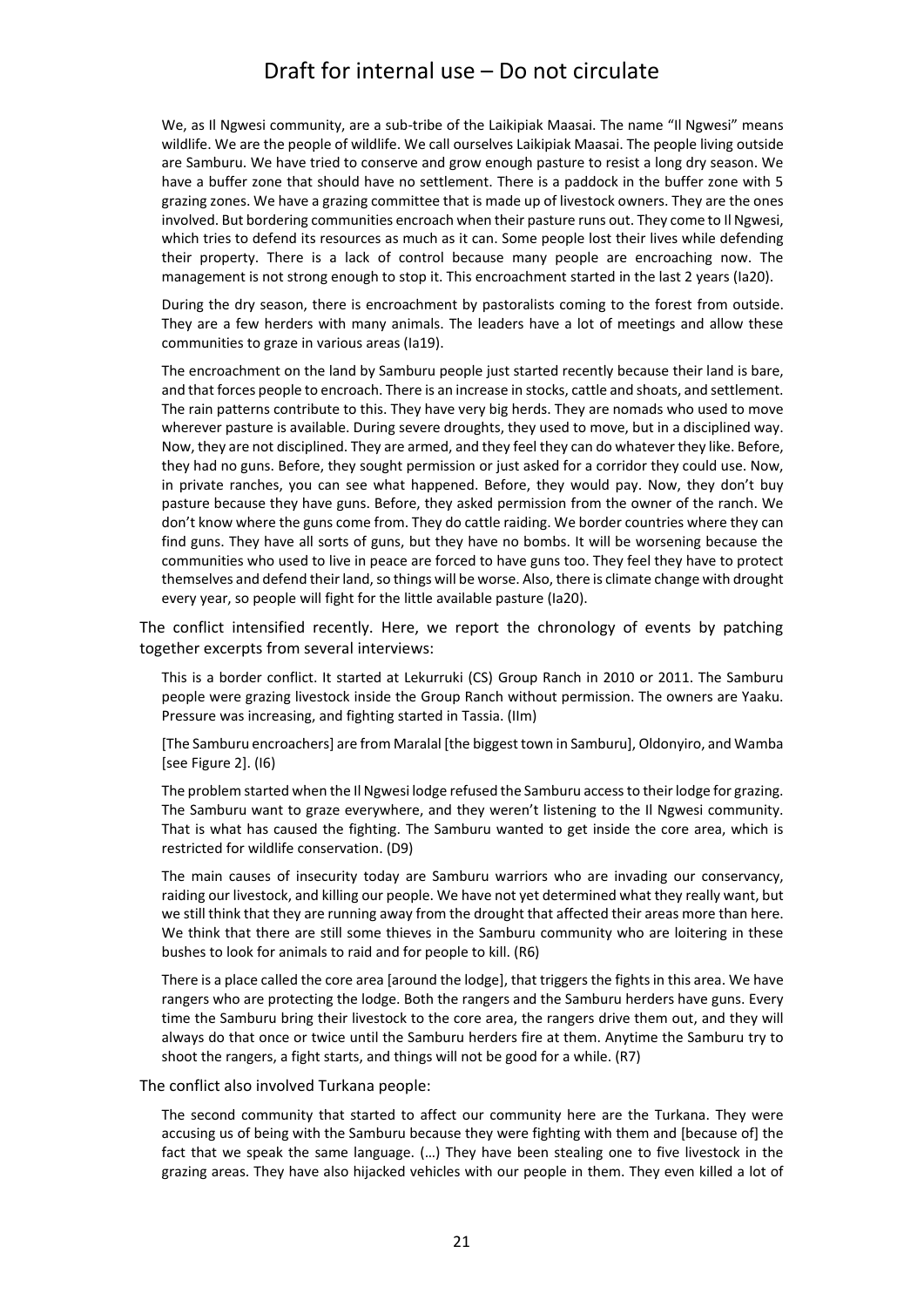> We, as Il Ngwesi community, are a sub-tribe of the Laikipiak Maasai. The name "Il Ngwesi" means wildlife. We are the people of wildlife. We call ourselves Laikipiak Maasai. The people living outside are Samburu. We have tried to conserve and grow enough pasture to resist a long dry season. We have a buffer zone that should have no settlement. There is a paddock in the buffer zone with 5 grazing zones. We have a grazing committee that is made up of livestock owners. They are the ones involved. But bordering communities encroach when their pasture runs out. They come to Il Ngwesi, which tries to defend its resources as much as it can. Some people lost their lives while defending their property. There is a lack of control because many people are encroaching now. The management is not strong enough to stop it. This encroachment started in the last 2 years (Ia20).

> During the dry season, there is encroachment by pastoralists coming to the forest from outside. They are a few herders with many animals. The leaders have a lot of meetings and allow these communities to graze in various areas (Ia19).

> The encroachment on the land by Samburu people just started recently because their land is bare, and that forces people to encroach. There is an increase in stocks, cattle and shoats, and settlement. The rain patterns contribute to this. They have very big herds. They are nomads who used to move wherever pasture is available. During severe droughts, they used to move, but in a disciplined way. Now, they are not disciplined. They are armed, and they feel they can do whatever they like. Before, they had no guns. Before, they sought permission or just asked for a corridor they could use. Now, in private ranches, you can see what happened. Before, they would pay. Now, they don't buy pasture because they have guns. Before, they asked permission from the owner of the ranch. We don't know where the guns come from. They do cattle raiding. We border countries where they can find guns. They have all sorts of guns, but they have no bombs. It will be worsening because the communities who used to live in peace are forced to have guns too. They feel they have to protect themselves and defend their land, so things will be worse. Also, there is climate change with drought every year, so people will fight for the little available pasture (Ia20).

The conflict intensified recently. Here, we report the chronology of events by patching together excerpts from several interviews:

> This is a border conflict. It started at Lekurruki (CS) Group Ranch in 2010 or 2011. The Samburu people were grazing livestock inside the Group Ranch without permission. The owners are Yaaku. Pressure was increasing, and fighting started in Tassia. (IIm)

> [The Samburu encroachers] are from Maralal [the biggest town in Samburu], Oldonyiro, and Wamba [see Figure 2]. (I6)

> The problem started when the Il Ngwesi lodge refused the Samburu access to their lodge for grazing. The Samburu want to graze everywhere, and they weren't listening to the Il Ngwesi community. That is what has caused the fighting. The Samburu wanted to get inside the core area, which is restricted for wildlife conservation. (D9)

> The main causes of insecurity today are Samburu warriors who are invading our conservancy, raiding our livestock, and killing our people. We have not yet determined what they really want, but we still think that they are running away from the drought that affected their areas more than here. We think that there are still some thieves in the Samburu community who are loitering in these bushes to look for animals to raid and for people to kill. (R6)

> There is a place called the core area [around the lodge], that triggers the fights in this area. We have rangers who are protecting the lodge. Both the rangers and the Samburu herders have guns. Every time the Samburu bring their livestock to the core area, the rangers drive them out, and they will always do that once or twice until the Samburu herders fire at them. Anytime the Samburu try to shoot the rangers, a fight starts, and things will not be good for a while. (R7)

The conflict also involved Turkana people:

> The second community that started to affect our community here are the Turkana. They were accusing us of being with the Samburu because they were fighting with them and [because of] the fact that we speak the same language. (…) They have been stealing one to five livestock in the grazing areas. They have also hijacked vehicles with our people in them. They even killed a lot of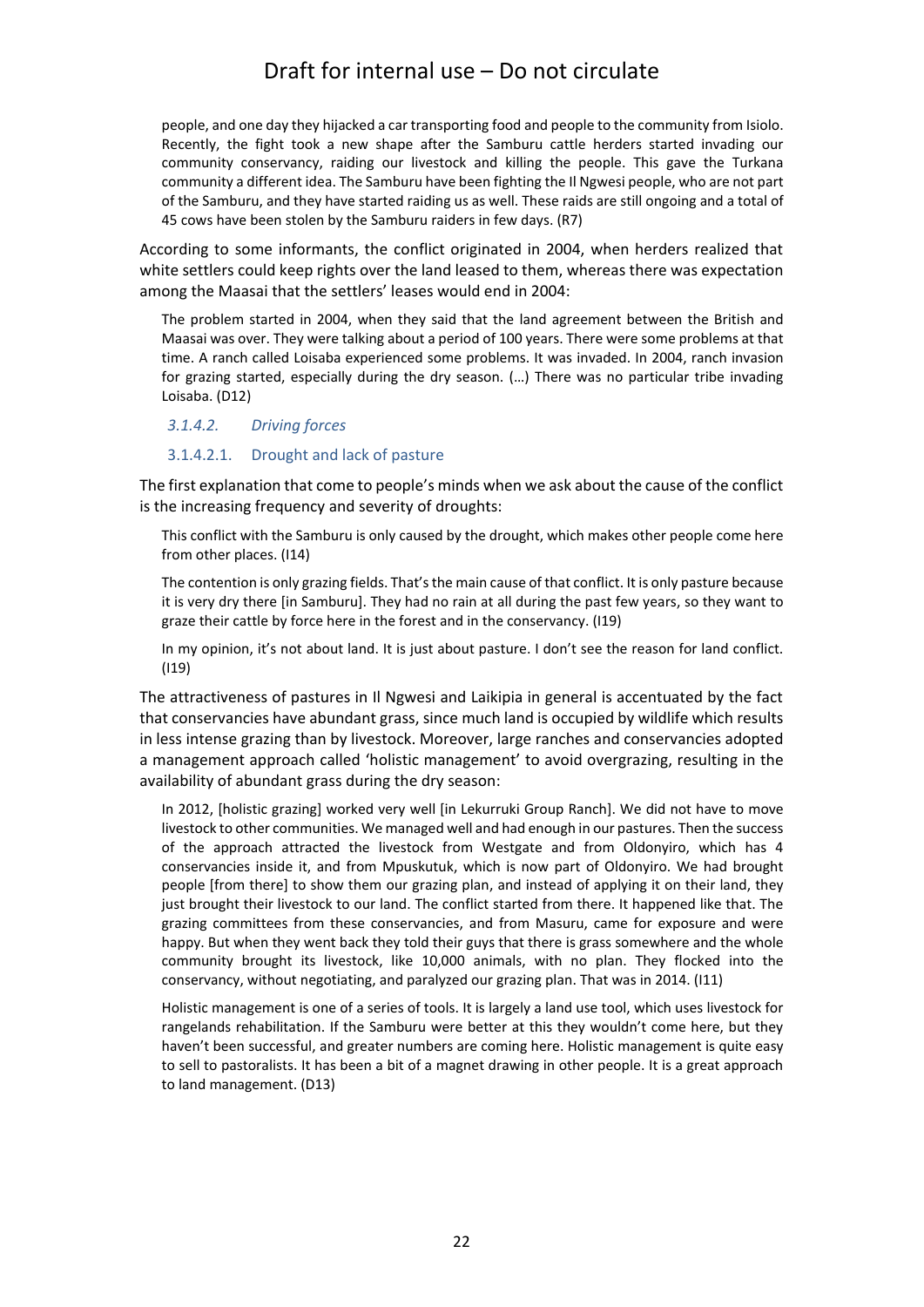> people, and one day they hijacked a car transporting food and people to the community from Isiolo. Recently, the fight took a new shape after the Samburu cattle herders started invading our community conservancy, raiding our livestock and killing the people. This gave the Turkana community a different idea. The Samburu have been fighting the Il Ngwesi people, who are not part of the Samburu, and they have started raiding us as well. These raids are still ongoing and a total of 45 cows have been stolen by the Samburu raiders in few days. (R7)

According to some informants, the conflict originated in 2004, when herders realized that white settlers could keep rights over the land leased to them, whereas there was expectation among the Maasai that the settlers' leases would end in 2004:

> The problem started in 2004, when they said that the land agreement between the British and Maasai was over. They were talking about a period of 100 years. There were some problems at that time. A ranch called Loisaba experienced some problems. It was invaded. In 2004, ranch invasion for grazing started, especially during the dry season. (…) There was no particular tribe invading Loisaba. (D12)

#### *3.1.4.2. Driving forces*

##### 3.1.4.2.1. Drought and lack of pasture

The first explanation that come to people's minds when we ask about the cause of the conflict is the increasing frequency and severity of droughts:

> This conflict with the Samburu is only caused by the drought, which makes other people come here from other places. (I14)

> The contention is only grazing fields. That's the main cause of that conflict. It is only pasture because it is very dry there [in Samburu]. They had no rain at all during the past few years, so they want to graze their cattle by force here in the forest and in the conservancy. (I19)

> In my opinion, it's not about land. It is just about pasture. I don't see the reason for land conflict. (I19)

The attractiveness of pastures in Il Ngwesi and Laikipia in general is accentuated by the fact that conservancies have abundant grass, since much land is occupied by wildlife which results in less intense grazing than by livestock. Moreover, large ranches and conservancies adopted a management approach called 'holistic management' to avoid overgrazing, resulting in the availability of abundant grass during the dry season:

> In 2012, [holistic grazing] worked very well [in Lekurruki Group Ranch]. We did not have to move livestock to other communities. We managed well and had enough in our pastures. Then the success of the approach attracted the livestock from Westgate and from Oldonyiro, which has 4 conservancies inside it, and from Mpuskutuk, which is now part of Oldonyiro. We had brought people [from there] to show them our grazing plan, and instead of applying it on their land, they just brought their livestock to our land. The conflict started from there. It happened like that. The grazing committees from these conservancies, and from Masuru, came for exposure and were happy. But when they went back they told their guys that there is grass somewhere and the whole community brought its livestock, like 10,000 animals, with no plan. They flocked into the conservancy, without negotiating, and paralyzed our grazing plan. That was in 2014. (I11)

> Holistic management is one of a series of tools. It is largely a land use tool, which uses livestock for rangelands rehabilitation. If the Samburu were better at this they wouldn't come here, but they haven't been successful, and greater numbers are coming here. Holistic management is quite easy to sell to pastoralists. It has been a bit of a magnet drawing in other people. It is a great approach to land management. (D13)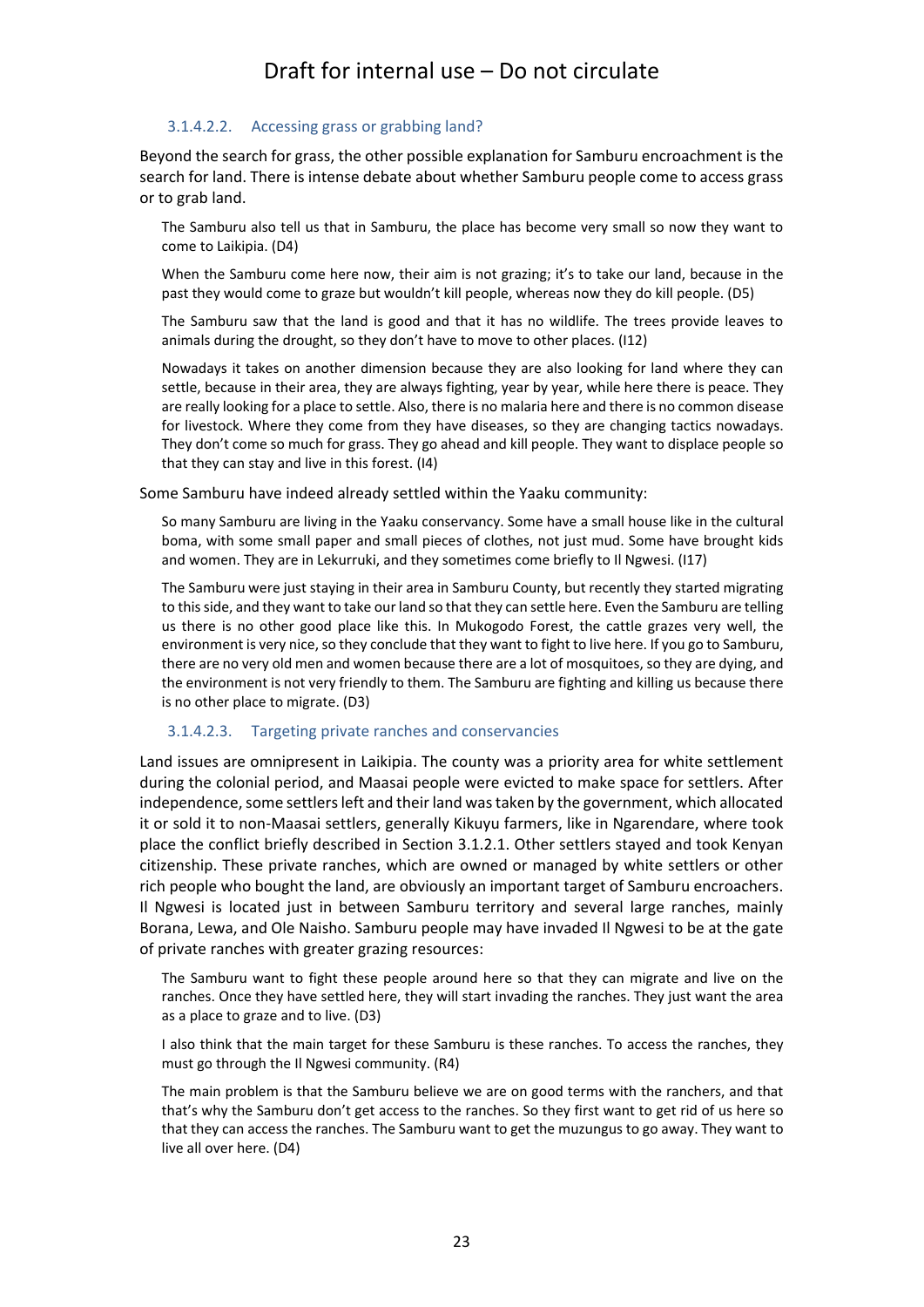#### 3.1.4.2.2. Accessing grass or grabbing land?

Beyond the search for grass, the other possible explanation for Samburu encroachment is the search for land. There is intense debate about whether Samburu people come to access grass or to grab land.

> The Samburu also tell us that in Samburu, the place has become very small so now they want to come to Laikipia. (D4)

> When the Samburu come here now, their aim is not grazing; it's to take our land, because in the past they would come to graze but wouldn't kill people, whereas now they do kill people. (D5)

> The Samburu saw that the land is good and that it has no wildlife. The trees provide leaves to animals during the drought, so they don't have to move to other places. (I12)

> Nowadays it takes on another dimension because they are also looking for land where they can settle, because in their area, they are always fighting, year by year, while here there is peace. They are really looking for a place to settle. Also, there is no malaria here and there is no common disease for livestock. Where they come from they have diseases, so they are changing tactics nowadays. They don't come so much for grass. They go ahead and kill people. They want to displace people so that they can stay and live in this forest. (I4)

Some Samburu have indeed already settled within the Yaaku community:

> So many Samburu are living in the Yaaku conservancy. Some have a small house like in the cultural boma, with some small paper and small pieces of clothes, not just mud. Some have brought kids and women. They are in Lekurruki, and they sometimes come briefly to Il Ngwesi. (I17)

> The Samburu were just staying in their area in Samburu County, but recently they started migrating to this side, and they want to take our land so that they can settle here. Even the Samburu are telling us there is no other good place like this. In Mukogodo Forest, the cattle grazes very well, the environment is very nice, so they conclude that they want to fight to live here. If you go to Samburu, there are no very old men and women because there are a lot of mosquitoes, so they are dying, and the environment is not very friendly to them. The Samburu are fighting and killing us because there is no other place to migrate. (D3)

#### 3.1.4.2.3. Targeting private ranches and conservancies

Land issues are omnipresent in Laikipia. The county was a priority area for white settlement during the colonial period, and Maasai people were evicted to make space for settlers. After independence, some settlers left and their land was taken by the government, which allocated it or sold it to non-Maasai settlers, generally Kikuyu farmers, like in Ngarendare, where took place the conflict briefly described in Section 3.1.2.1. Other settlers stayed and took Kenyan citizenship. These private ranches, which are owned or managed by white settlers or other rich people who bought the land, are obviously an important target of Samburu encroachers. Il Ngwesi is located just in between Samburu territory and several large ranches, mainly Borana, Lewa, and Ole Naisho. Samburu people may have invaded Il Ngwesi to be at the gate of private ranches with greater grazing resources:

> The Samburu want to fight these people around here so that they can migrate and live on the ranches. Once they have settled here, they will start invading the ranches. They just want the area as a place to graze and to live. (D3)

> I also think that the main target for these Samburu is these ranches. To access the ranches, they must go through the Il Ngwesi community. (R4)

> The main problem is that the Samburu believe we are on good terms with the ranchers, and that that's why the Samburu don't get access to the ranches. So they first want to get rid of us here so that they can access the ranches. The Samburu want to get the muzungus to go away. They want to live all over here. (D4)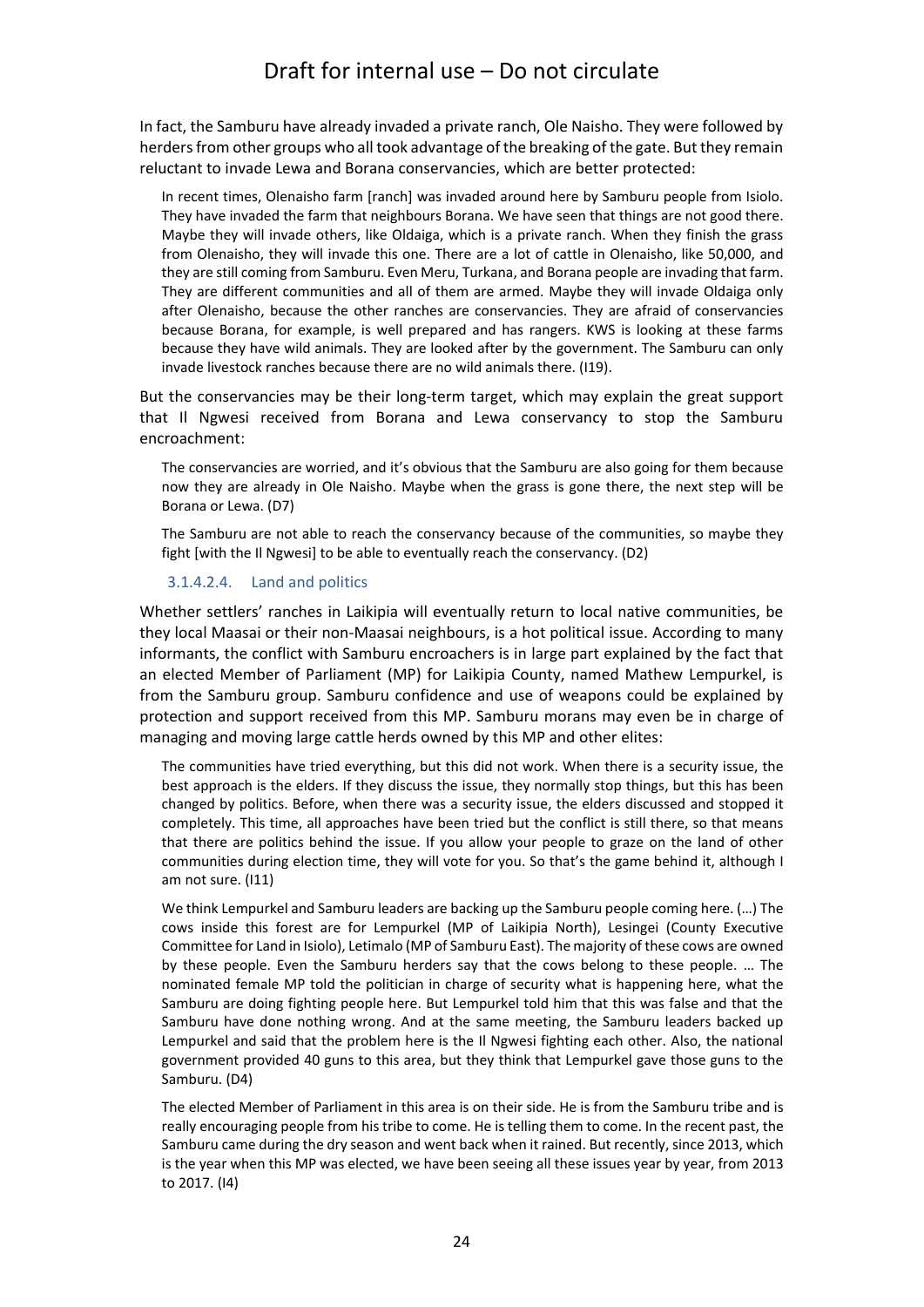In fact, the Samburu have already invaded a private ranch, Ole Naisho. They were followed by herders from other groups who all took advantage of the breaking of the gate. But they remain reluctant to invade Lewa and Borana conservancies, which are better protected:

> In recent times, Olenaisho farm [ranch] was invaded around here by Samburu people from Isiolo. They have invaded the farm that neighbours Borana. We have seen that things are not good there. Maybe they will invade others, like Oldaiga, which is a private ranch. When they finish the grass from Olenaisho, they will invade this one. There are a lot of cattle in Olenaisho, like 50,000, and they are still coming from Samburu. Even Meru, Turkana, and Borana people are invading that farm. They are different communities and all of them are armed. Maybe they will invade Oldaiga only after Olenaisho, because the other ranches are conservancies. They are afraid of conservancies because Borana, for example, is well prepared and has rangers. KWS is looking at these farms because they have wild animals. They are looked after by the government. The Samburu can only invade livestock ranches because there are no wild animals there. (I19).

But the conservancies may be their long-term target, which may explain the great support that Il Ngwesi received from Borana and Lewa conservancy to stop the Samburu encroachment:

> The conservancies are worried, and it's obvious that the Samburu are also going for them because now they are already in Ole Naisho. Maybe when the grass is gone there, the next step will be Borana or Lewa. (D7)

> The Samburu are not able to reach the conservancy because of the communities, so maybe they fight [with the Il Ngwesi] to be able to eventually reach the conservancy. (D2)

#### 3.1.4.2.4. Land and politics

Whether settlers' ranches in Laikipia will eventually return to local native communities, be they local Maasai or their non-Maasai neighbours, is a hot political issue. According to many informants, the conflict with Samburu encroachers is in large part explained by the fact that an elected Member of Parliament (MP) for Laikipia County, named Mathew Lempurkel, is from the Samburu group. Samburu confidence and use of weapons could be explained by protection and support received from this MP. Samburu morans may even be in charge of managing and moving large cattle herds owned by this MP and other elites:

> The communities have tried everything, but this did not work. When there is a security issue, the best approach is the elders. If they discuss the issue, they normally stop things, but this has been changed by politics. Before, when there was a security issue, the elders discussed and stopped it completely. This time, all approaches have been tried but the conflict is still there, so that means that there are politics behind the issue. If you allow your people to graze on the land of other communities during election time, they will vote for you. So that's the game behind it, although I am not sure. (I11)

> We think Lempurkel and Samburu leaders are backing up the Samburu people coming here. (…) The cows inside this forest are for Lempurkel (MP of Laikipia North), Lesingei (County Executive Committee for Land in Isiolo), Letimalo (MP of Samburu East). The majority of these cows are owned by these people. Even the Samburu herders say that the cows belong to these people. … The nominated female MP told the politician in charge of security what is happening here, what the Samburu are doing fighting people here. But Lempurkel told him that this was false and that the Samburu have done nothing wrong. And at the same meeting, the Samburu leaders backed up Lempurkel and said that the problem here is the Il Ngwesi fighting each other. Also, the national government provided 40 guns to this area, but they think that Lempurkel gave those guns to the Samburu. (D4)

> The elected Member of Parliament in this area is on their side. He is from the Samburu tribe and is really encouraging people from his tribe to come. He is telling them to come. In the recent past, the Samburu came during the dry season and went back when it rained. But recently, since 2013, which is the year when this MP was elected, we have been seeing all these issues year by year, from 2013 to 2017. (I4)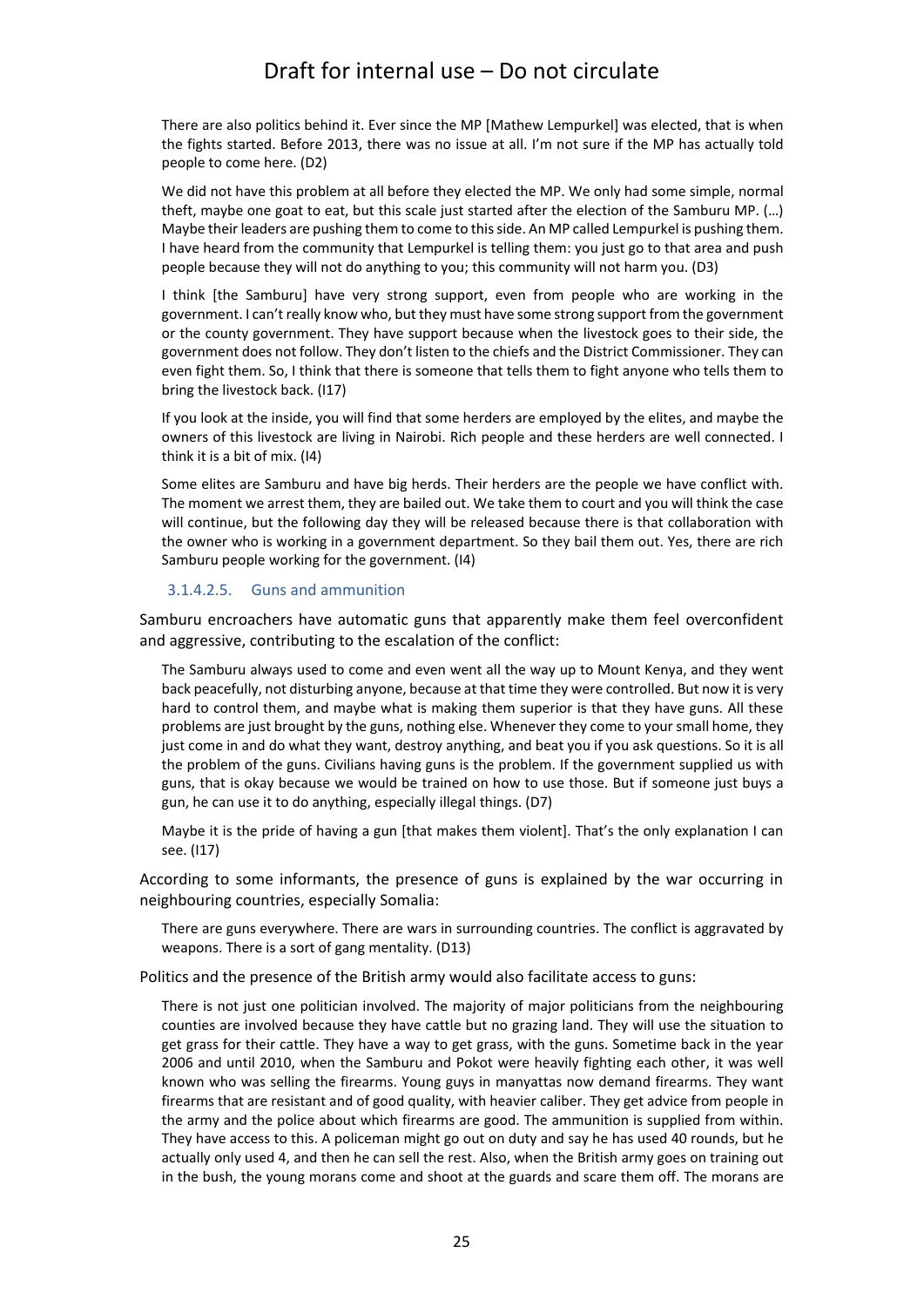There are also politics behind it. Ever since the MP [Mathew Lempurkel] was elected, that is when the fights started. Before 2013, there was no issue at all. I'm not sure if the MP has actually told people to come here. (D2)

> We did not have this problem at all before they elected the MP. We only had some simple, normal theft, maybe one goat to eat, but this scale just started after the election of the Samburu MP. (…) Maybe their leaders are pushing them to come to this side. An MP called Lempurkel is pushing them. I have heard from the community that Lempurkel is telling them: you just go to that area and push people because they will not do anything to you; this community will not harm you. (D3)

> I think [the Samburu] have very strong support, even from people who are working in the government. I can't really know who, but they must have some strong support from the government or the county government. They have support because when the livestock goes to their side, the government does not follow. They don't listen to the chiefs and the District Commissioner. They can even fight them. So, I think that there is someone that tells them to fight anyone who tells them to bring the livestock back. (I17)

> If you look at the inside, you will find that some herders are employed by the elites, and maybe the owners of this livestock are living in Nairobi. Rich people and these herders are well connected. I think it is a bit of mix. (I4)

> Some elites are Samburu and have big herds. Their herders are the people we have conflict with. The moment we arrest them, they are bailed out. We take them to court and you will think the case will continue, but the following day they will be released because there is that collaboration with the owner who is working in a government department. So they bail them out. Yes, there are rich Samburu people working for the government. (I4)

###### 3.1.4.2.5. Guns and ammunition

Samburu encroachers have automatic guns that apparently make them feel overconfident and aggressive, contributing to the escalation of the conflict:

> The Samburu always used to come and even went all the way up to Mount Kenya, and they went back peacefully, not disturbing anyone, because at that time they were controlled. But now it is very hard to control them, and maybe what is making them superior is that they have guns. All these problems are just brought by the guns, nothing else. Whenever they come to your small home, they just come in and do what they want, destroy anything, and beat you if you ask questions. So it is all the problem of the guns. Civilians having guns is the problem. If the government supplied us with guns, that is okay because we would be trained on how to use those. But if someone just buys a gun, he can use it to do anything, especially illegal things. (D7)

> Maybe it is the pride of having a gun [that makes them violent]. That's the only explanation I can see. (I17)

According to some informants, the presence of guns is explained by the war occurring in neighbouring countries, especially Somalia:

> There are guns everywhere. There are wars in surrounding countries. The conflict is aggravated by weapons. There is a sort of gang mentality. (D13)

Politics and the presence of the British army would also facilitate access to guns:

> There is not just one politician involved. The majority of major politicians from the neighbouring counties are involved because they have cattle but no grazing land. They will use the situation to get grass for their cattle. They have a way to get grass, with the guns. Sometime back in the year 2006 and until 2010, when the Samburu and Pokot were heavily fighting each other, it was well known who was selling the firearms. Young guys in manyattas now demand firearms. They want firearms that are resistant and of good quality, with heavier caliber. They get advice from people in the army and the police about which firearms are good. The ammunition is supplied from within. They have access to this. A policeman might go out on duty and say he has used 40 rounds, but he actually only used 4, and then he can sell the rest. Also, when the British army goes on training out in the bush, the young morans come and shoot at the guards and scare them off. The morans are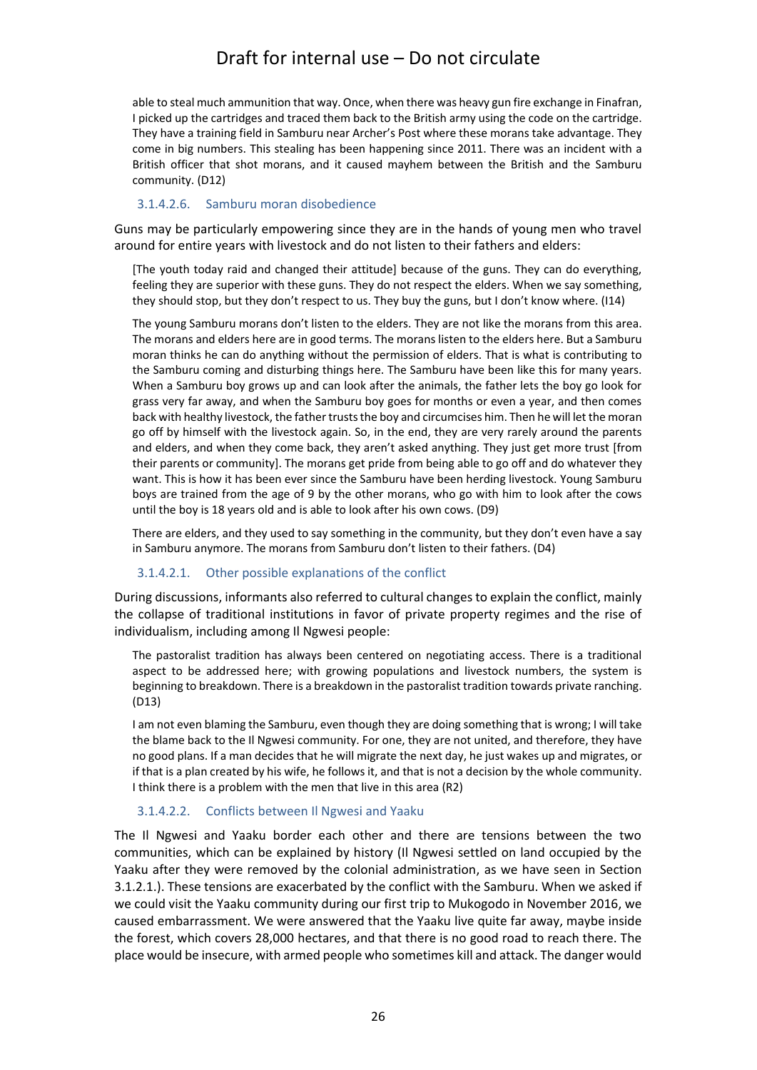able to steal much ammunition that way. Once, when there was heavy gun fire exchange in Finafran, I picked up the cartridges and traced them back to the British army using the code on the cartridge. They have a training field in Samburu near Archer's Post where these morans take advantage. They come in big numbers. This stealing has been happening since 2011. There was an incident with a British officer that shot morans, and it caused mayhem between the British and the Samburu community. (D12)

#### 3.1.4.2.6. Samburu moran disobedience

Guns may be particularly empowering since they are in the hands of young men who travel around for entire years with livestock and do not listen to their fathers and elders:

> [The youth today raid and changed their attitude] because of the guns. They can do everything, feeling they are superior with these guns. They do not respect the elders. When we say something, they should stop, but they don't respect to us. They buy the guns, but I don't know where. (I14)

> The young Samburu morans don't listen to the elders. They are not like the morans from this area. The morans and elders here are in good terms. The morans listen to the elders here. But a Samburu moran thinks he can do anything without the permission of elders. That is what is contributing to the Samburu coming and disturbing things here. The Samburu have been like this for many years. When a Samburu boy grows up and can look after the animals, the father lets the boy go look for grass very far away, and when the Samburu boy goes for months or even a year, and then comes back with healthy livestock, the father trusts the boy and circumcises him. Then he will let the moran go off by himself with the livestock again. So, in the end, they are very rarely around the parents and elders, and when they come back, they aren't asked anything. They just get more trust [from their parents or community]. The morans get pride from being able to go off and do whatever they want. This is how it has been ever since the Samburu have been herding livestock. Young Samburu boys are trained from the age of 9 by the other morans, who go with him to look after the cows until the boy is 18 years old and is able to look after his own cows. (D9)

> There are elders, and they used to say something in the community, but they don't even have a say in Samburu anymore. The morans from Samburu don't listen to their fathers. (D4)

#### 3.1.4.2.1. Other possible explanations of the conflict

During discussions, informants also referred to cultural changes to explain the conflict, mainly the collapse of traditional institutions in favor of private property regimes and the rise of individualism, including among Il Ngwesi people:

> The pastoralist tradition has always been centered on negotiating access. There is a traditional aspect to be addressed here; with growing populations and livestock numbers, the system is beginning to breakdown. There is a breakdown in the pastoralist tradition towards private ranching. (D13)

> I am not even blaming the Samburu, even though they are doing something that is wrong; I will take the blame back to the Il Ngwesi community. For one, they are not united, and therefore, they have no good plans. If a man decides that he will migrate the next day, he just wakes up and migrates, or if that is a plan created by his wife, he follows it, and that is not a decision by the whole community. I think there is a problem with the men that live in this area (R2)

#### 3.1.4.2.2. Conflicts between Il Ngwesi and Yaaku

The Il Ngwesi and Yaaku border each other and there are tensions between the two communities, which can be explained by history (Il Ngwesi settled on land occupied by the Yaaku after they were removed by the colonial administration, as we have seen in Section 3.1.2.1.). These tensions are exacerbated by the conflict with the Samburu. When we asked if we could visit the Yaaku community during our first trip to Mukogodo in November 2016, we caused embarrassment. We were answered that the Yaaku live quite far away, maybe inside the forest, which covers 28,000 hectares, and that there is no good road to reach there. The place would be insecure, with armed people who sometimes kill and attack. The danger would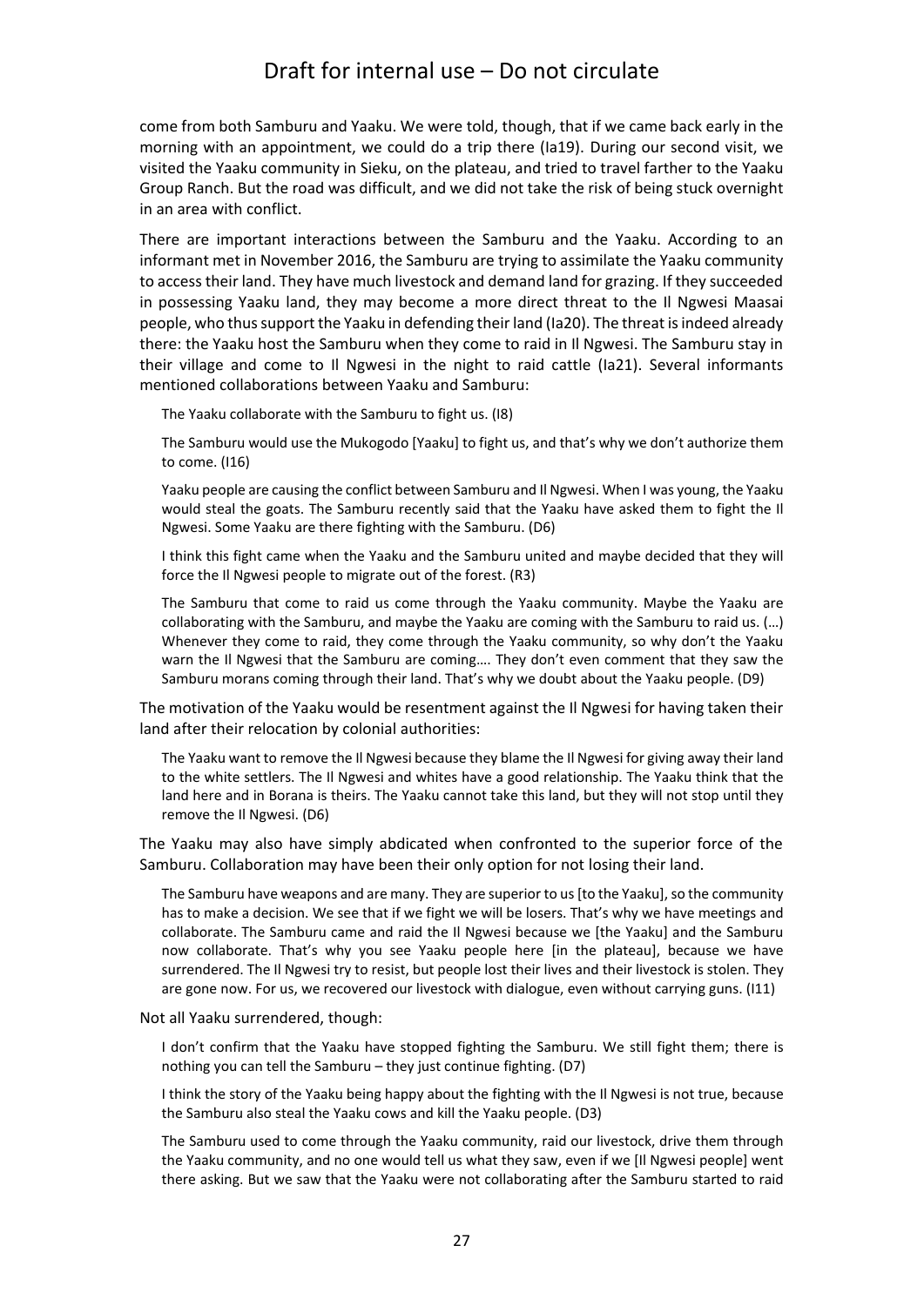come from both Samburu and Yaaku. We were told, though, that if we came back early in the morning with an appointment, we could do a trip there (Ia19). During our second visit, we visited the Yaaku community in Sieku, on the plateau, and tried to travel farther to the Yaaku Group Ranch. But the road was difficult, and we did not take the risk of being stuck overnight in an area with conflict.

There are important interactions between the Samburu and the Yaaku. According to an informant met in November 2016, the Samburu are trying to assimilate the Yaaku community to access their land. They have much livestock and demand land for grazing. If they succeeded in possessing Yaaku land, they may become a more direct threat to the Il Ngwesi Maasai people, who thus support the Yaaku in defending their land (Ia20). The threat is indeed already there: the Yaaku host the Samburu when they come to raid in Il Ngwesi. The Samburu stay in their village and come to Il Ngwesi in the night to raid cattle (Ia21). Several informants mentioned collaborations between Yaaku and Samburu:

> The Yaaku collaborate with the Samburu to fight us. (I8)
>
> The Samburu would use the Mukogodo [Yaaku] to fight us, and that's why we don't authorize them to come. (I16)
>
> Yaaku people are causing the conflict between Samburu and Il Ngwesi. When I was young, the Yaaku would steal the goats. The Samburu recently said that the Yaaku have asked them to fight the Il Ngwesi. Some Yaaku are there fighting with the Samburu. (D6)
>
> I think this fight came when the Yaaku and the Samburu united and maybe decided that they will force the Il Ngwesi people to migrate out of the forest. (R3)
>
> The Samburu that come to raid us come through the Yaaku community. Maybe the Yaaku are collaborating with the Samburu, and maybe the Yaaku are coming with the Samburu to raid us. (…) Whenever they come to raid, they come through the Yaaku community, so why don't the Yaaku warn the Il Ngwesi that the Samburu are coming…. They don't even comment that they saw the Samburu morans coming through their land. That's why we doubt about the Yaaku people. (D9)

The motivation of the Yaaku would be resentment against the Il Ngwesi for having taken their land after their relocation by colonial authorities:

> The Yaaku want to remove the Il Ngwesi because they blame the Il Ngwesi for giving away their land to the white settlers. The Il Ngwesi and whites have a good relationship. The Yaaku think that the land here and in Borana is theirs. The Yaaku cannot take this land, but they will not stop until they remove the Il Ngwesi. (D6)

The Yaaku may also have simply abdicated when confronted to the superior force of the Samburu. Collaboration may have been their only option for not losing their land.

> The Samburu have weapons and are many. They are superior to us [to the Yaaku], so the community has to make a decision. We see that if we fight we will be losers. That's why we have meetings and collaborate. The Samburu came and raid the Il Ngwesi because we [the Yaaku] and the Samburu now collaborate. That's why you see Yaaku people here [in the plateau], because we have surrendered. The Il Ngwesi try to resist, but people lost their lives and their livestock is stolen. They are gone now. For us, we recovered our livestock with dialogue, even without carrying guns. (I11)

Not all Yaaku surrendered, though:

> I don't confirm that the Yaaku have stopped fighting the Samburu. We still fight them; there is nothing you can tell the Samburu – they just continue fighting. (D7)
>
> I think the story of the Yaaku being happy about the fighting with the Il Ngwesi is not true, because the Samburu also steal the Yaaku cows and kill the Yaaku people. (D3)
>
> The Samburu used to come through the Yaaku community, raid our livestock, drive them through the Yaaku community, and no one would tell us what they saw, even if we [Il Ngwesi people] went there asking. But we saw that the Yaaku were not collaborating after the Samburu started to raid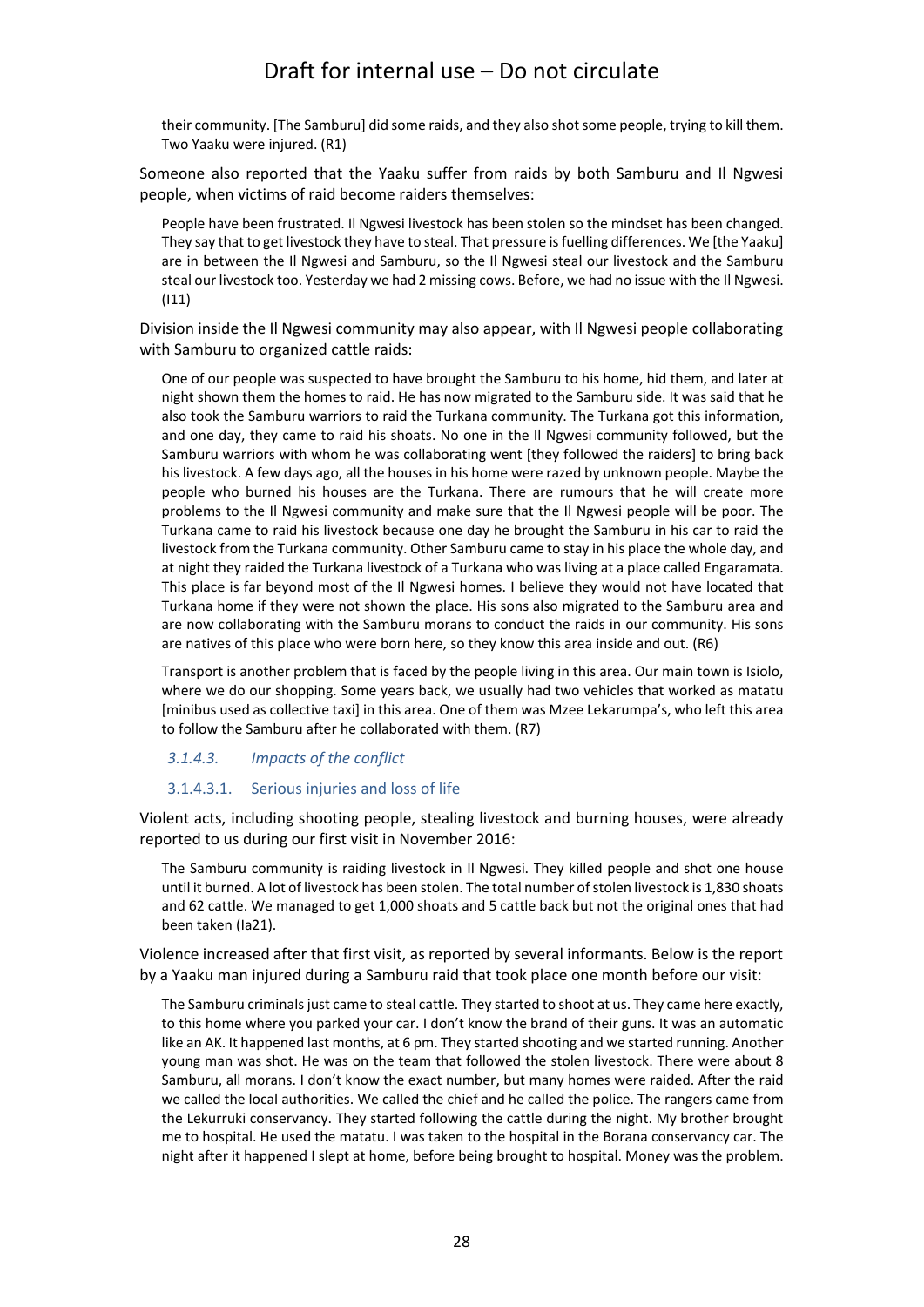their community. [The Samburu] did some raids, and they also shot some people, trying to kill them. Two Yaaku were injured. (R1)

Someone also reported that the Yaaku suffer from raids by both Samburu and Il Ngwesi people, when victims of raid become raiders themselves:

> People have been frustrated. Il Ngwesi livestock has been stolen so the mindset has been changed. They say that to get livestock they have to steal. That pressure is fuelling differences. We [the Yaaku] are in between the Il Ngwesi and Samburu, so the Il Ngwesi steal our livestock and the Samburu steal our livestock too. Yesterday we had 2 missing cows. Before, we had no issue with the Il Ngwesi. (I11)

Division inside the Il Ngwesi community may also appear, with Il Ngwesi people collaborating with Samburu to organized cattle raids:

> One of our people was suspected to have brought the Samburu to his home, hid them, and later at night shown them the homes to raid. He has now migrated to the Samburu side. It was said that he also took the Samburu warriors to raid the Turkana community. The Turkana got this information, and one day, they came to raid his shoats. No one in the Il Ngwesi community followed, but the Samburu warriors with whom he was collaborating went [they followed the raiders] to bring back his livestock. A few days ago, all the houses in his home were razed by unknown people. Maybe the people who burned his houses are the Turkana. There are rumours that he will create more problems to the Il Ngwesi community and make sure that the Il Ngwesi people will be poor. The Turkana came to raid his livestock because one day he brought the Samburu in his car to raid the livestock from the Turkana community. Other Samburu came to stay in his place the whole day, and at night they raided the Turkana livestock of a Turkana who was living at a place called Engaramata. This place is far beyond most of the Il Ngwesi homes. I believe they would not have located that Turkana home if they were not shown the place. His sons also migrated to the Samburu area and are now collaborating with the Samburu morans to conduct the raids in our community. His sons are natives of this place who were born here, so they know this area inside and out. (R6)

> Transport is another problem that is faced by the people living in this area. Our main town is Isiolo, where we do our shopping. Some years back, we usually had two vehicles that worked as matatu [minibus used as collective taxi] in this area. One of them was Mzee Lekarumpa's, who left this area to follow the Samburu after he collaborated with them. (R7)

#### *3.1.4.3. Impacts of the conflict*

##### 3.1.4.3.1. Serious injuries and loss of life

Violent acts, including shooting people, stealing livestock and burning houses, were already reported to us during our first visit in November 2016:

> The Samburu community is raiding livestock in Il Ngwesi. They killed people and shot one house until it burned. A lot of livestock has been stolen. The total number of stolen livestock is 1,830 shoats and 62 cattle. We managed to get 1,000 shoats and 5 cattle back but not the original ones that had been taken (Ia21).

Violence increased after that first visit, as reported by several informants. Below is the report by a Yaaku man injured during a Samburu raid that took place one month before our visit:

> The Samburu criminals just came to steal cattle. They started to shoot at us. They came here exactly, to this home where you parked your car. I don't know the brand of their guns. It was an automatic like an AK. It happened last months, at 6 pm. They started shooting and we started running. Another young man was shot. He was on the team that followed the stolen livestock. There were about 8 Samburu, all morans. I don't know the exact number, but many homes were raided. After the raid we called the local authorities. We called the chief and he called the police. The rangers came from the Lekurruki conservancy. They started following the cattle during the night. My brother brought me to hospital. He used the matatu. I was taken to the hospital in the Borana conservancy car. The night after it happened I slept at home, before being brought to hospital. Money was the problem.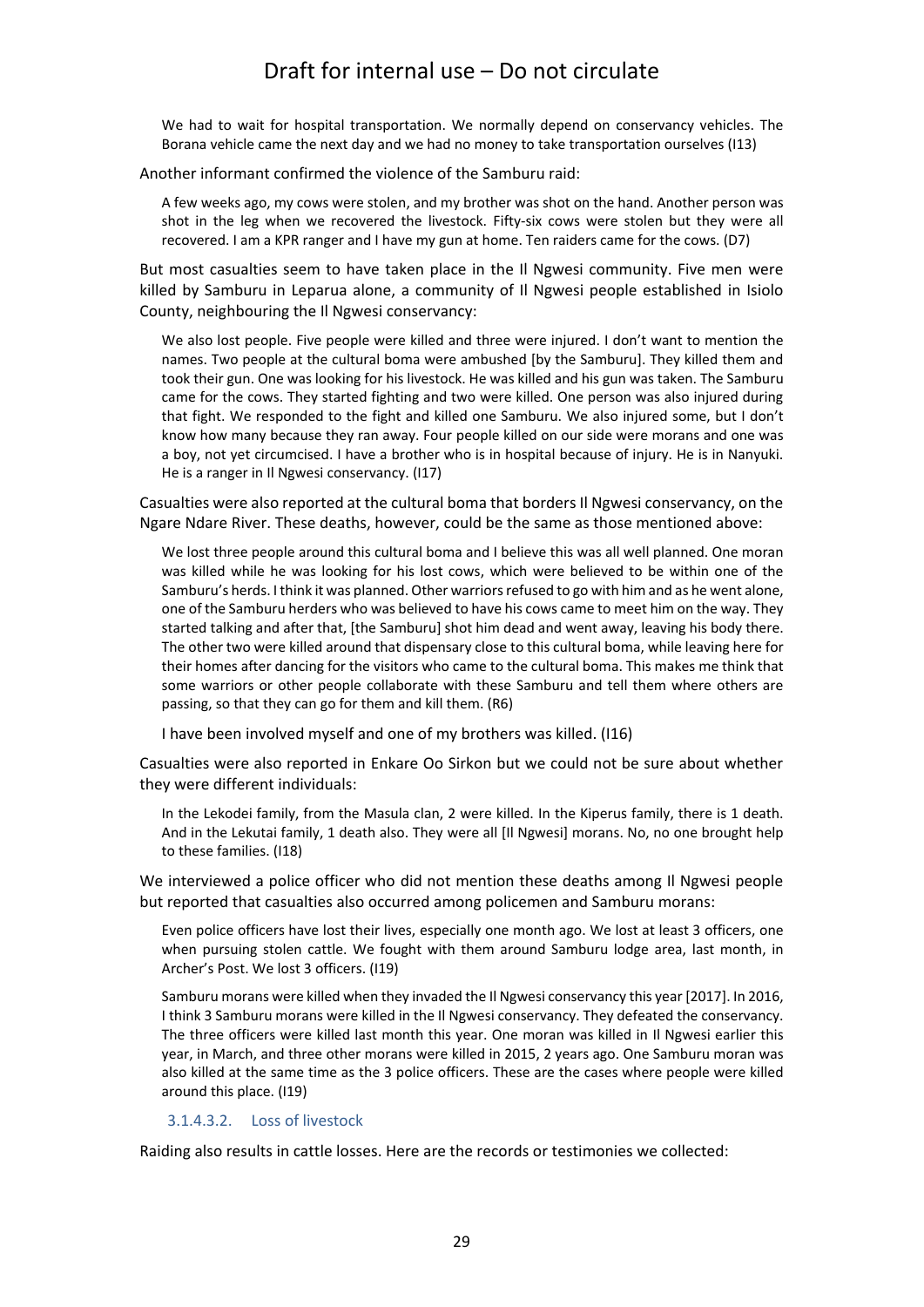> We had to wait for hospital transportation. We normally depend on conservancy vehicles. The Borana vehicle came the next day and we had no money to take transportation ourselves (I13)

Another informant confirmed the violence of the Samburu raid:

> A few weeks ago, my cows were stolen, and my brother was shot on the hand. Another person was shot in the leg when we recovered the livestock. Fifty-six cows were stolen but they were all recovered. I am a KPR ranger and I have my gun at home. Ten raiders came for the cows. (D7)

But most casualties seem to have taken place in the Il Ngwesi community. Five men were killed by Samburu in Leparua alone, a community of Il Ngwesi people established in Isiolo County, neighbouring the Il Ngwesi conservancy:

> We also lost people. Five people were killed and three were injured. I don't want to mention the names. Two people at the cultural boma were ambushed [by the Samburu]. They killed them and took their gun. One was looking for his livestock. He was killed and his gun was taken. The Samburu came for the cows. They started fighting and two were killed. One person was also injured during that fight. We responded to the fight and killed one Samburu. We also injured some, but I don't know how many because they ran away. Four people killed on our side were morans and one was a boy, not yet circumcised. I have a brother who is in hospital because of injury. He is in Nanyuki. He is a ranger in Il Ngwesi conservancy. (I17)

Casualties were also reported at the cultural boma that borders Il Ngwesi conservancy, on the Ngare Ndare River. These deaths, however, could be the same as those mentioned above:

> We lost three people around this cultural boma and I believe this was all well planned. One moran was killed while he was looking for his lost cows, which were believed to be within one of the Samburu's herds. I think it was planned. Other warriors refused to go with him and as he went alone, one of the Samburu herders who was believed to have his cows came to meet him on the way. They started talking and after that, [the Samburu] shot him dead and went away, leaving his body there. The other two were killed around that dispensary close to this cultural boma, while leaving here for their homes after dancing for the visitors who came to the cultural boma. This makes me think that some warriors or other people collaborate with these Samburu and tell them where others are passing, so that they can go for them and kill them. (R6)
>
> I have been involved myself and one of my brothers was killed. (I16)

Casualties were also reported in Enkare Oo Sirkon but we could not be sure about whether they were different individuals:

> In the Lekodei family, from the Masula clan, 2 were killed. In the Kiperus family, there is 1 death. And in the Lekutai family, 1 death also. They were all [Il Ngwesi] morans. No, no one brought help to these families. (I18)

We interviewed a police officer who did not mention these deaths among Il Ngwesi people but reported that casualties also occurred among policemen and Samburu morans:

> Even police officers have lost their lives, especially one month ago. We lost at least 3 officers, one when pursuing stolen cattle. We fought with them around Samburu lodge area, last month, in Archer's Post. We lost 3 officers. (I19)
>
> Samburu morans were killed when they invaded the Il Ngwesi conservancy this year [2017]. In 2016, I think 3 Samburu morans were killed in the Il Ngwesi conservancy. They defeated the conservancy. The three officers were killed last month this year. One moran was killed in Il Ngwesi earlier this year, in March, and three other morans were killed in 2015, 2 years ago. One Samburu moran was also killed at the same time as the 3 police officers. These are the cases where people were killed around this place. (I19)

##### 3.1.4.3.2. Loss of livestock

Raiding also results in cattle losses. Here are the records or testimonies we collected: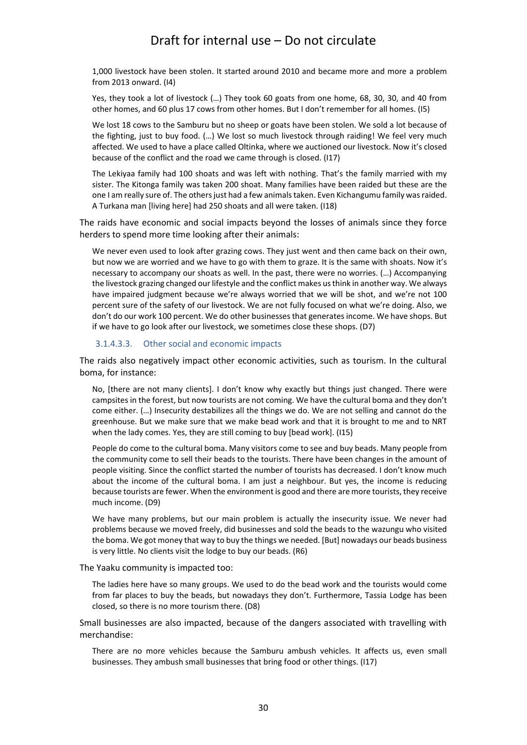1,000 livestock have been stolen. It started around 2010 and became more and more a problem from 2013 onward. (I4)

> Yes, they took a lot of livestock (…) They took 60 goats from one home, 68, 30, 30, and 40 from other homes, and 60 plus 17 cows from other homes. But I don't remember for all homes. (I5)

> We lost 18 cows to the Samburu but no sheep or goats have been stolen. We sold a lot because of the fighting, just to buy food. (…) We lost so much livestock through raiding! We feel very much affected. We used to have a place called Oltinka, where we auctioned our livestock. Now it's closed because of the conflict and the road we came through is closed. (I17)

> The Lekiyaa family had 100 shoats and was left with nothing. That's the family married with my sister. The Kitonga family was taken 200 shoat. Many families have been raided but these are the one I am really sure of. The others just had a few animals taken. Even Kichangumu family was raided. A Turkana man [living here] had 250 shoats and all were taken. (I18)

The raids have economic and social impacts beyond the losses of animals since they force herders to spend more time looking after their animals:

> We never even used to look after grazing cows. They just went and then came back on their own, but now we are worried and we have to go with them to graze. It is the same with shoats. Now it's necessary to accompany our shoats as well. In the past, there were no worries. (…) Accompanying the livestock grazing changed our lifestyle and the conflict makes us think in another way. We always have impaired judgment because we're always worried that we will be shot, and we're not 100 percent sure of the safety of our livestock. We are not fully focused on what we're doing. Also, we don't do our work 100 percent. We do other businesses that generates income. We have shops. But if we have to go look after our livestock, we sometimes close these shops. (D7)

###### 3.1.4.3.3. Other social and economic impacts

The raids also negatively impact other economic activities, such as tourism. In the cultural boma, for instance:

> No, [there are not many clients]. I don't know why exactly but things just changed. There were campsites in the forest, but now tourists are not coming. We have the cultural boma and they don't come either. (…) Insecurity destabilizes all the things we do. We are not selling and cannot do the greenhouse. But we make sure that we make bead work and that it is brought to me and to NRT when the lady comes. Yes, they are still coming to buy [bead work]. (I15)

> People do come to the cultural boma. Many visitors come to see and buy beads. Many people from the community come to sell their beads to the tourists. There have been changes in the amount of people visiting. Since the conflict started the number of tourists has decreased. I don't know much about the income of the cultural boma. I am just a neighbour. But yes, the income is reducing because tourists are fewer. When the environment is good and there are more tourists, they receive much income. (D9)

> We have many problems, but our main problem is actually the insecurity issue. We never had problems because we moved freely, did businesses and sold the beads to the wazungu who visited the boma. We got money that way to buy the things we needed. [But] nowadays our beads business is very little. No clients visit the lodge to buy our beads. (R6)

The Yaaku community is impacted too:

> The ladies here have so many groups. We used to do the bead work and the tourists would come from far places to buy the beads, but nowadays they don't. Furthermore, Tassia Lodge has been closed, so there is no more tourism there. (D8)

Small businesses are also impacted, because of the dangers associated with travelling with merchandise:

> There are no more vehicles because the Samburu ambush vehicles. It affects us, even small businesses. They ambush small businesses that bring food or other things. (I17)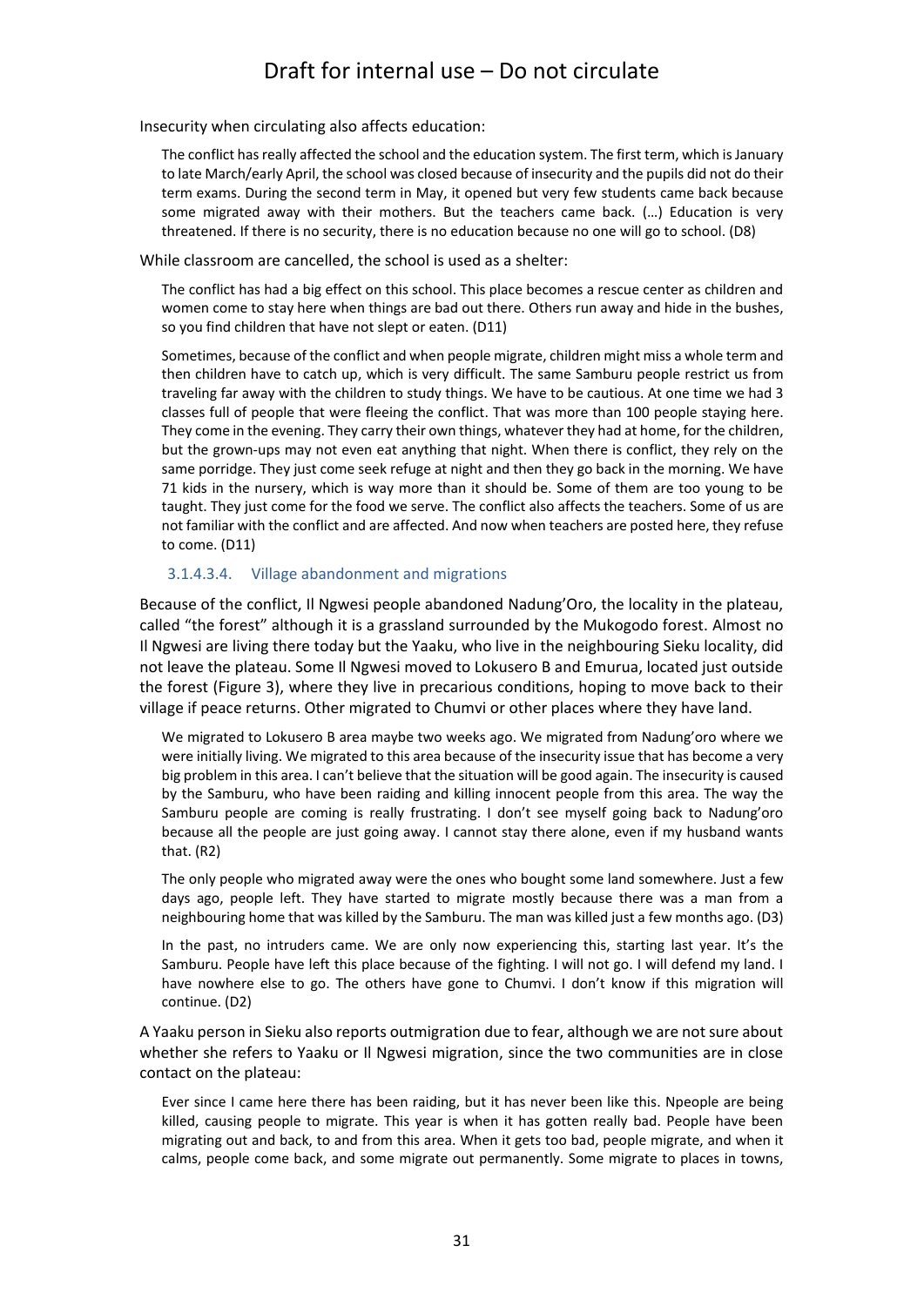Insecurity when circulating also affects education:

> The conflict has really affected the school and the education system. The first term, which is January to late March/early April, the school was closed because of insecurity and the pupils did not do their term exams. During the second term in May, it opened but very few students came back because some migrated away with their mothers. But the teachers came back. (…) Education is very threatened. If there is no security, there is no education because no one will go to school. (D8)

While classroom are cancelled, the school is used as a shelter:

> The conflict has had a big effect on this school. This place becomes a rescue center as children and women come to stay here when things are bad out there. Others run away and hide in the bushes, so you find children that have not slept or eaten. (D11)

> Sometimes, because of the conflict and when people migrate, children might miss a whole term and then children have to catch up, which is very difficult. The same Samburu people restrict us from traveling far away with the children to study things. We have to be cautious. At one time we had 3 classes full of people that were fleeing the conflict. That was more than 100 people staying here. They come in the evening. They carry their own things, whatever they had at home, for the children, but the grown-ups may not even eat anything that night. When there is conflict, they rely on the same porridge. They just come seek refuge at night and then they go back in the morning. We have 71 kids in the nursery, which is way more than it should be. Some of them are too young to be taught. They just come for the food we serve. The conflict also affects the teachers. Some of us are not familiar with the conflict and are affected. And now when teachers are posted here, they refuse to come. (D11)

###### 3.1.4.3.4. Village abandonment and migrations

Because of the conflict, Il Ngwesi people abandoned Nadung'Oro, the locality in the plateau, called "the forest" although it is a grassland surrounded by the Mukogodo forest. Almost no Il Ngwesi are living there today but the Yaaku, who live in the neighbouring Sieku locality, did not leave the plateau. Some Il Ngwesi moved to Lokusero B and Emurua, located just outside the forest (Figure 3), where they live in precarious conditions, hoping to move back to their village if peace returns. Other migrated to Chumvi or other places where they have land.

> We migrated to Lokusero B area maybe two weeks ago. We migrated from Nadung'oro where we were initially living. We migrated to this area because of the insecurity issue that has become a very big problem in this area. I can't believe that the situation will be good again. The insecurity is caused by the Samburu, who have been raiding and killing innocent people from this area. The way the Samburu people are coming is really frustrating. I don't see myself going back to Nadung'oro because all the people are just going away. I cannot stay there alone, even if my husband wants that. (R2)

> The only people who migrated away were the ones who bought some land somewhere. Just a few days ago, people left. They have started to migrate mostly because there was a man from a neighbouring home that was killed by the Samburu. The man was killed just a few months ago. (D3)

> In the past, no intruders came. We are only now experiencing this, starting last year. It's the Samburu. People have left this place because of the fighting. I will not go. I will defend my land. I have nowhere else to go. The others have gone to Chumvi. I don't know if this migration will continue. (D2)

A Yaaku person in Sieku also reports outmigration due to fear, although we are not sure about whether she refers to Yaaku or Il Ngwesi migration, since the two communities are in close contact on the plateau:

> Ever since I came here there has been raiding, but it has never been like this. Npeople are being killed, causing people to migrate. This year is when it has gotten really bad. People have been migrating out and back, to and from this area. When it gets too bad, people migrate, and when it calms, people come back, and some migrate out permanently. Some migrate to places in towns,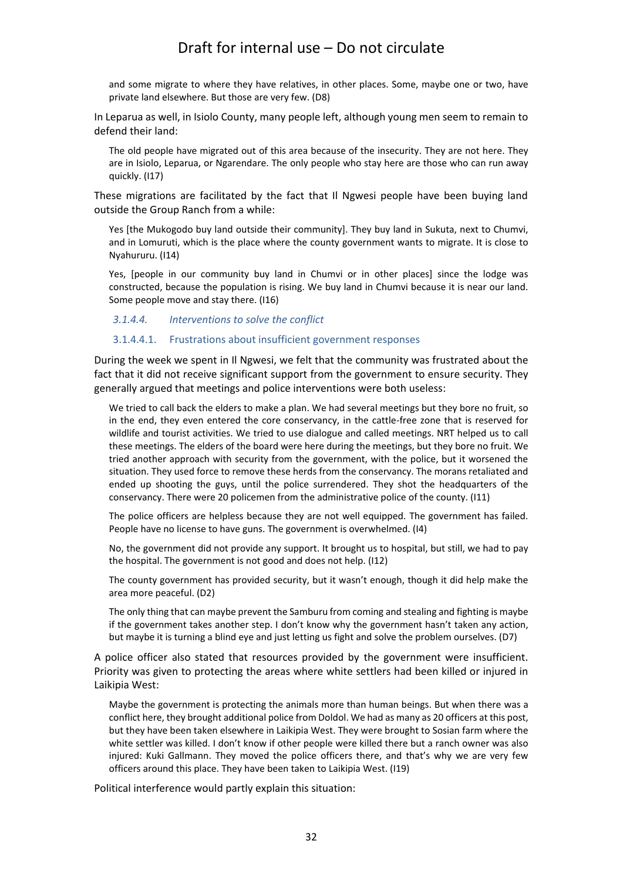and some migrate to where they have relatives, in other places. Some, maybe one or two, have private land elsewhere. But those are very few. (D8)

In Leparua as well, in Isiolo County, many people left, although young men seem to remain to defend their land:

> The old people have migrated out of this area because of the insecurity. They are not here. They are in Isiolo, Leparua, or Ngarendare. The only people who stay here are those who can run away quickly. (I17)

These migrations are facilitated by the fact that Il Ngwesi people have been buying land outside the Group Ranch from a while:

> Yes [the Mukogodo buy land outside their community]. They buy land in Sukuta, next to Chumvi, and in Lomuruti, which is the place where the county government wants to migrate. It is close to Nyahururu. (I14)

> Yes, [people in our community buy land in Chumvi or in other places] since the lodge was constructed, because the population is rising. We buy land in Chumvi because it is near our land. Some people move and stay there. (I16)

#### *3.1.4.4. Interventions to solve the conflict*

##### 3.1.4.4.1. Frustrations about insufficient government responses

During the week we spent in Il Ngwesi, we felt that the community was frustrated about the fact that it did not receive significant support from the government to ensure security. They generally argued that meetings and police interventions were both useless:

> We tried to call back the elders to make a plan. We had several meetings but they bore no fruit, so in the end, they even entered the core conservancy, in the cattle-free zone that is reserved for wildlife and tourist activities. We tried to use dialogue and called meetings. NRT helped us to call these meetings. The elders of the board were here during the meetings, but they bore no fruit. We tried another approach with security from the government, with the police, but it worsened the situation. They used force to remove these herds from the conservancy. The morans retaliated and ended up shooting the guys, until the police surrendered. They shot the headquarters of the conservancy. There were 20 policemen from the administrative police of the county. (I11)

> The police officers are helpless because they are not well equipped. The government has failed. People have no license to have guns. The government is overwhelmed. (I4)

> No, the government did not provide any support. It brought us to hospital, but still, we had to pay the hospital. The government is not good and does not help. (I12)

> The county government has provided security, but it wasn't enough, though it did help make the area more peaceful. (D2)

> The only thing that can maybe prevent the Samburu from coming and stealing and fighting is maybe if the government takes another step. I don't know why the government hasn't taken any action, but maybe it is turning a blind eye and just letting us fight and solve the problem ourselves. (D7)

A police officer also stated that resources provided by the government were insufficient. Priority was given to protecting the areas where white settlers had been killed or injured in Laikipia West:

> Maybe the government is protecting the animals more than human beings. But when there was a conflict here, they brought additional police from Doldol. We had as many as 20 officers at this post, but they have been taken elsewhere in Laikipia West. They were brought to Sosian farm where the white settler was killed. I don't know if other people were killed there but a ranch owner was also injured: Kuki Gallmann. They moved the police officers there, and that's why we are very few officers around this place. They have been taken to Laikipia West. (I19)

Political interference would partly explain this situation: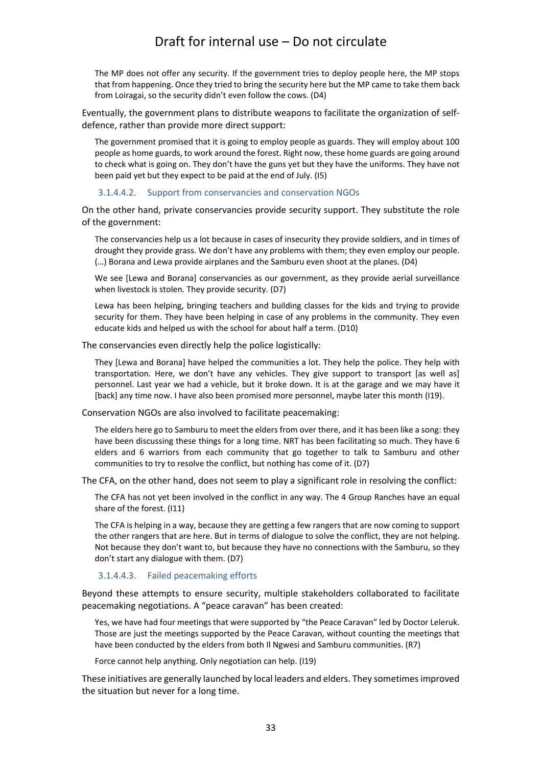The MP does not offer any security. If the government tries to deploy people here, the MP stops that from happening. Once they tried to bring the security here but the MP came to take them back from Loiragai, so the security didn't even follow the cows. (D4)

Eventually, the government plans to distribute weapons to facilitate the organization of self-defence, rather than provide more direct support:

> The government promised that it is going to employ people as guards. They will employ about 100 people as home guards, to work around the forest. Right now, these home guards are going around to check what is going on. They don't have the guns yet but they have the uniforms. They have not been paid yet but they expect to be paid at the end of July. (I5)

#### 3.1.4.4.2. Support from conservancies and conservation NGOs

On the other hand, private conservancies provide security support. They substitute the role of the government:

> The conservancies help us a lot because in cases of insecurity they provide soldiers, and in times of drought they provide grass. We don't have any problems with them; they even employ our people. (…) Borana and Lewa provide airplanes and the Samburu even shoot at the planes. (D4)

> We see [Lewa and Borana] conservancies as our government, as they provide aerial surveillance when livestock is stolen. They provide security. (D7)

> Lewa has been helping, bringing teachers and building classes for the kids and trying to provide security for them. They have been helping in case of any problems in the community. They even educate kids and helped us with the school for about half a term. (D10)

The conservancies even directly help the police logistically:

> They [Lewa and Borana] have helped the communities a lot. They help the police. They help with transportation. Here, we don't have any vehicles. They give support to transport [as well as] personnel. Last year we had a vehicle, but it broke down. It is at the garage and we may have it [back] any time now. I have also been promised more personnel, maybe later this month (I19).

Conservation NGOs are also involved to facilitate peacemaking:

> The elders here go to Samburu to meet the elders from over there, and it has been like a song: they have been discussing these things for a long time. NRT has been facilitating so much. They have 6 elders and 6 warriors from each community that go together to talk to Samburu and other communities to try to resolve the conflict, but nothing has come of it. (D7)

The CFA, on the other hand, does not seem to play a significant role in resolving the conflict:

> The CFA has not yet been involved in the conflict in any way. The 4 Group Ranches have an equal share of the forest. (I11)

> The CFA is helping in a way, because they are getting a few rangers that are now coming to support the other rangers that are here. But in terms of dialogue to solve the conflict, they are not helping. Not because they don't want to, but because they have no connections with the Samburu, so they don't start any dialogue with them. (D7)

#### 3.1.4.4.3. Failed peacemaking efforts

Beyond these attempts to ensure security, multiple stakeholders collaborated to facilitate peacemaking negotiations. A "peace caravan" has been created:

> Yes, we have had four meetings that were supported by "the Peace Caravan" led by Doctor Leleruk. Those are just the meetings supported by the Peace Caravan, without counting the meetings that have been conducted by the elders from both Il Ngwesi and Samburu communities. (R7)

> Force cannot help anything. Only negotiation can help. (I19)

These initiatives are generally launched by local leaders and elders. They sometimes improved the situation but never for a long time.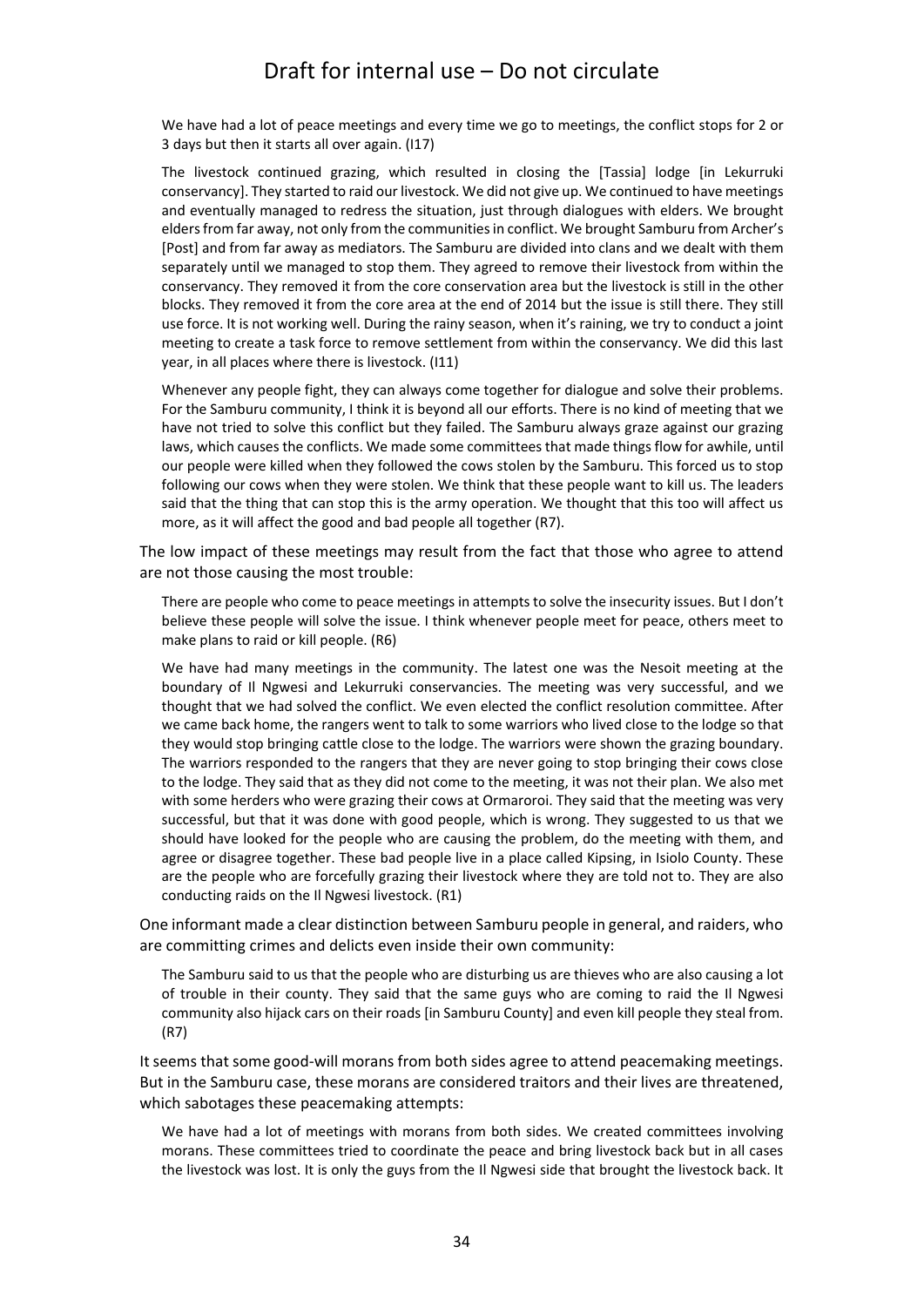> We have had a lot of peace meetings and every time we go to meetings, the conflict stops for 2 or 3 days but then it starts all over again. (I17)

> The livestock continued grazing, which resulted in closing the [Tassia] lodge [in Lekurruki conservancy]. They started to raid our livestock. We did not give up. We continued to have meetings and eventually managed to redress the situation, just through dialogues with elders. We brought elders from far away, not only from the communities in conflict. We brought Samburu from Archer's [Post] and from far away as mediators. The Samburu are divided into clans and we dealt with them separately until we managed to stop them. They agreed to remove their livestock from within the conservancy. They removed it from the core conservation area but the livestock is still in the other blocks. They removed it from the core area at the end of 2014 but the issue is still there. They still use force. It is not working well. During the rainy season, when it's raining, we try to conduct a joint meeting to create a task force to remove settlement from within the conservancy. We did this last year, in all places where there is livestock. (I11)

> Whenever any people fight, they can always come together for dialogue and solve their problems. For the Samburu community, I think it is beyond all our efforts. There is no kind of meeting that we have not tried to solve this conflict but they failed. The Samburu always graze against our grazing laws, which causes the conflicts. We made some committees that made things flow for awhile, until our people were killed when they followed the cows stolen by the Samburu. This forced us to stop following our cows when they were stolen. We think that these people want to kill us. The leaders said that the thing that can stop this is the army operation. We thought that this too will affect us more, as it will affect the good and bad people all together (R7).

The low impact of these meetings may result from the fact that those who agree to attend are not those causing the most trouble:

> There are people who come to peace meetings in attempts to solve the insecurity issues. But I don't believe these people will solve the issue. I think whenever people meet for peace, others meet to make plans to raid or kill people. (R6)

> We have had many meetings in the community. The latest one was the Nesoit meeting at the boundary of Il Ngwesi and Lekurruki conservancies. The meeting was very successful, and we thought that we had solved the conflict. We even elected the conflict resolution committee. After we came back home, the rangers went to talk to some warriors who lived close to the lodge so that they would stop bringing cattle close to the lodge. The warriors were shown the grazing boundary. The warriors responded to the rangers that they are never going to stop bringing their cows close to the lodge. They said that as they did not come to the meeting, it was not their plan. We also met with some herders who were grazing their cows at Ormaroroi. They said that the meeting was very successful, but that it was done with good people, which is wrong. They suggested to us that we should have looked for the people who are causing the problem, do the meeting with them, and agree or disagree together. These bad people live in a place called Kipsing, in Isiolo County. These are the people who are forcefully grazing their livestock where they are told not to. They are also conducting raids on the Il Ngwesi livestock. (R1)

One informant made a clear distinction between Samburu people in general, and raiders, who are committing crimes and delicts even inside their own community:

> The Samburu said to us that the people who are disturbing us are thieves who are also causing a lot of trouble in their county. They said that the same guys who are coming to raid the Il Ngwesi community also hijack cars on their roads [in Samburu County] and even kill people they steal from. (R7)

It seems that some good-will morans from both sides agree to attend peacemaking meetings. But in the Samburu case, these morans are considered traitors and their lives are threatened, which sabotages these peacemaking attempts:

> We have had a lot of meetings with morans from both sides. We created committees involving morans. These committees tried to coordinate the peace and bring livestock back but in all cases the livestock was lost. It is only the guys from the Il Ngwesi side that brought the livestock back. It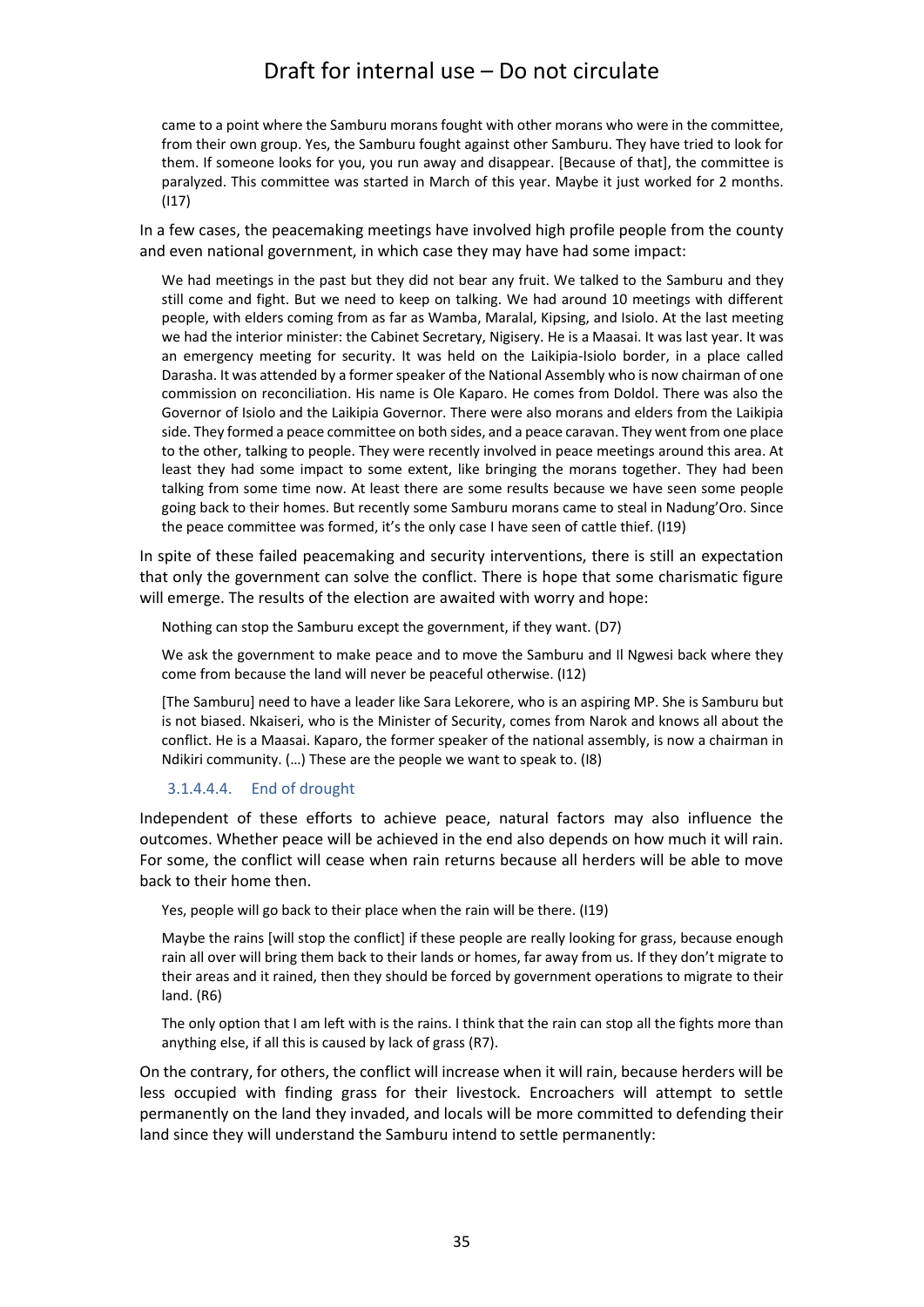came to a point where the Samburu morans fought with other morans who were in the committee, from their own group. Yes, the Samburu fought against other Samburu. They have tried to look for them. If someone looks for you, you run away and disappear. [Because of that], the committee is paralyzed. This committee was started in March of this year. Maybe it just worked for 2 months. (I17)

In a few cases, the peacemaking meetings have involved high profile people from the county and even national government, in which case they may have had some impact:

> We had meetings in the past but they did not bear any fruit. We talked to the Samburu and they still come and fight. But we need to keep on talking. We had around 10 meetings with different people, with elders coming from as far as Wamba, Maralal, Kipsing, and Isiolo. At the last meeting we had the interior minister: the Cabinet Secretary, Nigisery. He is a Maasai. It was last year. It was an emergency meeting for security. It was held on the Laikipia-Isiolo border, in a place called Darasha. It was attended by a former speaker of the National Assembly who is now chairman of one commission on reconciliation. His name is Ole Kaparo. He comes from Doldol. There was also the Governor of Isiolo and the Laikipia Governor. There were also morans and elders from the Laikipia side. They formed a peace committee on both sides, and a peace caravan. They went from one place to the other, talking to people. They were recently involved in peace meetings around this area. At least they had some impact to some extent, like bringing the morans together. They had been talking from some time now. At least there are some results because we have seen some people going back to their homes. But recently some Samburu morans came to steal in Nadung'Oro. Since the peace committee was formed, it's the only case I have seen of cattle thief. (I19)

In spite of these failed peacemaking and security interventions, there is still an expectation that only the government can solve the conflict. There is hope that some charismatic figure will emerge. The results of the election are awaited with worry and hope:

> Nothing can stop the Samburu except the government, if they want. (D7)

> We ask the government to make peace and to move the Samburu and Il Ngwesi back where they come from because the land will never be peaceful otherwise. (I12)

> [The Samburu] need to have a leader like Sara Lekorere, who is an aspiring MP. She is Samburu but is not biased. Nkaiseri, who is the Minister of Security, comes from Narok and knows all about the conflict. He is a Maasai. Kaparo, the former speaker of the national assembly, is now a chairman in Ndikiri community. (…) These are the people we want to speak to. (I8)

#### 3.1.4.4.4. End of drought

Independent of these efforts to achieve peace, natural factors may also influence the outcomes. Whether peace will be achieved in the end also depends on how much it will rain. For some, the conflict will cease when rain returns because all herders will be able to move back to their home then.

> Yes, people will go back to their place when the rain will be there. (I19)

> Maybe the rains [will stop the conflict] if these people are really looking for grass, because enough rain all over will bring them back to their lands or homes, far away from us. If they don't migrate to their areas and it rained, then they should be forced by government operations to migrate to their land. (R6)

> The only option that I am left with is the rains. I think that the rain can stop all the fights more than anything else, if all this is caused by lack of grass (R7).

On the contrary, for others, the conflict will increase when it will rain, because herders will be less occupied with finding grass for their livestock. Encroachers will attempt to settle permanently on the land they invaded, and locals will be more committed to defending their land since they will understand the Samburu intend to settle permanently: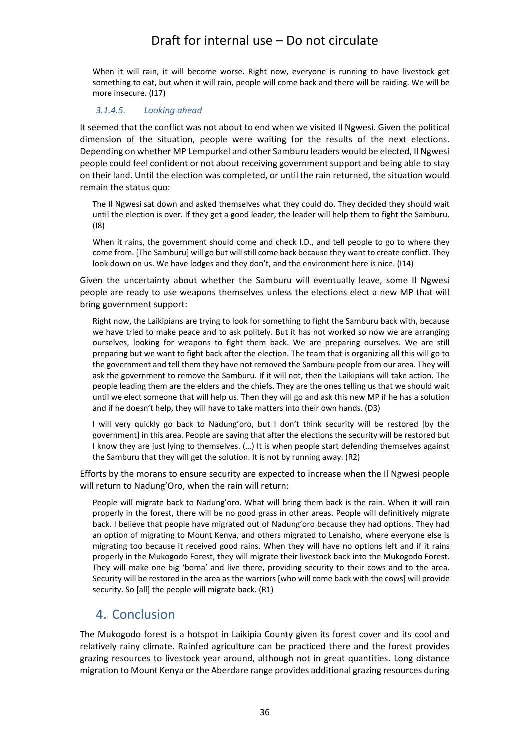> When it will rain, it will become worse. Right now, everyone is running to have livestock get something to eat, but when it will rain, people will come back and there will be raiding. We will be more insecure. (I17)

#### *3.1.4.5. Looking ahead*

It seemed that the conflict was not about to end when we visited Il Ngwesi. Given the political dimension of the situation, people were waiting for the results of the next elections. Depending on whether MP Lempurkel and other Samburu leaders would be elected, Il Ngwesi people could feel confident or not about receiving government support and being able to stay on their land. Until the election was completed, or until the rain returned, the situation would remain the status quo:

> The Il Ngwesi sat down and asked themselves what they could do. They decided they should wait until the election is over. If they get a good leader, the leader will help them to fight the Samburu. (I8)

> When it rains, the government should come and check I.D., and tell people to go to where they come from. [The Samburu] will go but will still come back because they want to create conflict. They look down on us. We have lodges and they don't, and the environment here is nice. (I14)

Given the uncertainty about whether the Samburu will eventually leave, some Il Ngwesi people are ready to use weapons themselves unless the elections elect a new MP that will bring government support:

> Right now, the Laikipians are trying to look for something to fight the Samburu back with, because we have tried to make peace and to ask politely. But it has not worked so now we are arranging ourselves, looking for weapons to fight them back. We are preparing ourselves. We are still preparing but we want to fight back after the election. The team that is organizing all this will go to the government and tell them they have not removed the Samburu people from our area. They will ask the government to remove the Samburu. If it will not, then the Laikipians will take action. The people leading them are the elders and the chiefs. They are the ones telling us that we should wait until we elect someone that will help us. Then they will go and ask this new MP if he has a solution and if he doesn't help, they will have to take matters into their own hands. (D3)

> I will very quickly go back to Nadung'oro, but I don't think security will be restored [by the government] in this area. People are saying that after the elections the security will be restored but I know they are just lying to themselves. (…) It is when people start defending themselves against the Samburu that they will get the solution. It is not by running away. (R2)

Efforts by the morans to ensure security are expected to increase when the Il Ngwesi people will return to Nadung'Oro, when the rain will return:

> People will migrate back to Nadung'oro. What will bring them back is the rain. When it will rain properly in the forest, there will be no good grass in other areas. People will definitively migrate back. I believe that people have migrated out of Nadung'oro because they had options. They had an option of migrating to Mount Kenya, and others migrated to Lenaisho, where everyone else is migrating too because it received good rains. When they will have no options left and if it rains properly in the Mukogodo Forest, they will migrate their livestock back into the Mukogodo Forest. They will make one big 'boma' and live there, providing security to their cows and to the area. Security will be restored in the area as the warriors [who will come back with the cows] will provide security. So [all] the people will migrate back. (R1)

## 4. Conclusion

The Mukogodo forest is a hotspot in Laikipia County given its forest cover and its cool and relatively rainy climate. Rainfed agriculture can be practiced there and the forest provides grazing resources to livestock year around, although not in great quantities. Long distance migration to Mount Kenya or the Aberdare range provides additional grazing resources during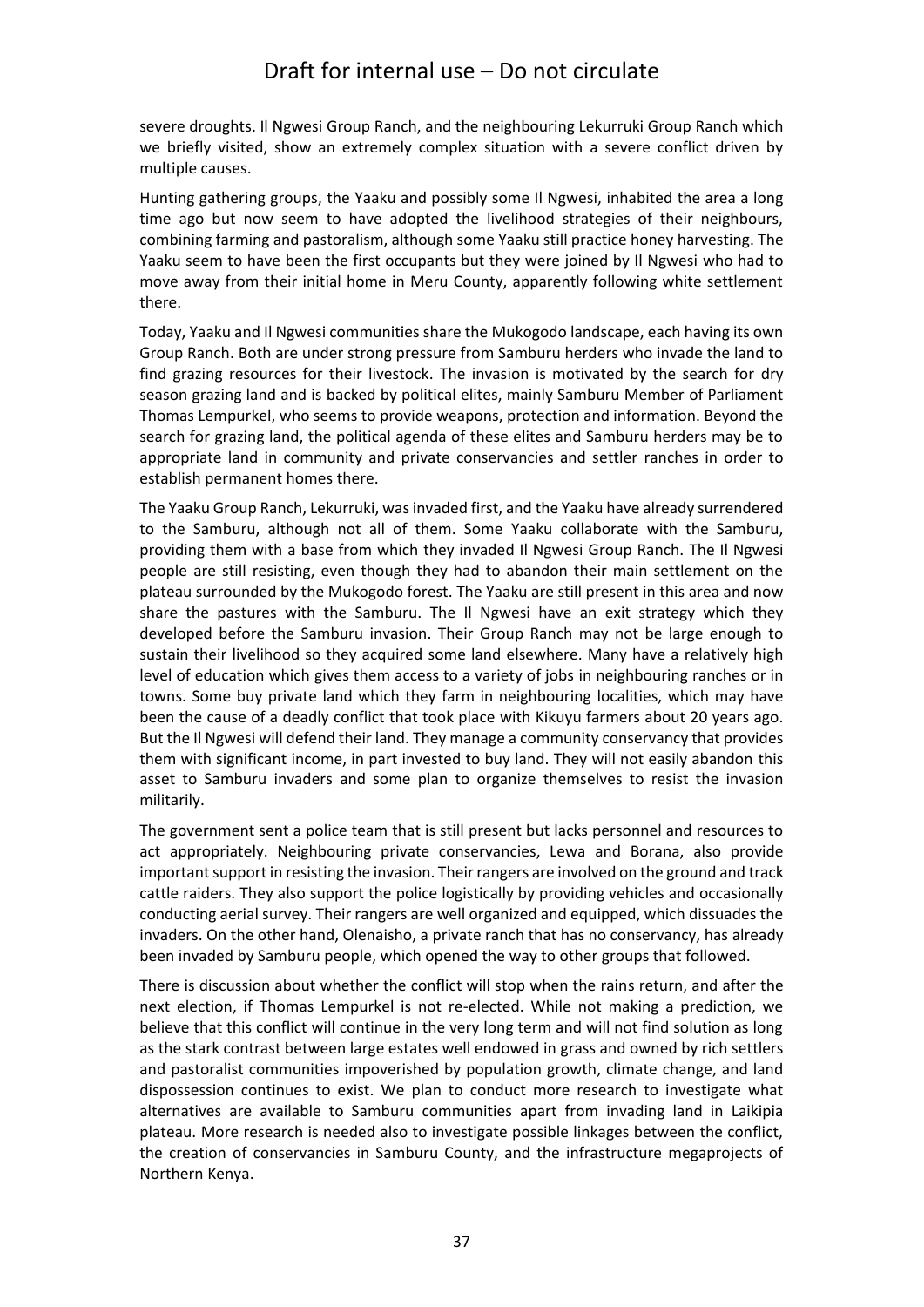severe droughts. Il Ngwesi Group Ranch, and the neighbouring Lekurruki Group Ranch which we briefly visited, show an extremely complex situation with a severe conflict driven by multiple causes.

Hunting gathering groups, the Yaaku and possibly some Il Ngwesi, inhabited the area a long time ago but now seem to have adopted the livelihood strategies of their neighbours, combining farming and pastoralism, although some Yaaku still practice honey harvesting. The Yaaku seem to have been the first occupants but they were joined by Il Ngwesi who had to move away from their initial home in Meru County, apparently following white settlement there.

Today, Yaaku and Il Ngwesi communities share the Mukogodo landscape, each having its own Group Ranch. Both are under strong pressure from Samburu herders who invade the land to find grazing resources for their livestock. The invasion is motivated by the search for dry season grazing land and is backed by political elites, mainly Samburu Member of Parliament Thomas Lempurkel, who seems to provide weapons, protection and information. Beyond the search for grazing land, the political agenda of these elites and Samburu herders may be to appropriate land in community and private conservancies and settler ranches in order to establish permanent homes there.

The Yaaku Group Ranch, Lekurruki, was invaded first, and the Yaaku have already surrendered to the Samburu, although not all of them. Some Yaaku collaborate with the Samburu, providing them with a base from which they invaded Il Ngwesi Group Ranch. The Il Ngwesi people are still resisting, even though they had to abandon their main settlement on the plateau surrounded by the Mukogodo forest. The Yaaku are still present in this area and now share the pastures with the Samburu. The Il Ngwesi have an exit strategy which they developed before the Samburu invasion. Their Group Ranch may not be large enough to sustain their livelihood so they acquired some land elsewhere. Many have a relatively high level of education which gives them access to a variety of jobs in neighbouring ranches or in towns. Some buy private land which they farm in neighbouring localities, which may have been the cause of a deadly conflict that took place with Kikuyu farmers about 20 years ago. But the Il Ngwesi will defend their land. They manage a community conservancy that provides them with significant income, in part invested to buy land. They will not easily abandon this asset to Samburu invaders and some plan to organize themselves to resist the invasion militarily.

The government sent a police team that is still present but lacks personnel and resources to act appropriately. Neighbouring private conservancies, Lewa and Borana, also provide important support in resisting the invasion. Their rangers are involved on the ground and track cattle raiders. They also support the police logistically by providing vehicles and occasionally conducting aerial survey. Their rangers are well organized and equipped, which dissuades the invaders. On the other hand, Olenaisho, a private ranch that has no conservancy, has already been invaded by Samburu people, which opened the way to other groups that followed.

There is discussion about whether the conflict will stop when the rains return, and after the next election, if Thomas Lempurkel is not re-elected. While not making a prediction, we believe that this conflict will continue in the very long term and will not find solution as long as the stark contrast between large estates well endowed in grass and owned by rich settlers and pastoralist communities impoverished by population growth, climate change, and land dispossession continues to exist. We plan to conduct more research to investigate what alternatives are available to Samburu communities apart from invading land in Laikipia plateau. More research is needed also to investigate possible linkages between the conflict, the creation of conservancies in Samburu County, and the infrastructure megaprojects of Northern Kenya.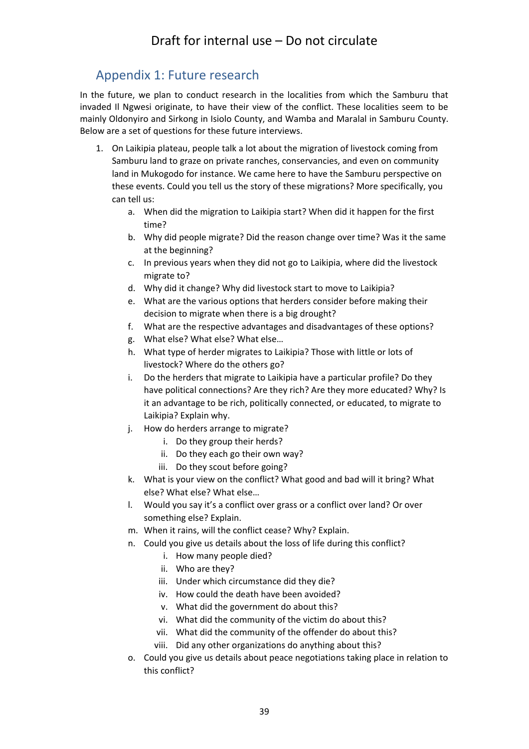## Appendix 1: Future research

In the future, we plan to conduct research in the localities from which the Samburu that invaded Il Ngwesi originate, to have their view of the conflict. These localities seem to be mainly Oldonyiro and Sirkong in Isiolo County, and Wamba and Maralal in Samburu County. Below are a set of questions for these future interviews.

1. On Laikipia plateau, people talk a lot about the migration of livestock coming from Samburu land to graze on private ranches, conservancies, and even on community land in Mukogodo for instance. We came here to have the Samburu perspective on these events. Could you tell us the story of these migrations? More specifically, you can tell us:
    a. When did the migration to Laikipia start? When did it happen for the first time?
    b. Why did people migrate? Did the reason change over time? Was it the same at the beginning?
    c. In previous years when they did not go to Laikipia, where did the livestock migrate to?
    d. Why did it change? Why did livestock start to move to Laikipia?
    e. What are the various options that herders consider before making their decision to migrate when there is a big drought?
    f. What are the respective advantages and disadvantages of these options?
    g. What else? What else? What else…
    h. What type of herder migrates to Laikipia? Those with little or lots of livestock? Where do the others go?
    i. Do the herders that migrate to Laikipia have a particular profile? Do they have political connections? Are they rich? Are they more educated? Why? Is it an advantage to be rich, politically connected, or educated, to migrate to Laikipia? Explain why.
    j. How do herders arrange to migrate?
        i. Do they group their herds?
        ii. Do they each go their own way?
        iii. Do they scout before going?
    k. What is your view on the conflict? What good and bad will it bring? What else? What else? What else…
    l. Would you say it's a conflict over grass or a conflict over land? Or over something else? Explain.
    m. When it rains, will the conflict cease? Why? Explain.
    n. Could you give us details about the loss of life during this conflict?
        i. How many people died?
        ii. Who are they?
        iii. Under which circumstance did they die?
        iv. How could the death have been avoided?
        v. What did the government do about this?
        vi. What did the community of the victim do about this?
        vii. What did the community of the offender do about this?
        viii. Did any other organizations do anything about this?
    o. Could you give us details about peace negotiations taking place in relation to this conflict?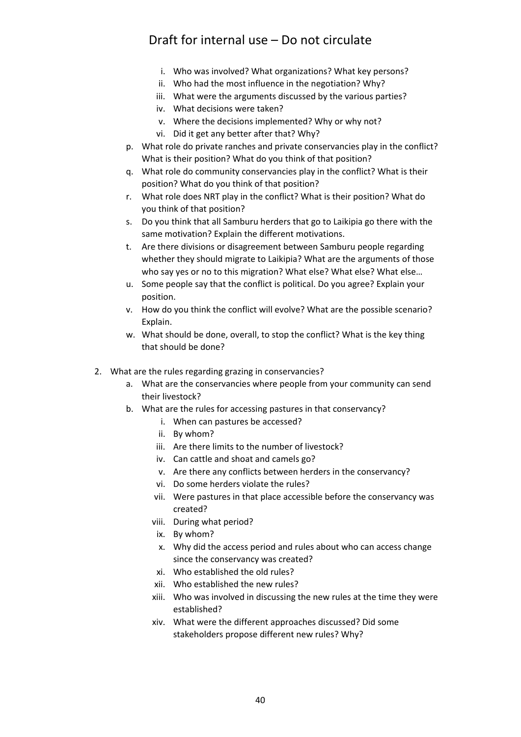Draft for internal use – Do not circulate

   i. Who was involved? What organizations? What key persons?
   ii. Who had the most influence in the negotiation? Why?
   iii. What were the arguments discussed by the various parties?
   iv. What decisions were taken?
   v. Where the decisions implemented? Why or why not?
   vi. Did it get any better after that? Why?

 p. What role do private ranches and private conservancies play in the conflict? What is their position? What do you think of that position?
 q. What role do community conservancies play in the conflict? What is their position? What do you think of that position?
 r. What role does NRT play in the conflict? What is their position? What do you think of that position?
 s. Do you think that all Samburu herders that go to Laikipia go there with the same motivation? Explain the different motivations.
 t. Are there divisions or disagreement between Samburu people regarding whether they should migrate to Laikipia? What are the arguments of those who say yes or no to this migration? What else? What else? What else…
 u. Some people say that the conflict is political. Do you agree? Explain your position.
 v. How do you think the conflict will evolve? What are the possible scenario? Explain.
 w. What should be done, overall, to stop the conflict? What is the key thing that should be done?

2. What are the rules regarding grazing in conservancies?
   a. What are the conservancies where people from your community can send their livestock?
   b. What are the rules for accessing pastures in that conservancy?
      i. When can pastures be accessed?
      ii. By whom?
      iii. Are there limits to the number of livestock?
      iv. Can cattle and shoat and camels go?
      v. Are there any conflicts between herders in the conservancy?
      vi. Do some herders violate the rules?
      vii. Were pastures in that place accessible before the conservancy was created?
      viii. During what period?
      ix. By whom?
      x. Why did the access period and rules about who can access change since the conservancy was created?
      xi. Who established the old rules?
      xii. Who established the new rules?
      xiii. Who was involved in discussing the new rules at the time they were established?
      xiv. What were the different approaches discussed? Did some stakeholders propose different new rules? Why?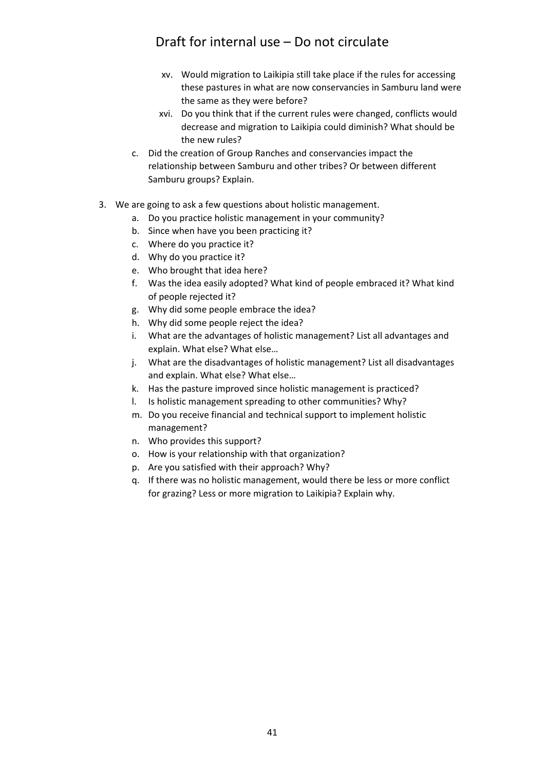- xv. Would migration to Laikipia still take place if the rules for accessing these pastures in what are now conservancies in Samburu land were the same as they were before?
  - xvi. Do you think that if the current rules were changed, conflicts would decrease and migration to Laikipia could diminish? What should be the new rules?
- c. Did the creation of Group Ranches and conservancies impact the relationship between Samburu and other tribes? Or between different Samburu groups? Explain.

3. We are going to ask a few questions about holistic management.
   - a. Do you practice holistic management in your community?
   - b. Since when have you been practicing it?
   - c. Where do you practice it?
   - d. Why do you practice it?
   - e. Who brought that idea here?
   - f. Was the idea easily adopted? What kind of people embraced it? What kind of people rejected it?
   - g. Why did some people embrace the idea?
   - h. Why did some people reject the idea?
   - i. What are the advantages of holistic management? List all advantages and explain. What else? What else…
   - j. What are the disadvantages of holistic management? List all disadvantages and explain. What else? What else…
   - k. Has the pasture improved since holistic management is practiced?
   - l. Is holistic management spreading to other communities? Why?
   - m. Do you receive financial and technical support to implement holistic management?
   - n. Who provides this support?
   - o. How is your relationship with that organization?
   - p. Are you satisfied with their approach? Why?
   - q. If there was no holistic management, would there be less or more conflict for grazing? Less or more migration to Laikipia? Explain why.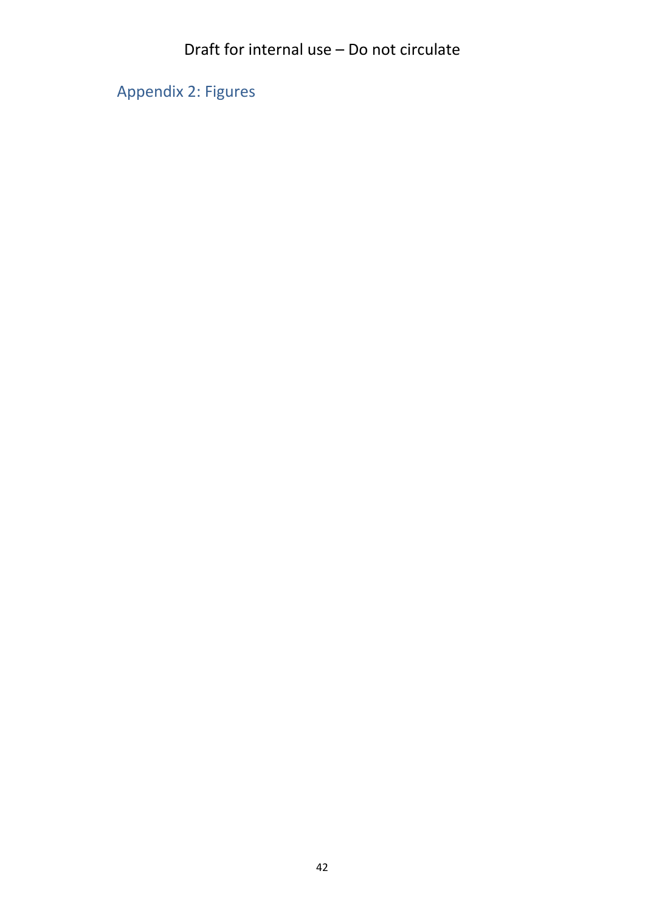## Appendix 2: Figures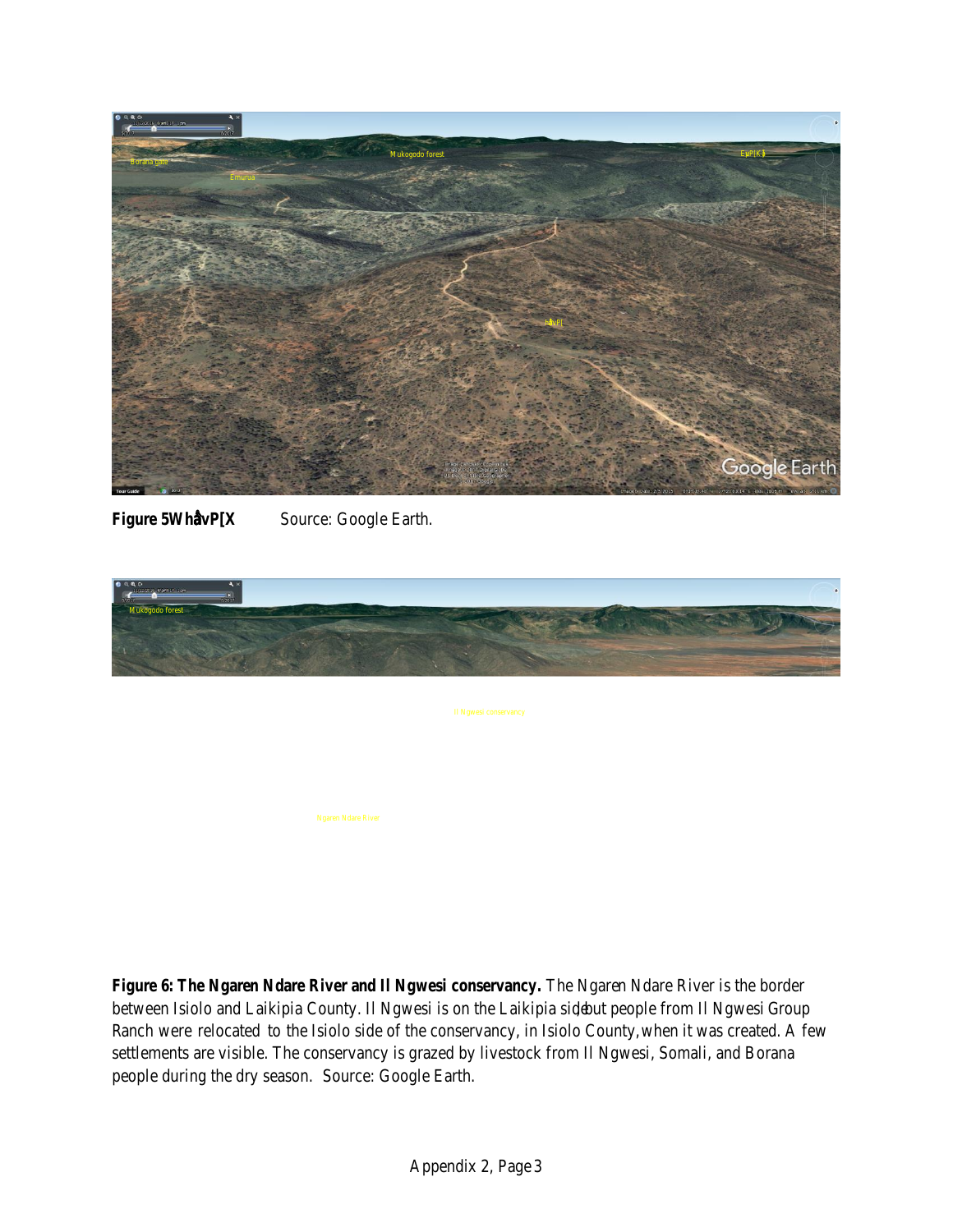**Figure 5WhåvP[X** Source: Google Earth.

**Figure 6: The Ngaren Ndare River and Il Ngwesi conservancy.** The Ngaren Ndare River is the border between Isiolo and Laikipia County. Il Ngwesi is on the Laikipia side, but people from Il Ngwesi Group Ranch were relocated to the Isiolo side of the conservancy, in Isiolo County, when it was created. A few settlements are visible. The conservancy is grazed by livestock from Il Ngwesi, Somali, and Borana people during the dry season. Source: Google Earth.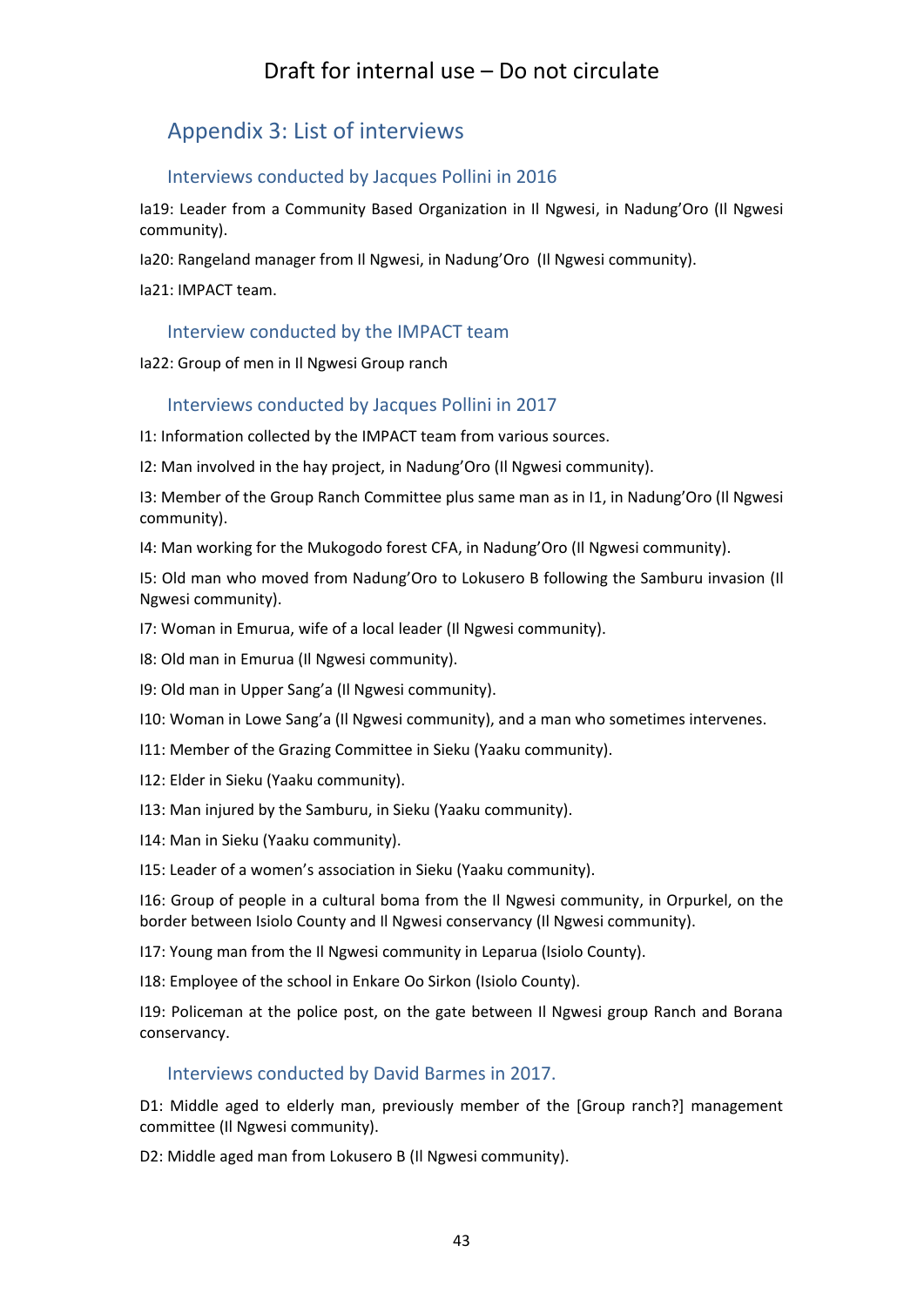# Appendix 3: List of interviews

## Interviews conducted by Jacques Pollini in 2016

Ia19: Leader from a Community Based Organization in Il Ngwesi, in Nadung'Oro (Il Ngwesi community).

Ia20: Rangeland manager from Il Ngwesi, in Nadung'Oro (Il Ngwesi community).

Ia21: IMPACT team.

## Interview conducted by the IMPACT team

Ia22: Group of men in Il Ngwesi Group ranch

## Interviews conducted by Jacques Pollini in 2017

I1: Information collected by the IMPACT team from various sources.

I2: Man involved in the hay project, in Nadung'Oro (Il Ngwesi community).

I3: Member of the Group Ranch Committee plus same man as in I1, in Nadung'Oro (Il Ngwesi community).

I4: Man working for the Mukogodo forest CFA, in Nadung'Oro (Il Ngwesi community).

I5: Old man who moved from Nadung'Oro to Lokusero B following the Samburu invasion (Il Ngwesi community).

I7: Woman in Emurua, wife of a local leader (Il Ngwesi community).

I8: Old man in Emurua (Il Ngwesi community).

I9: Old man in Upper Sang'a (Il Ngwesi community).

I10: Woman in Lowe Sang'a (Il Ngwesi community), and a man who sometimes intervenes.

I11: Member of the Grazing Committee in Sieku (Yaaku community).

I12: Elder in Sieku (Yaaku community).

I13: Man injured by the Samburu, in Sieku (Yaaku community).

I14: Man in Sieku (Yaaku community).

I15: Leader of a women's association in Sieku (Yaaku community).

I16: Group of people in a cultural boma from the Il Ngwesi community, in Orpurkel, on the border between Isiolo County and Il Ngwesi conservancy (Il Ngwesi community).

I17: Young man from the Il Ngwesi community in Leparua (Isiolo County).

I18: Employee of the school in Enkare Oo Sirkon (Isiolo County).

I19: Policeman at the police post, on the gate between Il Ngwesi group Ranch and Borana conservancy.

## Interviews conducted by David Barmes in 2017.

D1: Middle aged to elderly man, previously member of the [Group ranch?] management committee (Il Ngwesi community).

D2: Middle aged man from Lokusero B (Il Ngwesi community).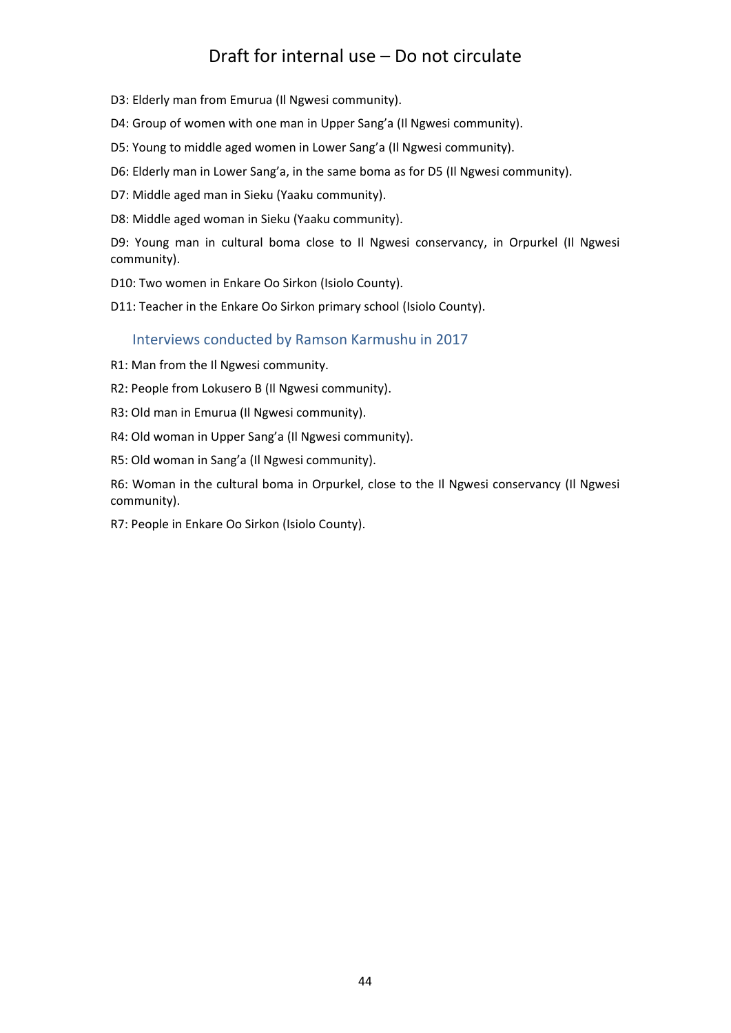D3: Elderly man from Emurua (Il Ngwesi community).

D4: Group of women with one man in Upper Sang'a (Il Ngwesi community).

D5: Young to middle aged women in Lower Sang'a (Il Ngwesi community).

D6: Elderly man in Lower Sang'a, in the same boma as for D5 (Il Ngwesi community).

D7: Middle aged man in Sieku (Yaaku community).

D8: Middle aged woman in Sieku (Yaaku community).

D9: Young man in cultural boma close to Il Ngwesi conservancy, in Orpurkel (Il Ngwesi community).

D10: Two women in Enkare Oo Sirkon (Isiolo County).

D11: Teacher in the Enkare Oo Sirkon primary school (Isiolo County).

### Interviews conducted by Ramson Karmushu in 2017

R1: Man from the Il Ngwesi community.

R2: People from Lokusero B (Il Ngwesi community).

R3: Old man in Emurua (Il Ngwesi community).

R4: Old woman in Upper Sang'a (Il Ngwesi community).

R5: Old woman in Sang'a (Il Ngwesi community).

R6: Woman in the cultural boma in Orpurkel, close to the Il Ngwesi conservancy (Il Ngwesi community).

R7: People in Enkare Oo Sirkon (Isiolo County).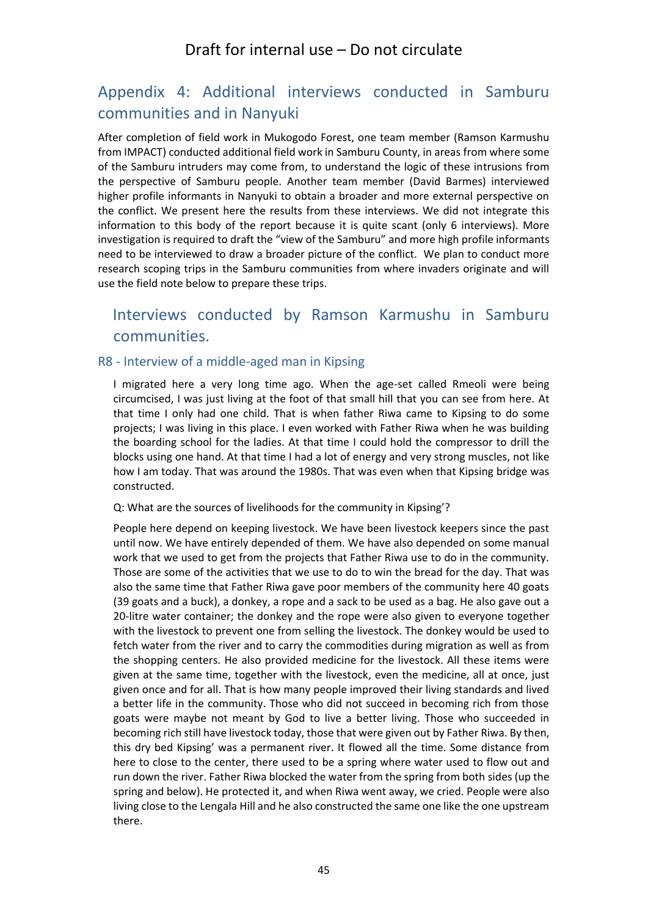# Appendix 4: Additional interviews conducted in Samburu communities and in Nanyuki

After completion of field work in Mukogodo Forest, one team member (Ramson Karmushu from IMPACT) conducted additional field work in Samburu County, in areas from where some of the Samburu intruders may come from, to understand the logic of these intrusions from the perspective of Samburu people. Another team member (David Barmes) interviewed higher profile informants in Nanyuki to obtain a broader and more external perspective on the conflict. We present here the results from these interviews. We did not integrate this information to this body of the report because it is quite scant (only 6 interviews). More investigation is required to draft the "view of the Samburu" and more high profile informants need to be interviewed to draw a broader picture of the conflict. We plan to conduct more research scoping trips in the Samburu communities from where invaders originate and will use the field note below to prepare these trips.

## Interviews conducted by Ramson Karmushu in Samburu communities.

### R8 - Interview of a middle-aged man in Kipsing

I migrated here a very long time ago. When the age-set called Rmeoli were being circumcised, I was just living at the foot of that small hill that you can see from here. At that time I only had one child. That is when father Riwa came to Kipsing to do some projects; I was living in this place. I even worked with Father Riwa when he was building the boarding school for the ladies. At that time I could hold the compressor to drill the blocks using one hand. At that time I had a lot of energy and very strong muscles, not like how I am today. That was around the 1980s. That was even when that Kipsing bridge was constructed.

Q: What are the sources of livelihoods for the community in Kipsing'?

People here depend on keeping livestock. We have been livestock keepers since the past until now. We have entirely depended of them. We have also depended on some manual work that we used to get from the projects that Father Riwa use to do in the community. Those are some of the activities that we use to do to win the bread for the day. That was also the same time that Father Riwa gave poor members of the community here 40 goats (39 goats and a buck), a donkey, a rope and a sack to be used as a bag. He also gave out a 20-litre water container; the donkey and the rope were also given to everyone together with the livestock to prevent one from selling the livestock. The donkey would be used to fetch water from the river and to carry the commodities during migration as well as from the shopping centers. He also provided medicine for the livestock. All these items were given at the same time, together with the livestock, even the medicine, all at once, just given once and for all. That is how many people improved their living standards and lived a better life in the community. Those who did not succeed in becoming rich from those goats were maybe not meant by God to live a better living. Those who succeeded in becoming rich still have livestock today, those that were given out by Father Riwa. By then, this dry bed Kipsing' was a permanent river. It flowed all the time. Some distance from here to close to the center, there used to be a spring where water used to flow out and run down the river. Father Riwa blocked the water from the spring from both sides (up the spring and below). He protected it, and when Riwa went away, we cried. People were also living close to the Lengala Hill and he also constructed the same one like the one upstream there.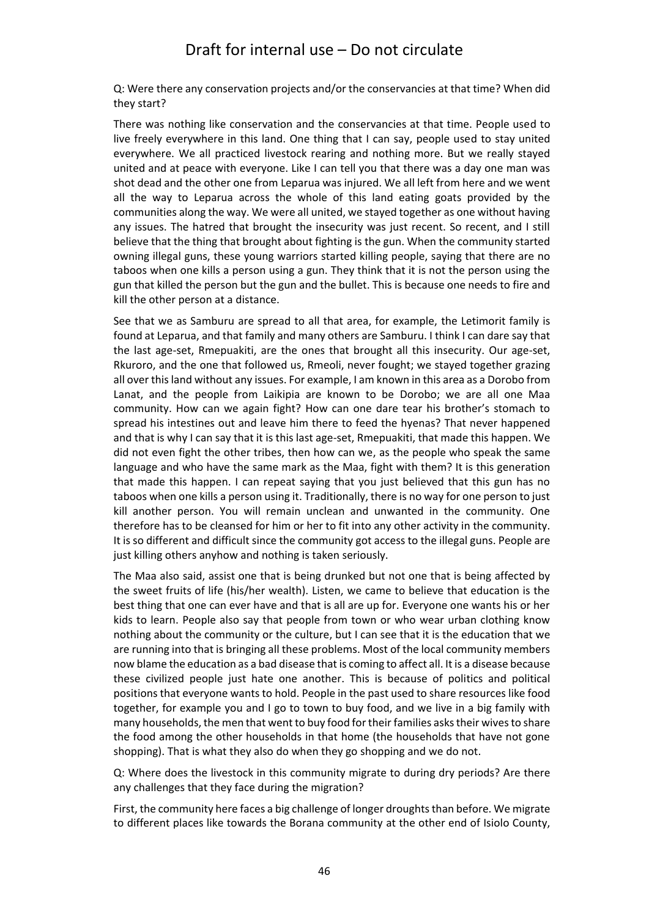Q: Were there any conservation projects and/or the conservancies at that time? When did they start?

There was nothing like conservation and the conservancies at that time. People used to live freely everywhere in this land. One thing that I can say, people used to stay united everywhere. We all practiced livestock rearing and nothing more. But we really stayed united and at peace with everyone. Like I can tell you that there was a day one man was shot dead and the other one from Leparua was injured. We all left from here and we went all the way to Leparua across the whole of this land eating goats provided by the communities along the way. We were all united, we stayed together as one without having any issues. The hatred that brought the insecurity was just recent. So recent, and I still believe that the thing that brought about fighting is the gun. When the community started owning illegal guns, these young warriors started killing people, saying that there are no taboos when one kills a person using a gun. They think that it is not the person using the gun that killed the person but the gun and the bullet. This is because one needs to fire and kill the other person at a distance.

See that we as Samburu are spread to all that area, for example, the Letimorit family is found at Leparua, and that family and many others are Samburu. I think I can dare say that the last age-set, Rmepuakiti, are the ones that brought all this insecurity. Our age-set, Rkuroro, and the one that followed us, Rmeoli, never fought; we stayed together grazing all over this land without any issues. For example, I am known in this area as a Dorobo from Lanat, and the people from Laikipia are known to be Dorobo; we are all one Maa community. How can we again fight? How can one dare tear his brother's stomach to spread his intestines out and leave him there to feed the hyenas? That never happened and that is why I can say that it is this last age-set, Rmepuakiti, that made this happen. We did not even fight the other tribes, then how can we, as the people who speak the same language and who have the same mark as the Maa, fight with them? It is this generation that made this happen. I can repeat saying that you just believed that this gun has no taboos when one kills a person using it. Traditionally, there is no way for one person to just kill another person. You will remain unclean and unwanted in the community. One therefore has to be cleansed for him or her to fit into any other activity in the community. It is so different and difficult since the community got access to the illegal guns. People are just killing others anyhow and nothing is taken seriously.

The Maa also said, assist one that is being drunked but not one that is being affected by the sweet fruits of life (his/her wealth). Listen, we came to believe that education is the best thing that one can ever have and that is all are up for. Everyone one wants his or her kids to learn. People also say that people from town or who wear urban clothing know nothing about the community or the culture, but I can see that it is the education that we are running into that is bringing all these problems. Most of the local community members now blame the education as a bad disease that is coming to affect all. It is a disease because these civilized people just hate one another. This is because of politics and political positions that everyone wants to hold. People in the past used to share resources like food together, for example you and I go to town to buy food, and we live in a big family with many households, the men that went to buy food for their families asks their wives to share the food among the other households in that home (the households that have not gone shopping). That is what they also do when they go shopping and we do not.

Q: Where does the livestock in this community migrate to during dry periods? Are there any challenges that they face during the migration?

First, the community here faces a big challenge of longer droughts than before. We migrate to different places like towards the Borana community at the other end of Isiolo County,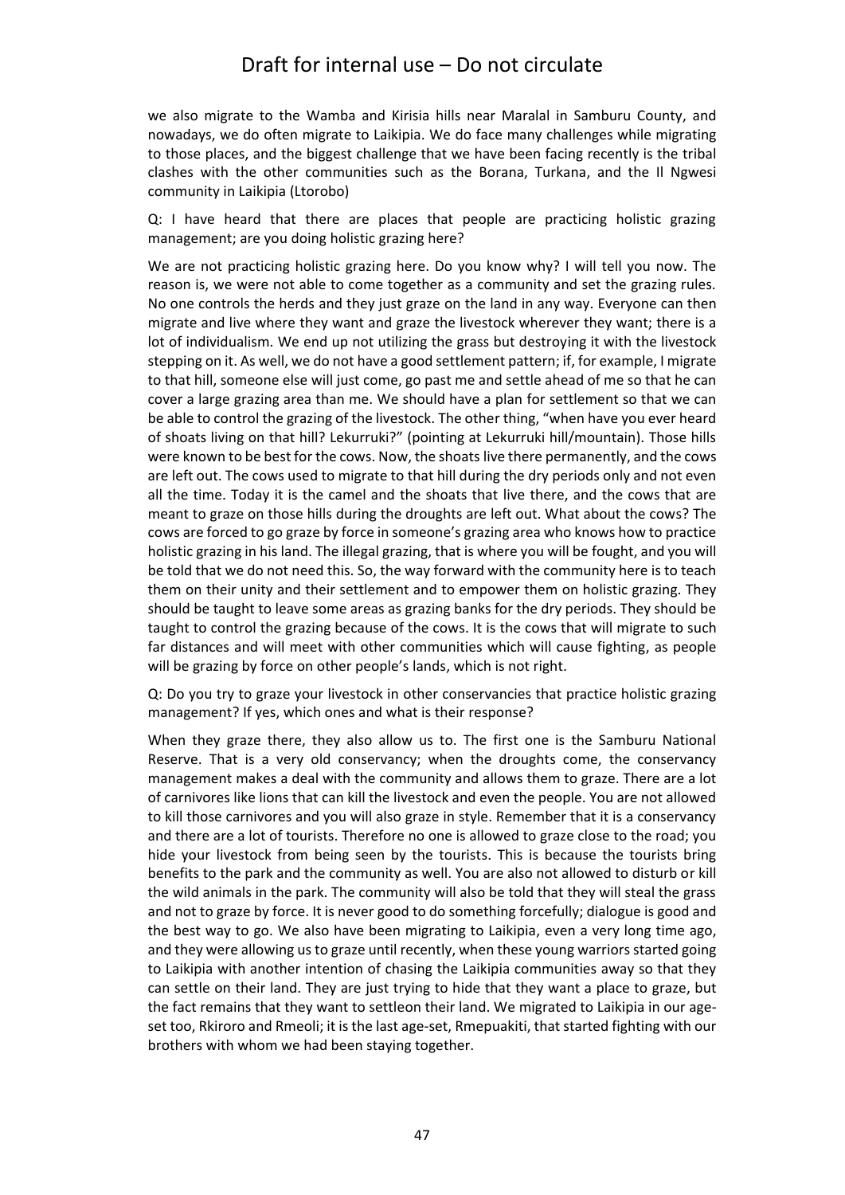we also migrate to the Wamba and Kirisia hills near Maralal in Samburu County, and nowadays, we do often migrate to Laikipia. We do face many challenges while migrating to those places, and the biggest challenge that we have been facing recently is the tribal clashes with the other communities such as the Borana, Turkana, and the Il Ngwesi community in Laikipia (Ltorobo)

Q: I have heard that there are places that people are practicing holistic grazing management; are you doing holistic grazing here?

We are not practicing holistic grazing here. Do you know why? I will tell you now. The reason is, we were not able to come together as a community and set the grazing rules. No one controls the herds and they just graze on the land in any way. Everyone can then migrate and live where they want and graze the livestock wherever they want; there is a lot of individualism. We end up not utilizing the grass but destroying it with the livestock stepping on it. As well, we do not have a good settlement pattern; if, for example, I migrate to that hill, someone else will just come, go past me and settle ahead of me so that he can cover a large grazing area than me. We should have a plan for settlement so that we can be able to control the grazing of the livestock. The other thing, "when have you ever heard of shoats living on that hill? Lekurruki?" (pointing at Lekurruki hill/mountain). Those hills were known to be best for the cows. Now, the shoats live there permanently, and the cows are left out. The cows used to migrate to that hill during the dry periods only and not even all the time. Today it is the camel and the shoats that live there, and the cows that are meant to graze on those hills during the droughts are left out. What about the cows? The cows are forced to go graze by force in someone's grazing area who knows how to practice holistic grazing in his land. The illegal grazing, that is where you will be fought, and you will be told that we do not need this. So, the way forward with the community here is to teach them on their unity and their settlement and to empower them on holistic grazing. They should be taught to leave some areas as grazing banks for the dry periods. They should be taught to control the grazing because of the cows. It is the cows that will migrate to such far distances and will meet with other communities which will cause fighting, as people will be grazing by force on other people's lands, which is not right.

Q: Do you try to graze your livestock in other conservancies that practice holistic grazing management? If yes, which ones and what is their response?

When they graze there, they also allow us to. The first one is the Samburu National Reserve. That is a very old conservancy; when the droughts come, the conservancy management makes a deal with the community and allows them to graze. There are a lot of carnivores like lions that can kill the livestock and even the people. You are not allowed to kill those carnivores and you will also graze in style. Remember that it is a conservancy and there are a lot of tourists. Therefore no one is allowed to graze close to the road; you hide your livestock from being seen by the tourists. This is because the tourists bring benefits to the park and the community as well. You are also not allowed to disturb or kill the wild animals in the park. The community will also be told that they will steal the grass and not to graze by force. It is never good to do something forcefully; dialogue is good and the best way to go. We also have been migrating to Laikipia, even a very long time ago, and they were allowing us to graze until recently, when these young warriors started going to Laikipia with another intention of chasing the Laikipia communities away so that they can settle on their land. They are just trying to hide that they want a place to graze, but the fact remains that they want to settleon their land. We migrated to Laikipia in our age-set too, Rkiroro and Rmeoli; it is the last age-set, Rmepuakiti, that started fighting with our brothers with whom we had been staying together.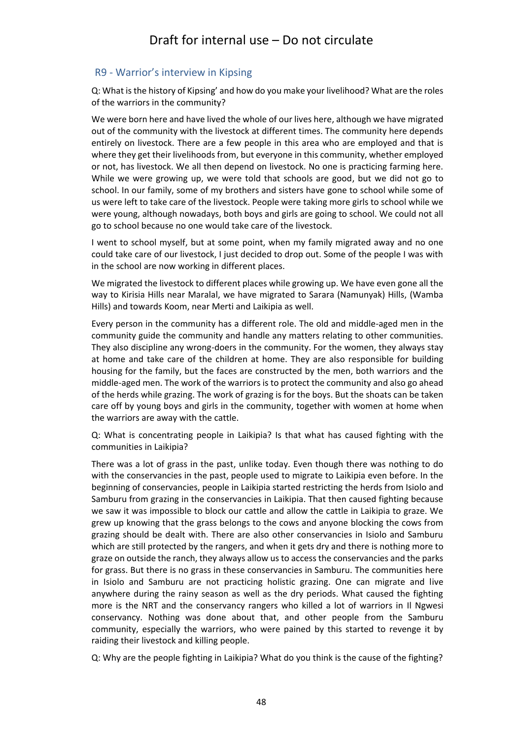## R9 - Warrior's interview in Kipsing

Q: What is the history of Kipsing' and how do you make your livelihood? What are the roles of the warriors in the community?

We were born here and have lived the whole of our lives here, although we have migrated out of the community with the livestock at different times. The community here depends entirely on livestock. There are a few people in this area who are employed and that is where they get their livelihoods from, but everyone in this community, whether employed or not, has livestock. We all then depend on livestock. No one is practicing farming here. While we were growing up, we were told that schools are good, but we did not go to school. In our family, some of my brothers and sisters have gone to school while some of us were left to take care of the livestock. People were taking more girls to school while we were young, although nowadays, both boys and girls are going to school. We could not all go to school because no one would take care of the livestock.

I went to school myself, but at some point, when my family migrated away and no one could take care of our livestock, I just decided to drop out. Some of the people I was with in the school are now working in different places.

We migrated the livestock to different places while growing up. We have even gone all the way to Kirisia Hills near Maralal, we have migrated to Sarara (Namunyak) Hills, (Wamba Hills) and towards Koom, near Merti and Laikipia as well.

Every person in the community has a different role. The old and middle-aged men in the community guide the community and handle any matters relating to other communities. They also discipline any wrong-doers in the community. For the women, they always stay at home and take care of the children at home. They are also responsible for building housing for the family, but the faces are constructed by the men, both warriors and the middle-aged men. The work of the warriors is to protect the community and also go ahead of the herds while grazing. The work of grazing is for the boys. But the shoats can be taken care off by young boys and girls in the community, together with women at home when the warriors are away with the cattle.

Q: What is concentrating people in Laikipia? Is that what has caused fighting with the communities in Laikipia?

There was a lot of grass in the past, unlike today. Even though there was nothing to do with the conservancies in the past, people used to migrate to Laikipia even before. In the beginning of conservancies, people in Laikipia started restricting the herds from Isiolo and Samburu from grazing in the conservancies in Laikipia. That then caused fighting because we saw it was impossible to block our cattle and allow the cattle in Laikipia to graze. We grew up knowing that the grass belongs to the cows and anyone blocking the cows from grazing should be dealt with. There are also other conservancies in Isiolo and Samburu which are still protected by the rangers, and when it gets dry and there is nothing more to graze on outside the ranch, they always allow us to access the conservancies and the parks for grass. But there is no grass in these conservancies in Samburu. The communities here in Isiolo and Samburu are not practicing holistic grazing. One can migrate and live anywhere during the rainy season as well as the dry periods. What caused the fighting more is the NRT and the conservancy rangers who killed a lot of warriors in Il Ngwesi conservancy. Nothing was done about that, and other people from the Samburu community, especially the warriors, who were pained by this started to revenge it by raiding their livestock and killing people.

Q: Why are the people fighting in Laikipia? What do you think is the cause of the fighting?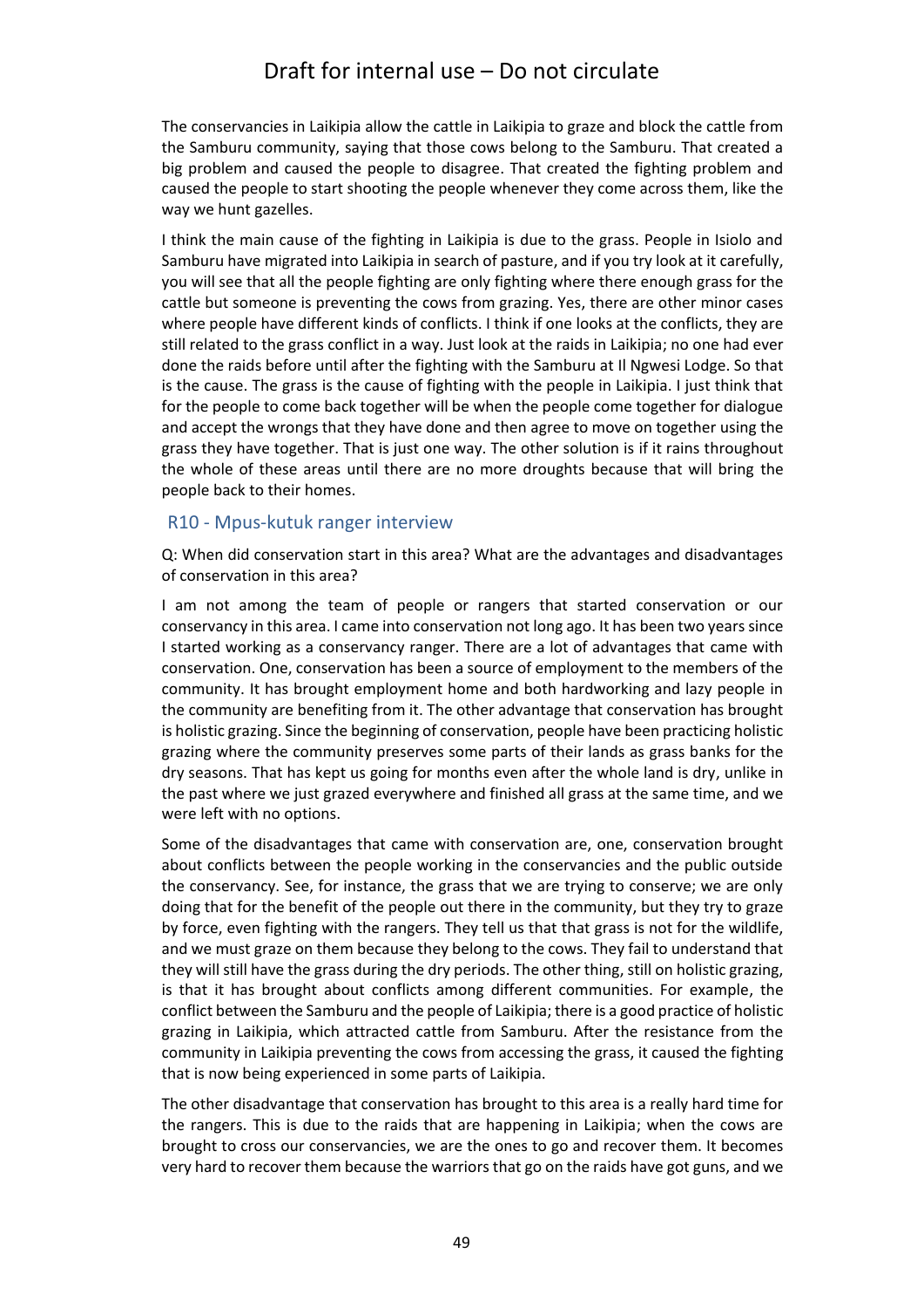The conservancies in Laikipia allow the cattle in Laikipia to graze and block the cattle from the Samburu community, saying that those cows belong to the Samburu. That created a big problem and caused the people to disagree. That created the fighting problem and caused the people to start shooting the people whenever they come across them, like the way we hunt gazelles.

I think the main cause of the fighting in Laikipia is due to the grass. People in Isiolo and Samburu have migrated into Laikipia in search of pasture, and if you try look at it carefully, you will see that all the people fighting are only fighting where there enough grass for the cattle but someone is preventing the cows from grazing. Yes, there are other minor cases where people have different kinds of conflicts. I think if one looks at the conflicts, they are still related to the grass conflict in a way. Just look at the raids in Laikipia; no one had ever done the raids before until after the fighting with the Samburu at Il Ngwesi Lodge. So that is the cause. The grass is the cause of fighting with the people in Laikipia. I just think that for the people to come back together will be when the people come together for dialogue and accept the wrongs that they have done and then agree to move on together using the grass they have together. That is just one way. The other solution is if it rains throughout the whole of these areas until there are no more droughts because that will bring the people back to their homes.

## R10 - Mpus-kutuk ranger interview

Q: When did conservation start in this area? What are the advantages and disadvantages of conservation in this area?

I am not among the team of people or rangers that started conservation or our conservancy in this area. I came into conservation not long ago. It has been two years since I started working as a conservancy ranger. There are a lot of advantages that came with conservation. One, conservation has been a source of employment to the members of the community. It has brought employment home and both hardworking and lazy people in the community are benefiting from it. The other advantage that conservation has brought is holistic grazing. Since the beginning of conservation, people have been practicing holistic grazing where the community preserves some parts of their lands as grass banks for the dry seasons. That has kept us going for months even after the whole land is dry, unlike in the past where we just grazed everywhere and finished all grass at the same time, and we were left with no options.

Some of the disadvantages that came with conservation are, one, conservation brought about conflicts between the people working in the conservancies and the public outside the conservancy. See, for instance, the grass that we are trying to conserve; we are only doing that for the benefit of the people out there in the community, but they try to graze by force, even fighting with the rangers. They tell us that that grass is not for the wildlife, and we must graze on them because they belong to the cows. They fail to understand that they will still have the grass during the dry periods. The other thing, still on holistic grazing, is that it has brought about conflicts among different communities. For example, the conflict between the Samburu and the people of Laikipia; there is a good practice of holistic grazing in Laikipia, which attracted cattle from Samburu. After the resistance from the community in Laikipia preventing the cows from accessing the grass, it caused the fighting that is now being experienced in some parts of Laikipia.

The other disadvantage that conservation has brought to this area is a really hard time for the rangers. This is due to the raids that are happening in Laikipia; when the cows are brought to cross our conservancies, we are the ones to go and recover them. It becomes very hard to recover them because the warriors that go on the raids have got guns, and we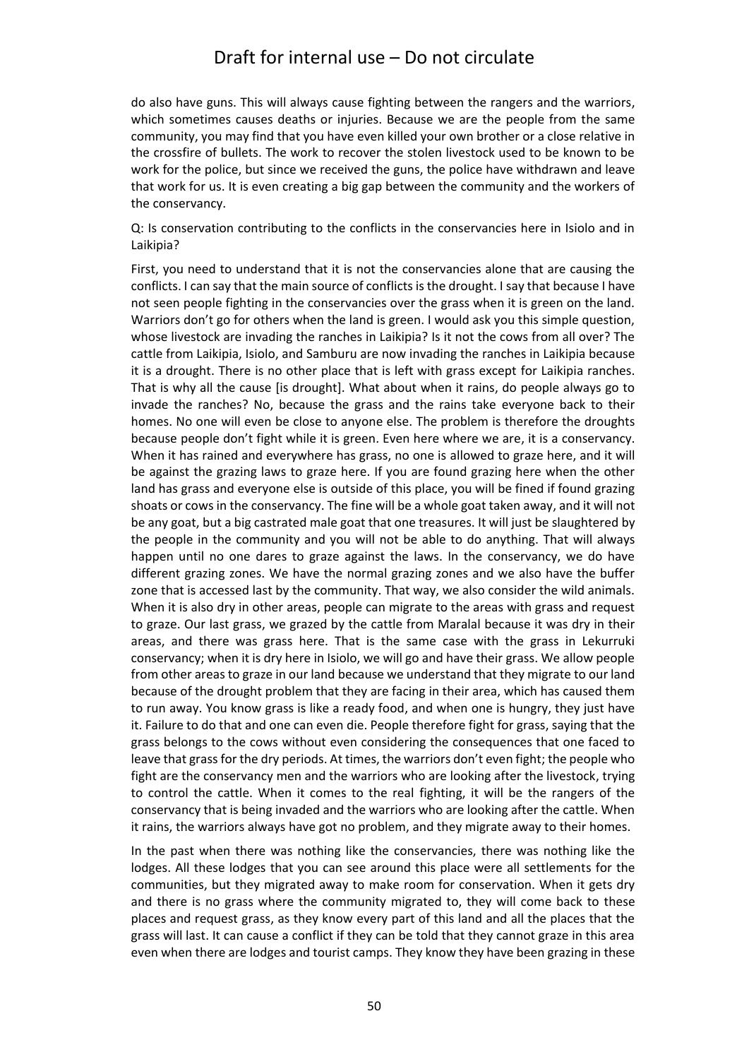do also have guns. This will always cause fighting between the rangers and the warriors, which sometimes causes deaths or injuries. Because we are the people from the same community, you may find that you have even killed your own brother or a close relative in the crossfire of bullets. The work to recover the stolen livestock used to be known to be work for the police, but since we received the guns, the police have withdrawn and leave that work for us. It is even creating a big gap between the community and the workers of the conservancy.

Q: Is conservation contributing to the conflicts in the conservancies here in Isiolo and in Laikipia?

First, you need to understand that it is not the conservancies alone that are causing the conflicts. I can say that the main source of conflicts is the drought. I say that because I have not seen people fighting in the conservancies over the grass when it is green on the land. Warriors don't go for others when the land is green. I would ask you this simple question, whose livestock are invading the ranches in Laikipia? Is it not the cows from all over? The cattle from Laikipia, Isiolo, and Samburu are now invading the ranches in Laikipia because it is a drought. There is no other place that is left with grass except for Laikipia ranches. That is why all the cause [is drought]. What about when it rains, do people always go to invade the ranches? No, because the grass and the rains take everyone back to their homes. No one will even be close to anyone else. The problem is therefore the droughts because people don't fight while it is green. Even here where we are, it is a conservancy. When it has rained and everywhere has grass, no one is allowed to graze here, and it will be against the grazing laws to graze here. If you are found grazing here when the other land has grass and everyone else is outside of this place, you will be fined if found grazing shoats or cows in the conservancy. The fine will be a whole goat taken away, and it will not be any goat, but a big castrated male goat that one treasures. It will just be slaughtered by the people in the community and you will not be able to do anything. That will always happen until no one dares to graze against the laws. In the conservancy, we do have different grazing zones. We have the normal grazing zones and we also have the buffer zone that is accessed last by the community. That way, we also consider the wild animals. When it is also dry in other areas, people can migrate to the areas with grass and request to graze. Our last grass, we grazed by the cattle from Maralal because it was dry in their areas, and there was grass here. That is the same case with the grass in Lekurruki conservancy; when it is dry here in Isiolo, we will go and have their grass. We allow people from other areas to graze in our land because we understand that they migrate to our land because of the drought problem that they are facing in their area, which has caused them to run away. You know grass is like a ready food, and when one is hungry, they just have it. Failure to do that and one can even die. People therefore fight for grass, saying that the grass belongs to the cows without even considering the consequences that one faced to leave that grass for the dry periods. At times, the warriors don't even fight; the people who fight are the conservancy men and the warriors who are looking after the livestock, trying to control the cattle. When it comes to the real fighting, it will be the rangers of the conservancy that is being invaded and the warriors who are looking after the cattle. When it rains, the warriors always have got no problem, and they migrate away to their homes.

In the past when there was nothing like the conservancies, there was nothing like the lodges. All these lodges that you can see around this place were all settlements for the communities, but they migrated away to make room for conservation. When it gets dry and there is no grass where the community migrated to, they will come back to these places and request grass, as they know every part of this land and all the places that the grass will last. It can cause a conflict if they can be told that they cannot graze in this area even when there are lodges and tourist camps. They know they have been grazing in these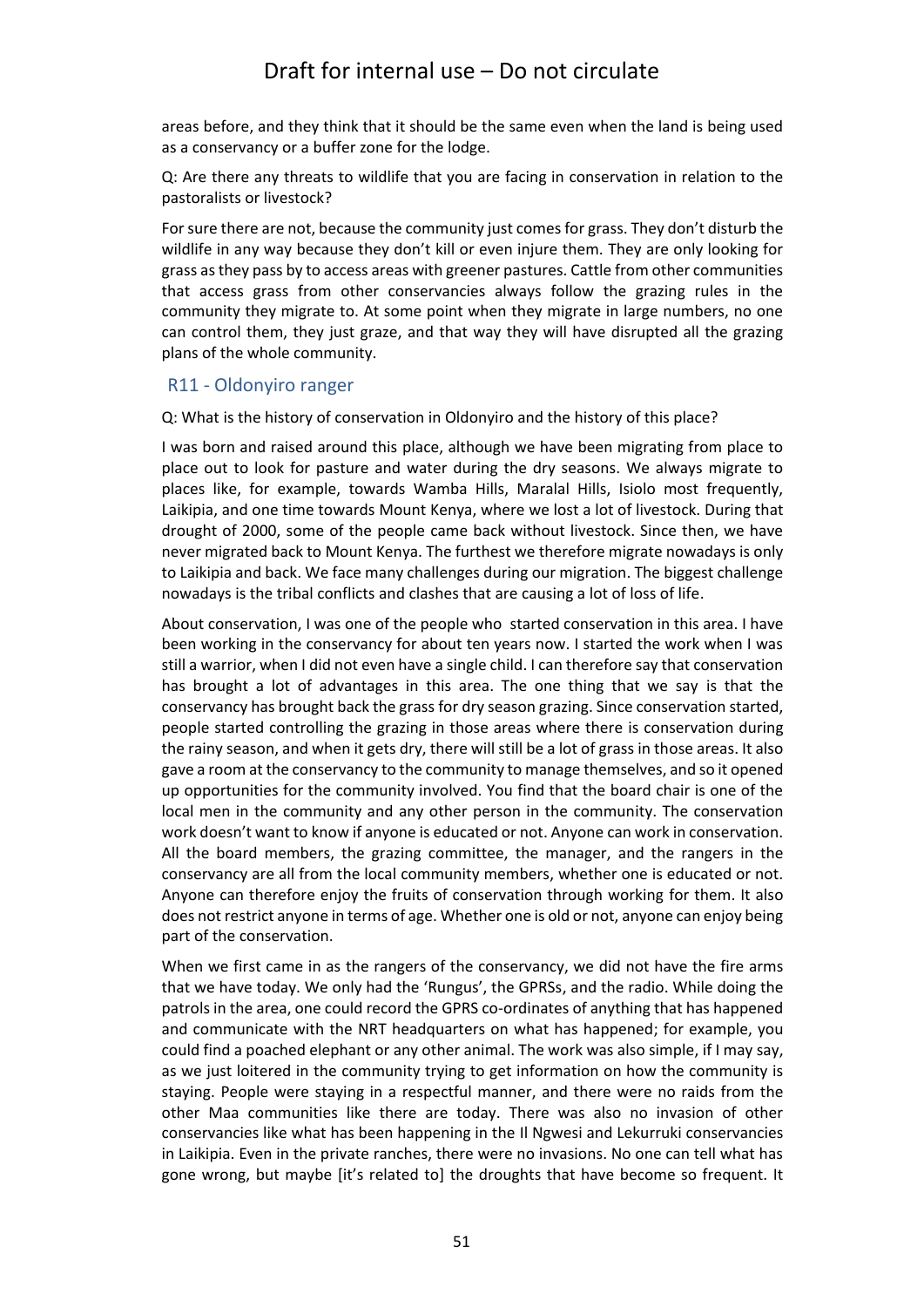areas before, and they think that it should be the same even when the land is being used as a conservancy or a buffer zone for the lodge.

Q: Are there any threats to wildlife that you are facing in conservation in relation to the pastoralists or livestock?

For sure there are not, because the community just comes for grass. They don't disturb the wildlife in any way because they don't kill or even injure them. They are only looking for grass as they pass by to access areas with greener pastures. Cattle from other communities that access grass from other conservancies always follow the grazing rules in the community they migrate to. At some point when they migrate in large numbers, no one can control them, they just graze, and that way they will have disrupted all the grazing plans of the whole community.

## R11 - Oldonyiro ranger

Q: What is the history of conservation in Oldonyiro and the history of this place?

I was born and raised around this place, although we have been migrating from place to place out to look for pasture and water during the dry seasons. We always migrate to places like, for example, towards Wamba Hills, Maralal Hills, Isiolo most frequently, Laikipia, and one time towards Mount Kenya, where we lost a lot of livestock. During that drought of 2000, some of the people came back without livestock. Since then, we have never migrated back to Mount Kenya. The furthest we therefore migrate nowadays is only to Laikipia and back. We face many challenges during our migration. The biggest challenge nowadays is the tribal conflicts and clashes that are causing a lot of loss of life.

About conservation, I was one of the people who started conservation in this area. I have been working in the conservancy for about ten years now. I started the work when I was still a warrior, when I did not even have a single child. I can therefore say that conservation has brought a lot of advantages in this area. The one thing that we say is that the conservancy has brought back the grass for dry season grazing. Since conservation started, people started controlling the grazing in those areas where there is conservation during the rainy season, and when it gets dry, there will still be a lot of grass in those areas. It also gave a room at the conservancy to the community to manage themselves, and so it opened up opportunities for the community involved. You find that the board chair is one of the local men in the community and any other person in the community. The conservation work doesn't want to know if anyone is educated or not. Anyone can work in conservation. All the board members, the grazing committee, the manager, and the rangers in the conservancy are all from the local community members, whether one is educated or not. Anyone can therefore enjoy the fruits of conservation through working for them. It also does not restrict anyone in terms of age. Whether one is old or not, anyone can enjoy being part of the conservation.

When we first came in as the rangers of the conservancy, we did not have the fire arms that we have today. We only had the 'Rungus', the GPRSs, and the radio. While doing the patrols in the area, one could record the GPRS co-ordinates of anything that has happened and communicate with the NRT headquarters on what has happened; for example, you could find a poached elephant or any other animal. The work was also simple, if I may say, as we just loitered in the community trying to get information on how the community is staying. People were staying in a respectful manner, and there were no raids from the other Maa communities like there are today. There was also no invasion of other conservancies like what has been happening in the Il Ngwesi and Lekurruki conservancies in Laikipia. Even in the private ranches, there were no invasions. No one can tell what has gone wrong, but maybe [it's related to] the droughts that have become so frequent. It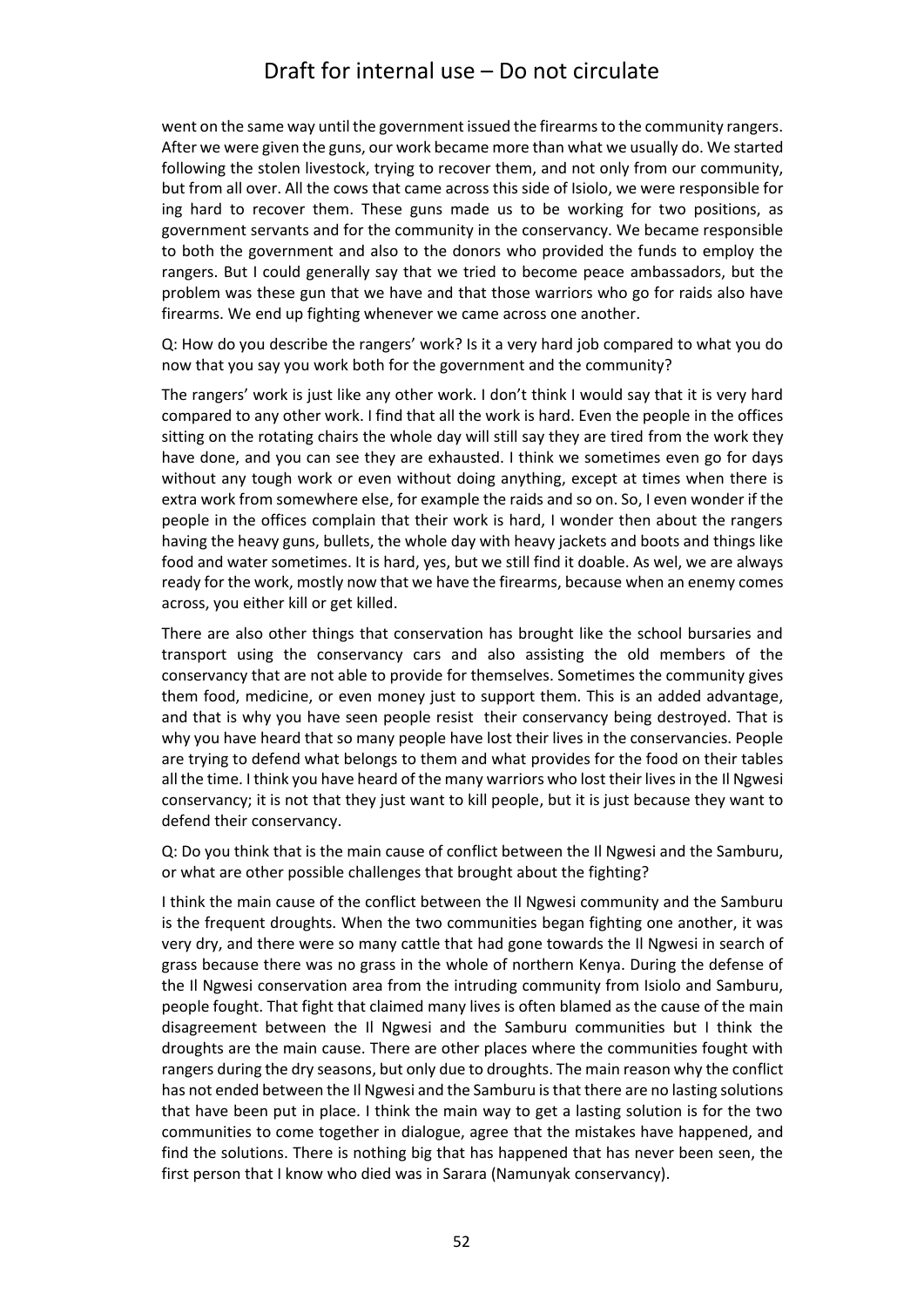went on the same way until the government issued the firearms to the community rangers. After we were given the guns, our work became more than what we usually do. We started following the stolen livestock, trying to recover them, and not only from our community, but from all over. All the cows that came across this side of Isiolo, we were responsible for ing hard to recover them. These guns made us to be working for two positions, as government servants and for the community in the conservancy. We became responsible to both the government and also to the donors who provided the funds to employ the rangers. But I could generally say that we tried to become peace ambassadors, but the problem was these gun that we have and that those warriors who go for raids also have firearms. We end up fighting whenever we came across one another.

Q: How do you describe the rangers' work? Is it a very hard job compared to what you do now that you say you work both for the government and the community?

The rangers' work is just like any other work. I don't think I would say that it is very hard compared to any other work. I find that all the work is hard. Even the people in the offices sitting on the rotating chairs the whole day will still say they are tired from the work they have done, and you can see they are exhausted. I think we sometimes even go for days without any tough work or even without doing anything, except at times when there is extra work from somewhere else, for example the raids and so on. So, I even wonder if the people in the offices complain that their work is hard, I wonder then about the rangers having the heavy guns, bullets, the whole day with heavy jackets and boots and things like food and water sometimes. It is hard, yes, but we still find it doable. As wel, we are always ready for the work, mostly now that we have the firearms, because when an enemy comes across, you either kill or get killed.

There are also other things that conservation has brought like the school bursaries and transport using the conservancy cars and also assisting the old members of the conservancy that are not able to provide for themselves. Sometimes the community gives them food, medicine, or even money just to support them. This is an added advantage, and that is why you have seen people resist their conservancy being destroyed. That is why you have heard that so many people have lost their lives in the conservancies. People are trying to defend what belongs to them and what provides for the food on their tables all the time. I think you have heard of the many warriors who lost their lives in the Il Ngwesi conservancy; it is not that they just want to kill people, but it is just because they want to defend their conservancy.

Q: Do you think that is the main cause of conflict between the Il Ngwesi and the Samburu, or what are other possible challenges that brought about the fighting?

I think the main cause of the conflict between the Il Ngwesi community and the Samburu is the frequent droughts. When the two communities began fighting one another, it was very dry, and there were so many cattle that had gone towards the Il Ngwesi in search of grass because there was no grass in the whole of northern Kenya. During the defense of the Il Ngwesi conservation area from the intruding community from Isiolo and Samburu, people fought. That fight that claimed many lives is often blamed as the cause of the main disagreement between the Il Ngwesi and the Samburu communities but I think the droughts are the main cause. There are other places where the communities fought with rangers during the dry seasons, but only due to droughts. The main reason why the conflict has not ended between the Il Ngwesi and the Samburu is that there are no lasting solutions that have been put in place. I think the main way to get a lasting solution is for the two communities to come together in dialogue, agree that the mistakes have happened, and find the solutions. There is nothing big that has happened that has never been seen, the first person that I know who died was in Sarara (Namunyak conservancy).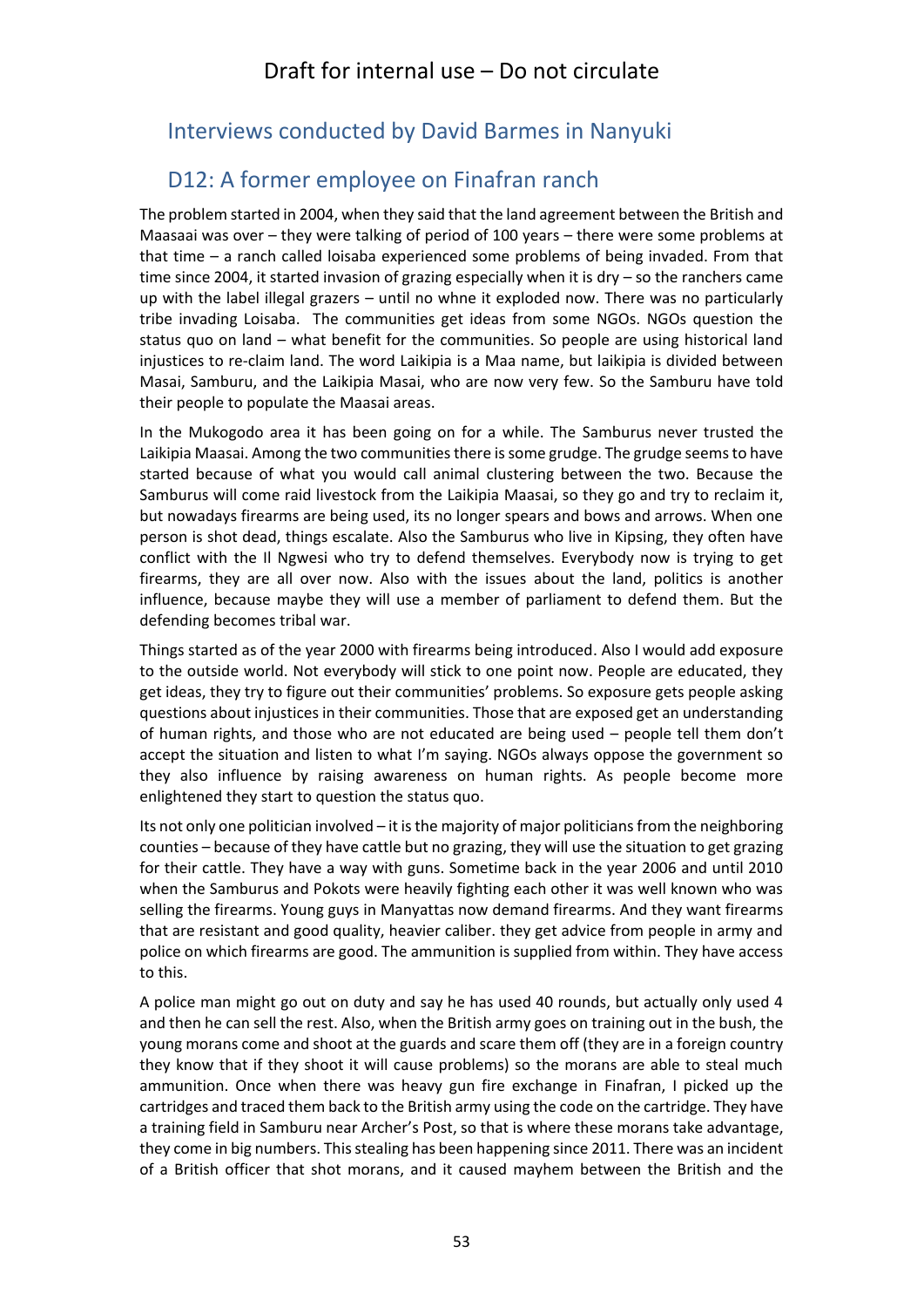## Interviews conducted by David Barmes in Nanyuki

## D12: A former employee on Finafran ranch

The problem started in 2004, when they said that the land agreement between the British and Maasaai was over – they were talking of period of 100 years – there were some problems at that time – a ranch called loisaba experienced some problems of being invaded. From that time since 2004, it started invasion of grazing especially when it is dry – so the ranchers came up with the label illegal grazers – until no whne it exploded now. There was no particularly tribe invading Loisaba. The communities get ideas from some NGOs. NGOs question the status quo on land – what benefit for the communities. So people are using historical land injustices to re-claim land. The word Laikipia is a Maa name, but laikipia is divided between Masai, Samburu, and the Laikipia Masai, who are now very few. So the Samburu have told their people to populate the Maasai areas.

In the Mukogodo area it has been going on for a while. The Samburus never trusted the Laikipia Maasai. Among the two communities there is some grudge. The grudge seems to have started because of what you would call animal clustering between the two. Because the Samburus will come raid livestock from the Laikipia Maasai, so they go and try to reclaim it, but nowadays firearms are being used, its no longer spears and bows and arrows. When one person is shot dead, things escalate. Also the Samburus who live in Kipsing, they often have conflict with the Il Ngwesi who try to defend themselves. Everybody now is trying to get firearms, they are all over now. Also with the issues about the land, politics is another influence, because maybe they will use a member of parliament to defend them. But the defending becomes tribal war.

Things started as of the year 2000 with firearms being introduced. Also I would add exposure to the outside world. Not everybody will stick to one point now. People are educated, they get ideas, they try to figure out their communities' problems. So exposure gets people asking questions about injustices in their communities. Those that are exposed get an understanding of human rights, and those who are not educated are being used – people tell them don't accept the situation and listen to what I'm saying. NGOs always oppose the government so they also influence by raising awareness on human rights. As people become more enlightened they start to question the status quo.

Its not only one politician involved – it is the majority of major politicians from the neighboring counties – because of they have cattle but no grazing, they will use the situation to get grazing for their cattle. They have a way with guns. Sometime back in the year 2006 and until 2010 when the Samburus and Pokots were heavily fighting each other it was well known who was selling the firearms. Young guys in Manyattas now demand firearms. And they want firearms that are resistant and good quality, heavier caliber. they get advice from people in army and police on which firearms are good. The ammunition is supplied from within. They have access to this.

A police man might go out on duty and say he has used 40 rounds, but actually only used 4 and then he can sell the rest. Also, when the British army goes on training out in the bush, the young morans come and shoot at the guards and scare them off (they are in a foreign country they know that if they shoot it will cause problems) so the morans are able to steal much ammunition. Once when there was heavy gun fire exchange in Finafran, I picked up the cartridges and traced them back to the British army using the code on the cartridge. They have a training field in Samburu near Archer's Post, so that is where these morans take advantage, they come in big numbers. This stealing has been happening since 2011. There was an incident of a British officer that shot morans, and it caused mayhem between the British and the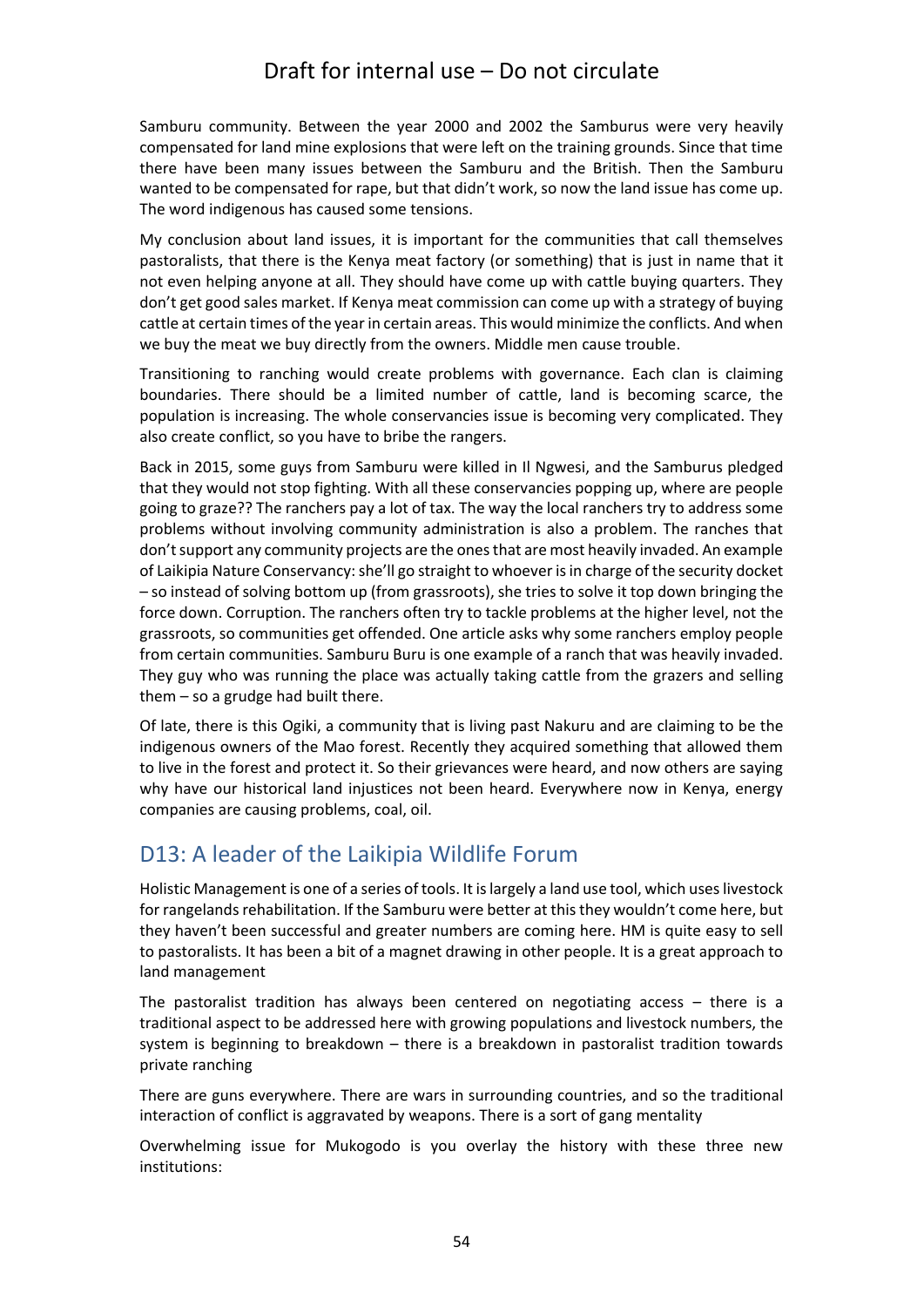Samburu community. Between the year 2000 and 2002 the Samburus were very heavily compensated for land mine explosions that were left on the training grounds. Since that time there have been many issues between the Samburu and the British. Then the Samburu wanted to be compensated for rape, but that didn't work, so now the land issue has come up. The word indigenous has caused some tensions.

My conclusion about land issues, it is important for the communities that call themselves pastoralists, that there is the Kenya meat factory (or something) that is just in name that it not even helping anyone at all. They should have come up with cattle buying quarters. They don't get good sales market. If Kenya meat commission can come up with a strategy of buying cattle at certain times of the year in certain areas. This would minimize the conflicts. And when we buy the meat we buy directly from the owners. Middle men cause trouble.

Transitioning to ranching would create problems with governance. Each clan is claiming boundaries. There should be a limited number of cattle, land is becoming scarce, the population is increasing. The whole conservancies issue is becoming very complicated. They also create conflict, so you have to bribe the rangers.

Back in 2015, some guys from Samburu were killed in Il Ngwesi, and the Samburus pledged that they would not stop fighting. With all these conservancies popping up, where are people going to graze?? The ranchers pay a lot of tax. The way the local ranchers try to address some problems without involving community administration is also a problem. The ranches that don't support any community projects are the ones that are most heavily invaded. An example of Laikipia Nature Conservancy: she'll go straight to whoever is in charge of the security docket – so instead of solving bottom up (from grassroots), she tries to solve it top down bringing the force down. Corruption. The ranchers often try to tackle problems at the higher level, not the grassroots, so communities get offended. One article asks why some ranchers employ people from certain communities. Samburu Buru is one example of a ranch that was heavily invaded. They guy who was running the place was actually taking cattle from the grazers and selling them – so a grudge had built there.

Of late, there is this Ogiki, a community that is living past Nakuru and are claiming to be the indigenous owners of the Mao forest. Recently they acquired something that allowed them to live in the forest and protect it. So their grievances were heard, and now others are saying why have our historical land injustices not been heard. Everywhere now in Kenya, energy companies are causing problems, coal, oil.

## D13: A leader of the Laikipia Wildlife Forum

Holistic Management is one of a series of tools. It is largely a land use tool, which uses livestock for rangelands rehabilitation. If the Samburu were better at this they wouldn't come here, but they haven't been successful and greater numbers are coming here. HM is quite easy to sell to pastoralists. It has been a bit of a magnet drawing in other people. It is a great approach to land management

The pastoralist tradition has always been centered on negotiating access – there is a traditional aspect to be addressed here with growing populations and livestock numbers, the system is beginning to breakdown – there is a breakdown in pastoralist tradition towards private ranching

There are guns everywhere. There are wars in surrounding countries, and so the traditional interaction of conflict is aggravated by weapons. There is a sort of gang mentality

Overwhelming issue for Mukogodo is you overlay the history with these three new institutions: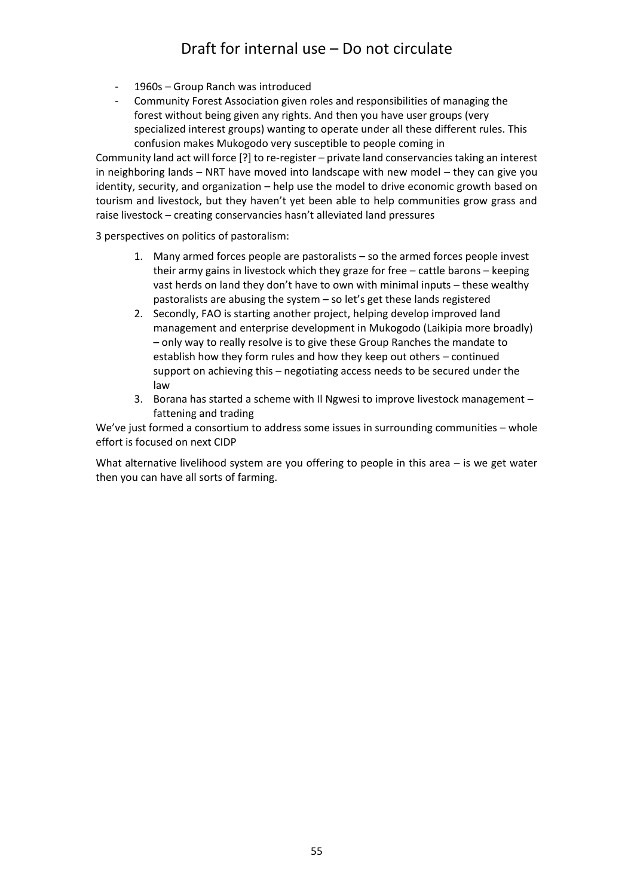- 1960s – Group Ranch was introduced
- Community Forest Association given roles and responsibilities of managing the forest without being given any rights. And then you have user groups (very specialized interest groups) wanting to operate under all these different rules. This confusion makes Mukogodo very susceptible to people coming in

Community land act will force [?] to re-register – private land conservancies taking an interest in neighboring lands – NRT have moved into landscape with new model – they can give you identity, security, and organization – help use the model to drive economic growth based on tourism and livestock, but they haven't yet been able to help communities grow grass and raise livestock – creating conservancies hasn't alleviated land pressures

3 perspectives on politics of pastoralism:

1. Many armed forces people are pastoralists – so the armed forces people invest their army gains in livestock which they graze for free – cattle barons – keeping vast herds on land they don't have to own with minimal inputs – these wealthy pastoralists are abusing the system – so let's get these lands registered
2. Secondly, FAO is starting another project, helping develop improved land management and enterprise development in Mukogodo (Laikipia more broadly) – only way to really resolve is to give these Group Ranches the mandate to establish how they form rules and how they keep out others – continued support on achieving this – negotiating access needs to be secured under the law
3. Borana has started a scheme with Il Ngwesi to improve livestock management – fattening and trading

We've just formed a consortium to address some issues in surrounding communities – whole effort is focused on next CIDP

What alternative livelihood system are you offering to people in this area – is we get water then you can have all sorts of farming.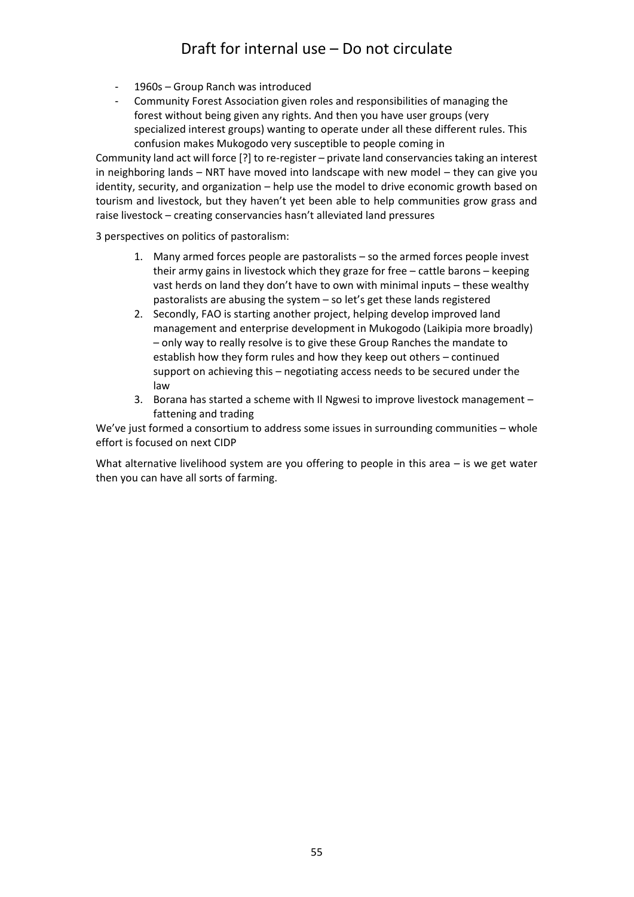- 1960s – Group Ranch was introduced
- Community Forest Association given roles and responsibilities of managing the forest without being given any rights. And then you have user groups (very specialized interest groups) wanting to operate under all these different rules. This confusion makes Mukogodo very susceptible to people coming in

Community land act will force [?] to re-register – private land conservancies taking an interest in neighboring lands – NRT have moved into landscape with new model – they can give you identity, security, and organization – help use the model to drive economic growth based on tourism and livestock, but they haven't yet been able to help communities grow grass and raise livestock – creating conservancies hasn't alleviated land pressures

3 perspectives on politics of pastoralism:

1. Many armed forces people are pastoralists – so the armed forces people invest their army gains in livestock which they graze for free – cattle barons – keeping vast herds on land they don't have to own with minimal inputs – these wealthy pastoralists are abusing the system – so let's get these lands registered
2. Secondly, FAO is starting another project, helping develop improved land management and enterprise development in Mukogodo (Laikipia more broadly) – only way to really resolve is to give these Group Ranches the mandate to establish how they form rules and how they keep out others – continued support on achieving this – negotiating access needs to be secured under the law
3. Borana has started a scheme with Il Ngwesi to improve livestock management – fattening and trading

We've just formed a consortium to address some issues in surrounding communities – whole effort is focused on next CIDP

What alternative livelihood system are you offering to people in this area – is we get water then you can have all sorts of farming.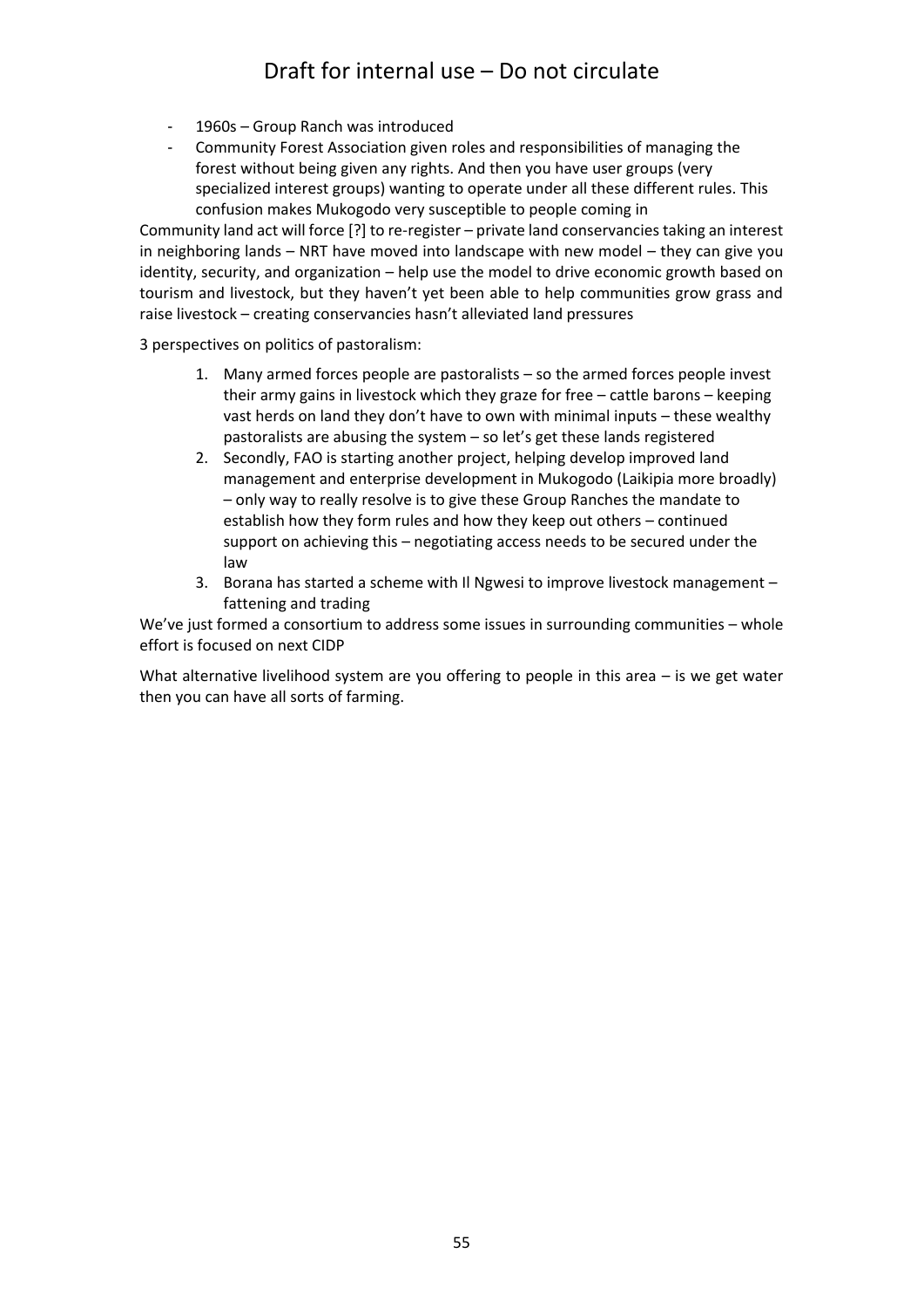- 1960s – Group Ranch was introduced
- Community Forest Association given roles and responsibilities of managing the forest without being given any rights. And then you have user groups (very specialized interest groups) wanting to operate under all these different rules. This confusion makes Mukogodo very susceptible to people coming in

Community land act will force [?] to re-register – private land conservancies taking an interest in neighboring lands – NRT have moved into landscape with new model – they can give you identity, security, and organization – help use the model to drive economic growth based on tourism and livestock, but they haven't yet been able to help communities grow grass and raise livestock – creating conservancies hasn't alleviated land pressures

3 perspectives on politics of pastoralism:

1. Many armed forces people are pastoralists – so the armed forces people invest their army gains in livestock which they graze for free – cattle barons – keeping vast herds on land they don't have to own with minimal inputs – these wealthy pastoralists are abusing the system – so let's get these lands registered
2. Secondly, FAO is starting another project, helping develop improved land management and enterprise development in Mukogodo (Laikipia more broadly) – only way to really resolve is to give these Group Ranches the mandate to establish how they form rules and how they keep out others – continued support on achieving this – negotiating access needs to be secured under the law
3. Borana has started a scheme with Il Ngwesi to improve livestock management – fattening and trading

We've just formed a consortium to address some issues in surrounding communities – whole effort is focused on next CIDP

What alternative livelihood system are you offering to people in this area – is we get water then you can have all sorts of farming.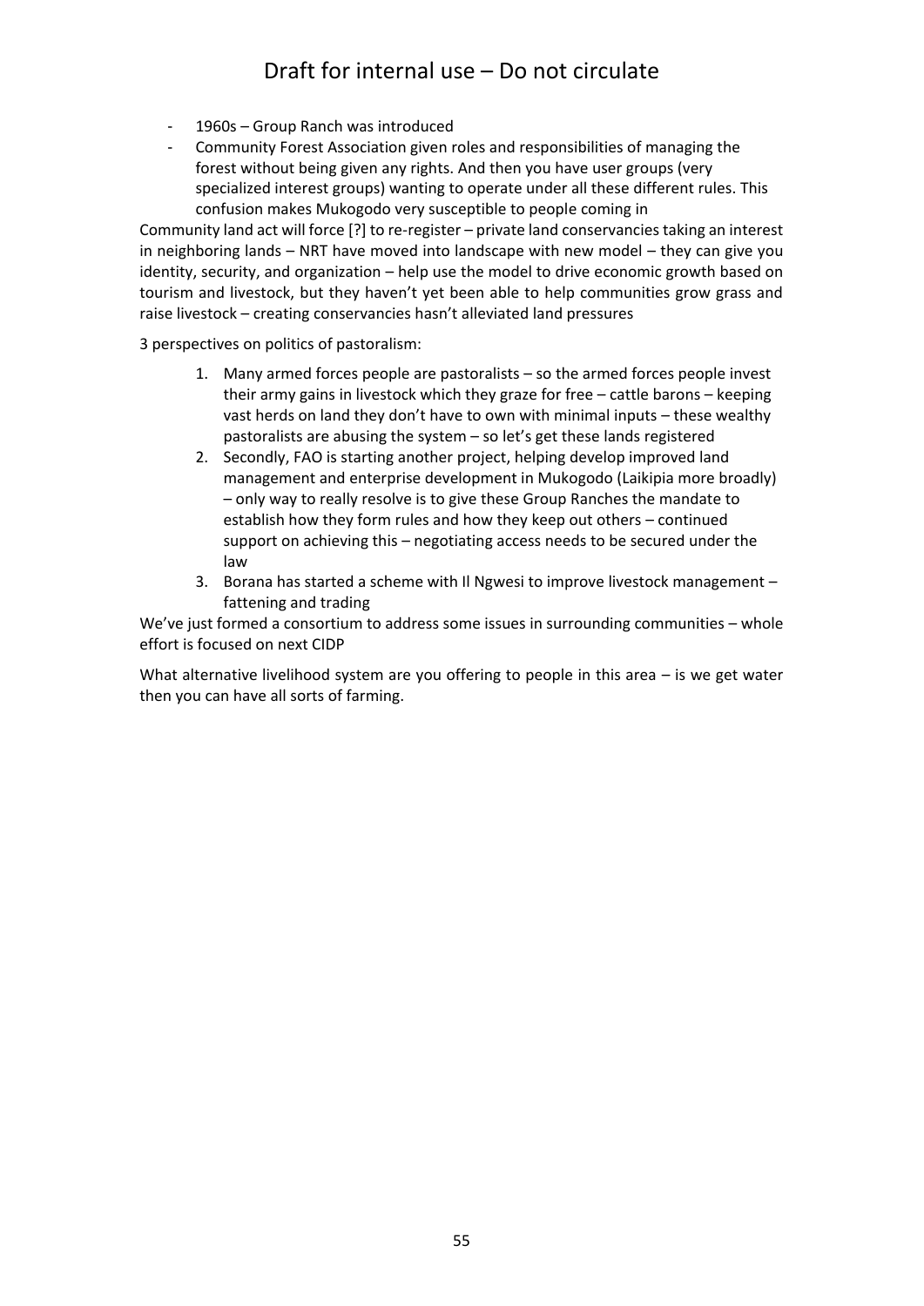- 1960s – Group Ranch was introduced
- Community Forest Association given roles and responsibilities of managing the forest without being given any rights. And then you have user groups (very specialized interest groups) wanting to operate under all these different rules. This confusion makes Mukogodo very susceptible to people coming in

Community land act will force [?] to re-register – private land conservancies taking an interest in neighboring lands – NRT have moved into landscape with new model – they can give you identity, security, and organization – help use the model to drive economic growth based on tourism and livestock, but they haven't yet been able to help communities grow grass and raise livestock – creating conservancies hasn't alleviated land pressures

3 perspectives on politics of pastoralism:

1. Many armed forces people are pastoralists – so the armed forces people invest their army gains in livestock which they graze for free – cattle barons – keeping vast herds on land they don't have to own with minimal inputs – these wealthy pastoralists are abusing the system – so let's get these lands registered
2. Secondly, FAO is starting another project, helping develop improved land management and enterprise development in Mukogodo (Laikipia more broadly) – only way to really resolve is to give these Group Ranches the mandate to establish how they form rules and how they keep out others – continued support on achieving this – negotiating access needs to be secured under the law
3. Borana has started a scheme with Il Ngwesi to improve livestock management – fattening and trading

We've just formed a consortium to address some issues in surrounding communities – whole effort is focused on next CIDP

What alternative livelihood system are you offering to people in this area – is we get water then you can have all sorts of farming.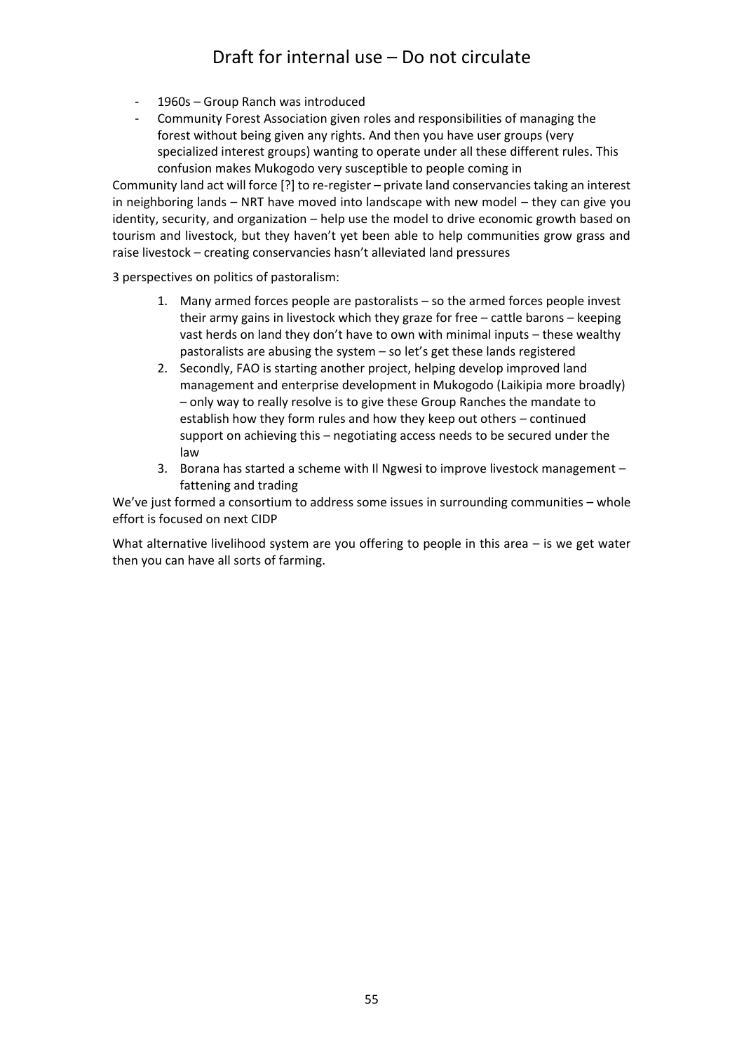- 1960s – Group Ranch was introduced
- Community Forest Association given roles and responsibilities of managing the forest without being given any rights. And then you have user groups (very specialized interest groups) wanting to operate under all these different rules. This confusion makes Mukogodo very susceptible to people coming in

Community land act will force [?] to re-register – private land conservancies taking an interest in neighboring lands – NRT have moved into landscape with new model – they can give you identity, security, and organization – help use the model to drive economic growth based on tourism and livestock, but they haven't yet been able to help communities grow grass and raise livestock – creating conservancies hasn't alleviated land pressures

3 perspectives on politics of pastoralism:

1. Many armed forces people are pastoralists – so the armed forces people invest their army gains in livestock which they graze for free – cattle barons – keeping vast herds on land they don't have to own with minimal inputs – these wealthy pastoralists are abusing the system – so let's get these lands registered
2. Secondly, FAO is starting another project, helping develop improved land management and enterprise development in Mukogodo (Laikipia more broadly) – only way to really resolve is to give these Group Ranches the mandate to establish how they form rules and how they keep out others – continued support on achieving this – negotiating access needs to be secured under the law
3. Borana has started a scheme with Il Ngwesi to improve livestock management – fattening and trading

We've just formed a consortium to address some issues in surrounding communities – whole effort is focused on next CIDP

What alternative livelihood system are you offering to people in this area – is we get water then you can have all sorts of farming.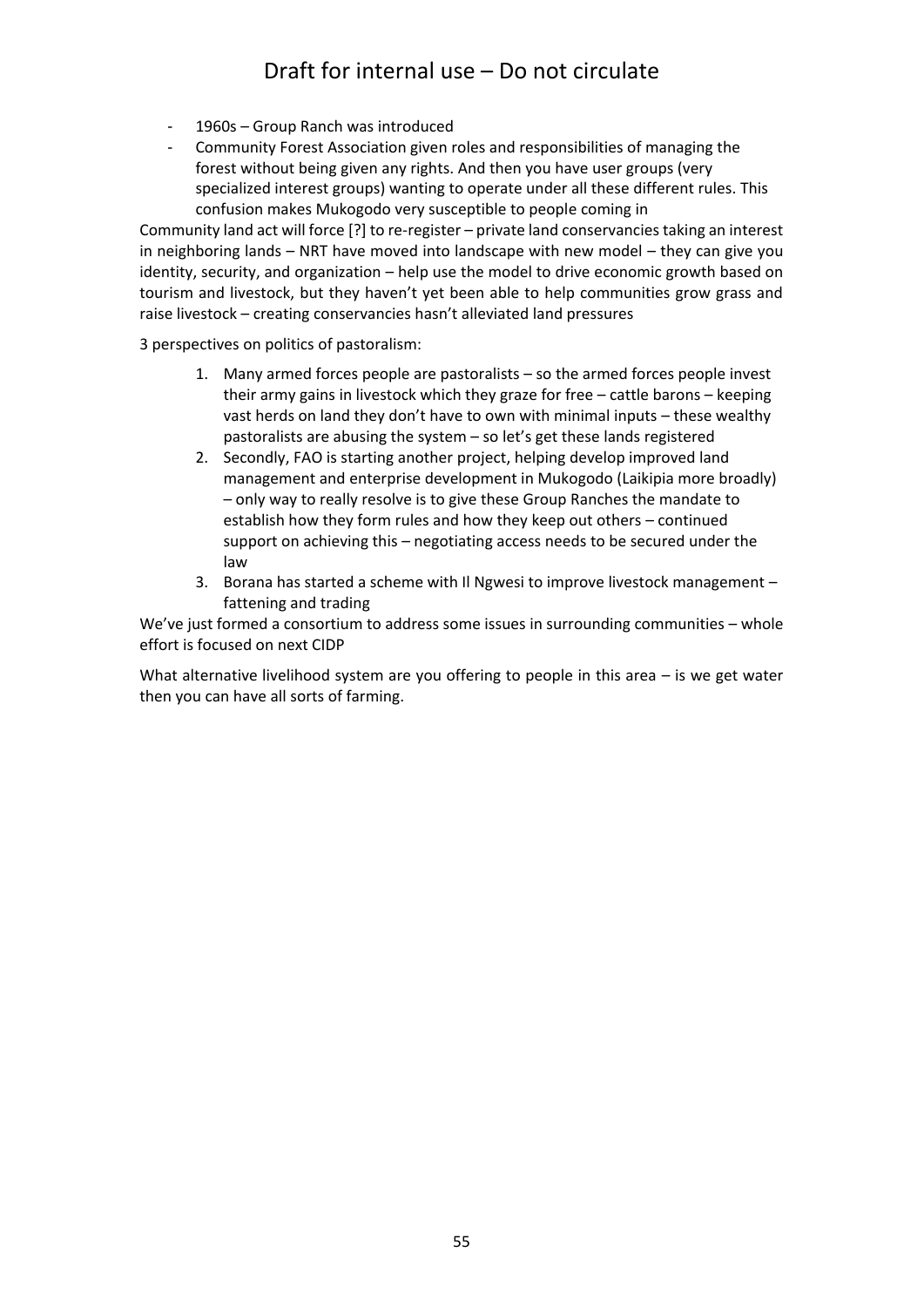- 1960s – Group Ranch was introduced
- Community Forest Association given roles and responsibilities of managing the forest without being given any rights. And then you have user groups (very specialized interest groups) wanting to operate under all these different rules. This confusion makes Mukogodo very susceptible to people coming in

Community land act will force [?] to re-register – private land conservancies taking an interest in neighboring lands – NRT have moved into landscape with new model – they can give you identity, security, and organization – help use the model to drive economic growth based on tourism and livestock, but they haven't yet been able to help communities grow grass and raise livestock – creating conservancies hasn't alleviated land pressures

3 perspectives on politics of pastoralism:

1. Many armed forces people are pastoralists – so the armed forces people invest their army gains in livestock which they graze for free – cattle barons – keeping vast herds on land they don't have to own with minimal inputs – these wealthy pastoralists are abusing the system – so let's get these lands registered
2. Secondly, FAO is starting another project, helping develop improved land management and enterprise development in Mukogodo (Laikipia more broadly) – only way to really resolve is to give these Group Ranches the mandate to establish how they form rules and how they keep out others – continued support on achieving this – negotiating access needs to be secured under the law
3. Borana has started a scheme with Il Ngwesi to improve livestock management – fattening and trading

We've just formed a consortium to address some issues in surrounding communities – whole effort is focused on next CIDP

What alternative livelihood system are you offering to people in this area – is we get water then you can have all sorts of farming.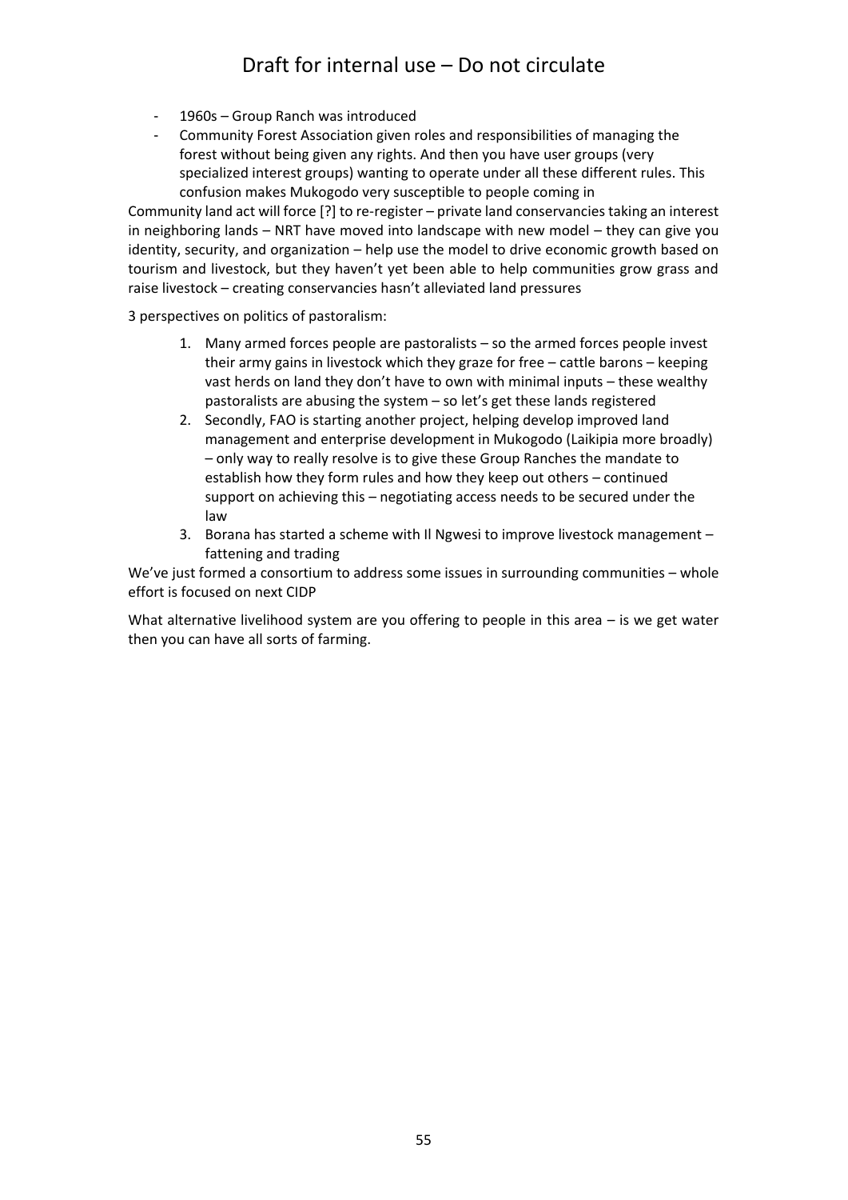- 1960s – Group Ranch was introduced
- Community Forest Association given roles and responsibilities of managing the forest without being given any rights. And then you have user groups (very specialized interest groups) wanting to operate under all these different rules. This confusion makes Mukogodo very susceptible to people coming in

Community land act will force [?] to re-register – private land conservancies taking an interest in neighboring lands – NRT have moved into landscape with new model – they can give you identity, security, and organization – help use the model to drive economic growth based on tourism and livestock, but they haven't yet been able to help communities grow grass and raise livestock – creating conservancies hasn't alleviated land pressures

3 perspectives on politics of pastoralism:

1. Many armed forces people are pastoralists – so the armed forces people invest their army gains in livestock which they graze for free – cattle barons – keeping vast herds on land they don't have to own with minimal inputs – these wealthy pastoralists are abusing the system – so let's get these lands registered
2. Secondly, FAO is starting another project, helping develop improved land management and enterprise development in Mukogodo (Laikipia more broadly) – only way to really resolve is to give these Group Ranches the mandate to establish how they form rules and how they keep out others – continued support on achieving this – negotiating access needs to be secured under the law
3. Borana has started a scheme with Il Ngwesi to improve livestock management – fattening and trading

We've just formed a consortium to address some issues in surrounding communities – whole effort is focused on next CIDP

What alternative livelihood system are you offering to people in this area – is we get water then you can have all sorts of farming.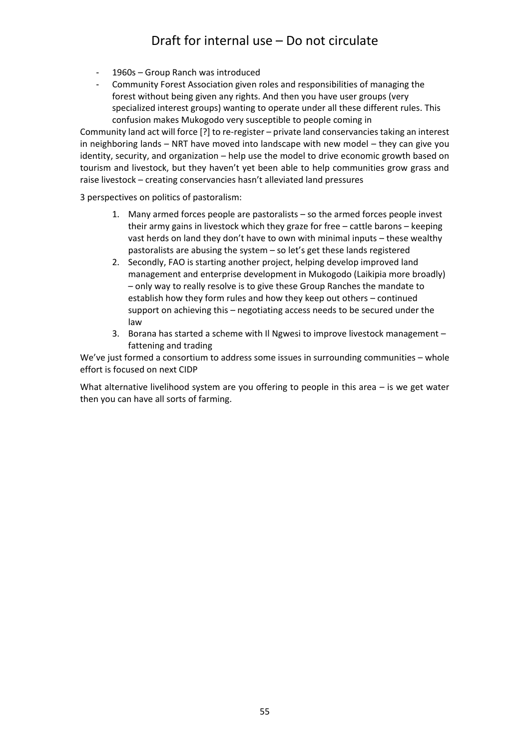- 1960s – Group Ranch was introduced
- Community Forest Association given roles and responsibilities of managing the forest without being given any rights. And then you have user groups (very specialized interest groups) wanting to operate under all these different rules. This confusion makes Mukogodo very susceptible to people coming in

Community land act will force [?] to re-register – private land conservancies taking an interest in neighboring lands – NRT have moved into landscape with new model – they can give you identity, security, and organization – help use the model to drive economic growth based on tourism and livestock, but they haven't yet been able to help communities grow grass and raise livestock – creating conservancies hasn't alleviated land pressures

3 perspectives on politics of pastoralism:

1. Many armed forces people are pastoralists – so the armed forces people invest their army gains in livestock which they graze for free – cattle barons – keeping vast herds on land they don't have to own with minimal inputs – these wealthy pastoralists are abusing the system – so let's get these lands registered
2. Secondly, FAO is starting another project, helping develop improved land management and enterprise development in Mukogodo (Laikipia more broadly) – only way to really resolve is to give these Group Ranches the mandate to establish how they form rules and how they keep out others – continued support on achieving this – negotiating access needs to be secured under the law
3. Borana has started a scheme with Il Ngwesi to improve livestock management – fattening and trading

We've just formed a consortium to address some issues in surrounding communities – whole effort is focused on next CIDP

What alternative livelihood system are you offering to people in this area – is we get water then you can have all sorts of farming.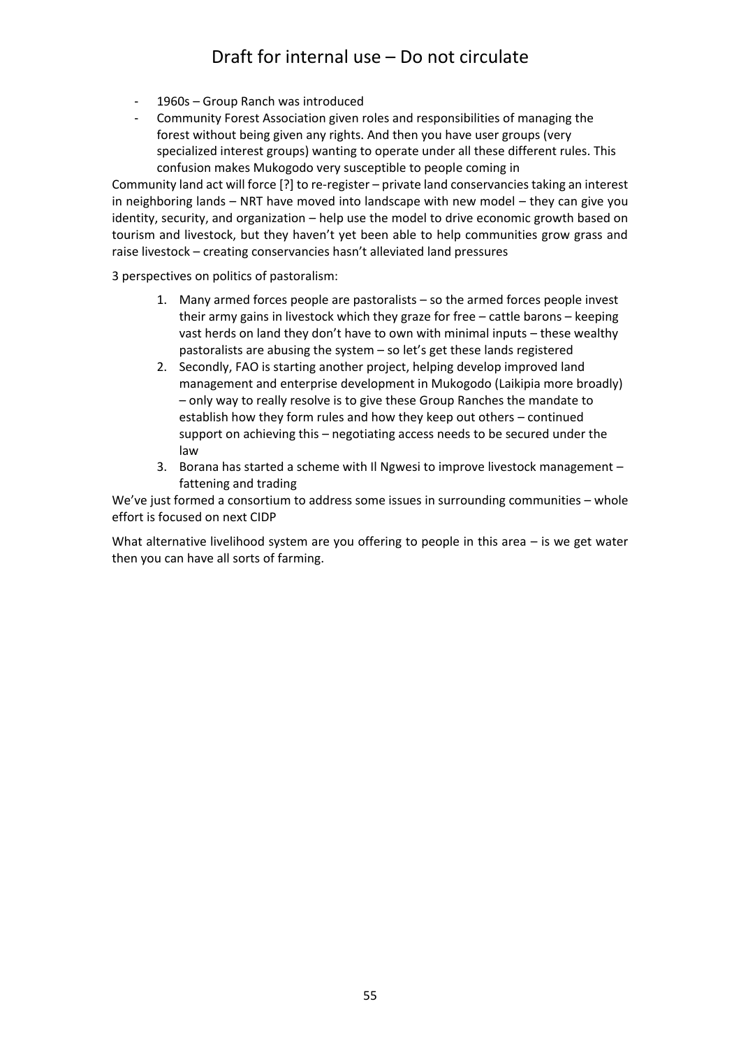- 1960s – Group Ranch was introduced
- Community Forest Association given roles and responsibilities of managing the forest without being given any rights. And then you have user groups (very specialized interest groups) wanting to operate under all these different rules. This confusion makes Mukogodo very susceptible to people coming in

Community land act will force [?] to re-register – private land conservancies taking an interest in neighboring lands – NRT have moved into landscape with new model – they can give you identity, security, and organization – help use the model to drive economic growth based on tourism and livestock, but they haven't yet been able to help communities grow grass and raise livestock – creating conservancies hasn't alleviated land pressures

3 perspectives on politics of pastoralism:

1. Many armed forces people are pastoralists – so the armed forces people invest their army gains in livestock which they graze for free – cattle barons – keeping vast herds on land they don't have to own with minimal inputs – these wealthy pastoralists are abusing the system – so let's get these lands registered
2. Secondly, FAO is starting another project, helping develop improved land management and enterprise development in Mukogodo (Laikipia more broadly) – only way to really resolve is to give these Group Ranches the mandate to establish how they form rules and how they keep out others – continued support on achieving this – negotiating access needs to be secured under the law
3. Borana has started a scheme with Il Ngwesi to improve livestock management – fattening and trading

We've just formed a consortium to address some issues in surrounding communities – whole effort is focused on next CIDP

What alternative livelihood system are you offering to people in this area – is we get water then you can have all sorts of farming.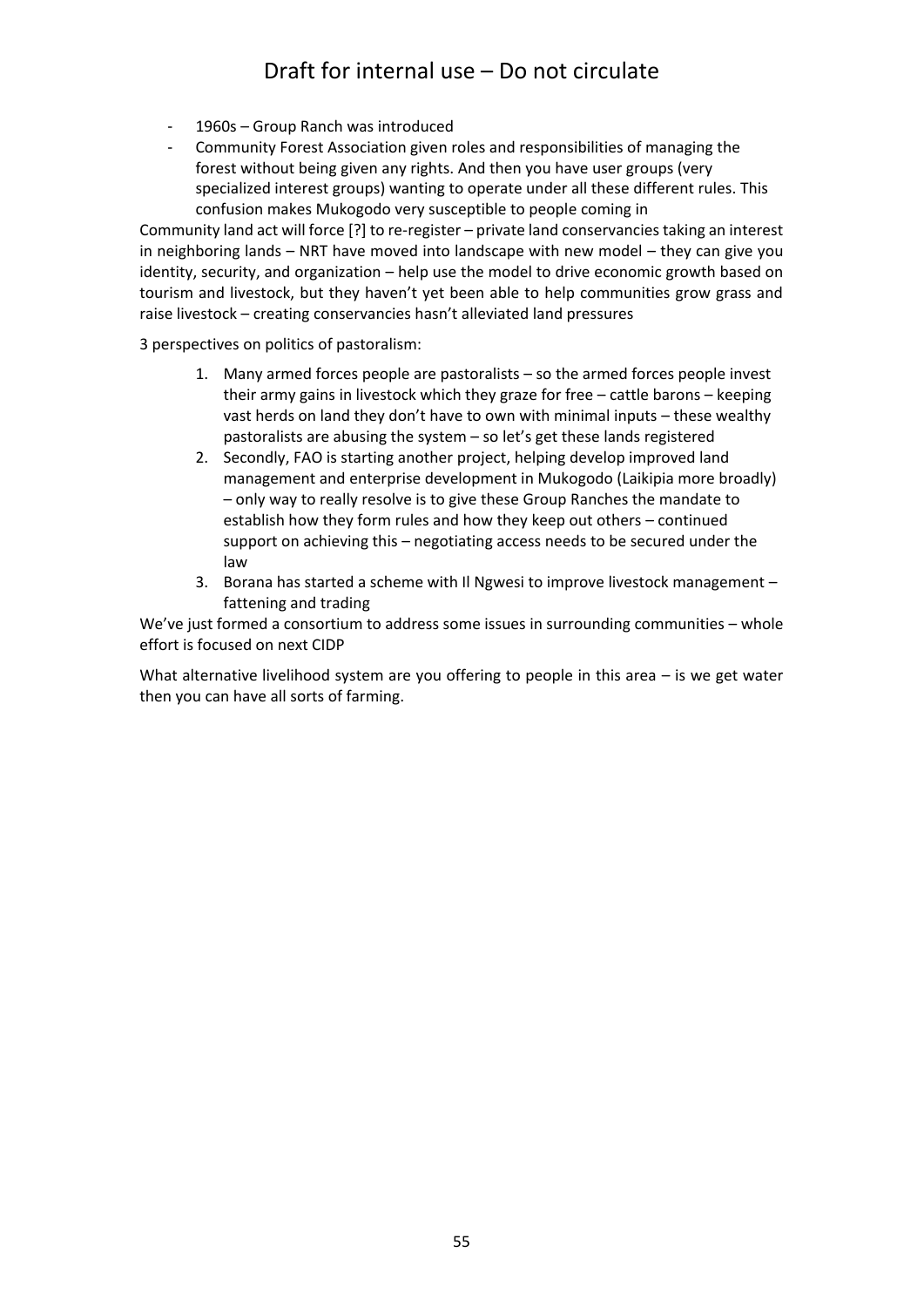- 1960s – Group Ranch was introduced
- Community Forest Association given roles and responsibilities of managing the forest without being given any rights. And then you have user groups (very specialized interest groups) wanting to operate under all these different rules. This confusion makes Mukogodo very susceptible to people coming in

Community land act will force [?] to re-register – private land conservancies taking an interest in neighboring lands – NRT have moved into landscape with new model – they can give you identity, security, and organization – help use the model to drive economic growth based on tourism and livestock, but they haven't yet been able to help communities grow grass and raise livestock – creating conservancies hasn't alleviated land pressures

3 perspectives on politics of pastoralism:

1. Many armed forces people are pastoralists – so the armed forces people invest their army gains in livestock which they graze for free – cattle barons – keeping vast herds on land they don't have to own with minimal inputs – these wealthy pastoralists are abusing the system – so let's get these lands registered
2. Secondly, FAO is starting another project, helping develop improved land management and enterprise development in Mukogodo (Laikipia more broadly) – only way to really resolve is to give these Group Ranches the mandate to establish how they form rules and how they keep out others – continued support on achieving this – negotiating access needs to be secured under the law
3. Borana has started a scheme with Il Ngwesi to improve livestock management – fattening and trading

We've just formed a consortium to address some issues in surrounding communities – whole effort is focused on next CIDP

What alternative livelihood system are you offering to people in this area – is we get water then you can have all sorts of farming.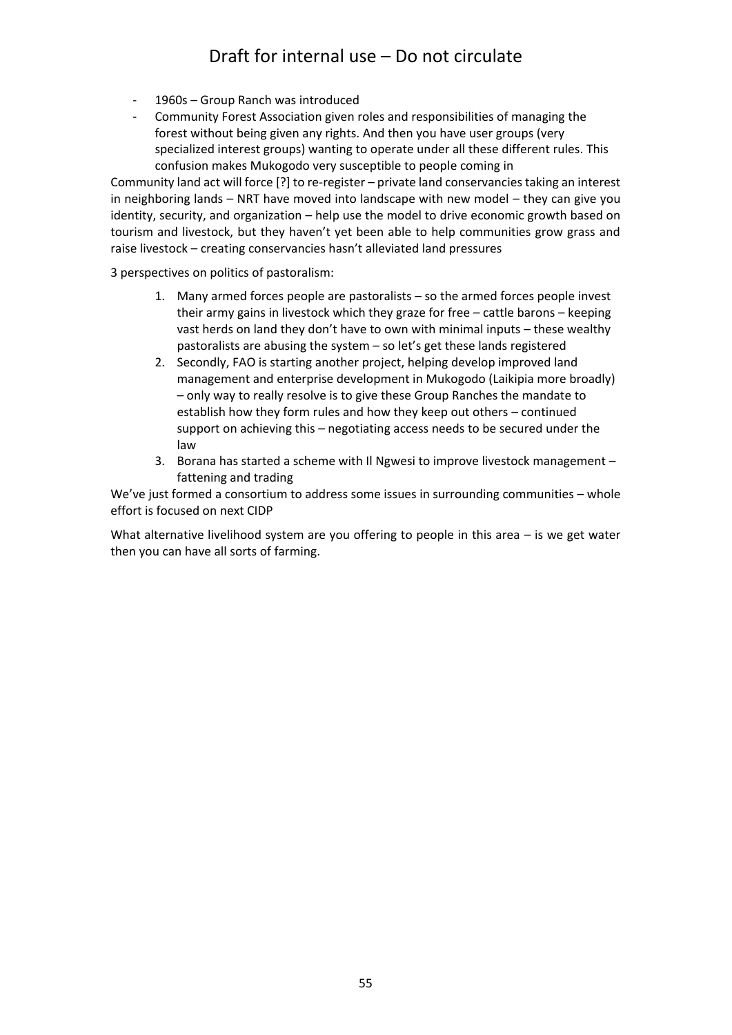- 1960s – Group Ranch was introduced
- Community Forest Association given roles and responsibilities of managing the forest without being given any rights. And then you have user groups (very specialized interest groups) wanting to operate under all these different rules. This confusion makes Mukogodo very susceptible to people coming in

Community land act will force [?] to re-register – private land conservancies taking an interest in neighboring lands – NRT have moved into landscape with new model – they can give you identity, security, and organization – help use the model to drive economic growth based on tourism and livestock, but they haven't yet been able to help communities grow grass and raise livestock – creating conservancies hasn't alleviated land pressures

3 perspectives on politics of pastoralism:

1. Many armed forces people are pastoralists – so the armed forces people invest their army gains in livestock which they graze for free – cattle barons – keeping vast herds on land they don't have to own with minimal inputs – these wealthy pastoralists are abusing the system – so let's get these lands registered
2. Secondly, FAO is starting another project, helping develop improved land management and enterprise development in Mukogodo (Laikipia more broadly) – only way to really resolve is to give these Group Ranches the mandate to establish how they form rules and how they keep out others – continued support on achieving this – negotiating access needs to be secured under the law
3. Borana has started a scheme with Il Ngwesi to improve livestock management – fattening and trading

We've just formed a consortium to address some issues in surrounding communities – whole effort is focused on next CIDP

What alternative livelihood system are you offering to people in this area – is we get water then you can have all sorts of farming.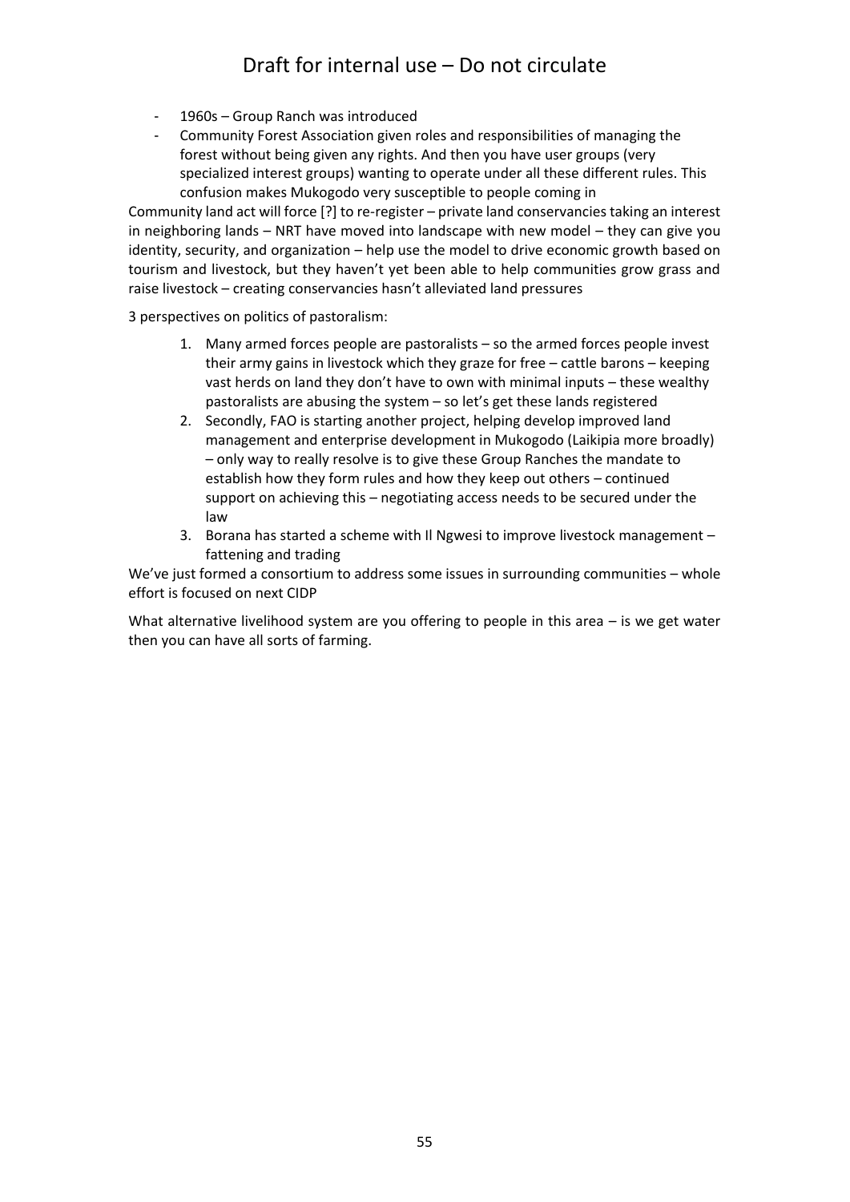- 1960s – Group Ranch was introduced
- Community Forest Association given roles and responsibilities of managing the forest without being given any rights. And then you have user groups (very specialized interest groups) wanting to operate under all these different rules. This confusion makes Mukogodo very susceptible to people coming in

Community land act will force [?] to re-register – private land conservancies taking an interest in neighboring lands – NRT have moved into landscape with new model – they can give you identity, security, and organization – help use the model to drive economic growth based on tourism and livestock, but they haven't yet been able to help communities grow grass and raise livestock – creating conservancies hasn't alleviated land pressures

3 perspectives on politics of pastoralism:

1. Many armed forces people are pastoralists – so the armed forces people invest their army gains in livestock which they graze for free – cattle barons – keeping vast herds on land they don't have to own with minimal inputs – these wealthy pastoralists are abusing the system – so let's get these lands registered
2. Secondly, FAO is starting another project, helping develop improved land management and enterprise development in Mukogodo (Laikipia more broadly) – only way to really resolve is to give these Group Ranches the mandate to establish how they form rules and how they keep out others – continued support on achieving this – negotiating access needs to be secured under the law
3. Borana has started a scheme with Il Ngwesi to improve livestock management – fattening and trading

We've just formed a consortium to address some issues in surrounding communities – whole effort is focused on next CIDP

What alternative livelihood system are you offering to people in this area – is we get water then you can have all sorts of farming.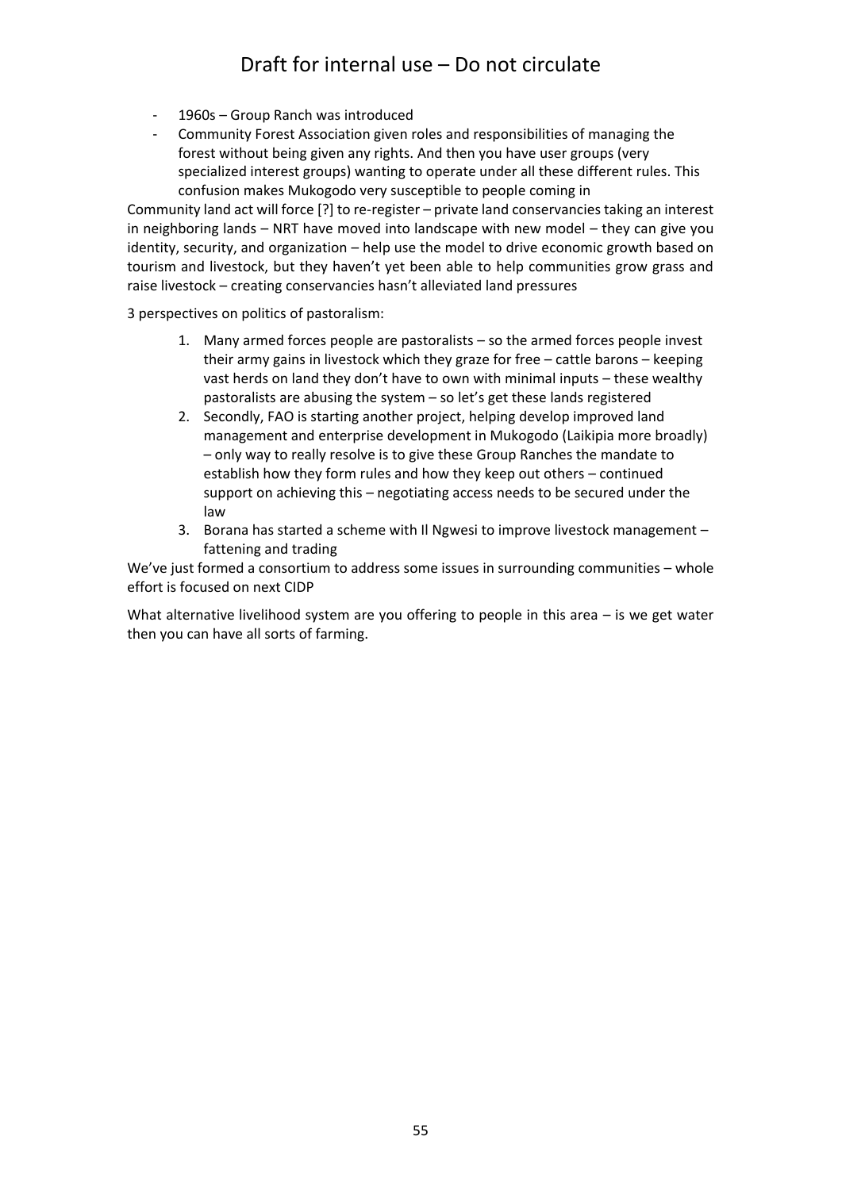- 1960s – Group Ranch was introduced
- Community Forest Association given roles and responsibilities of managing the forest without being given any rights. And then you have user groups (very specialized interest groups) wanting to operate under all these different rules. This confusion makes Mukogodo very susceptible to people coming in

Community land act will force [?] to re-register – private land conservancies taking an interest in neighboring lands – NRT have moved into landscape with new model – they can give you identity, security, and organization – help use the model to drive economic growth based on tourism and livestock, but they haven't yet been able to help communities grow grass and raise livestock – creating conservancies hasn't alleviated land pressures

3 perspectives on politics of pastoralism:

1. Many armed forces people are pastoralists – so the armed forces people invest their army gains in livestock which they graze for free – cattle barons – keeping vast herds on land they don't have to own with minimal inputs – these wealthy pastoralists are abusing the system – so let's get these lands registered
2. Secondly, FAO is starting another project, helping develop improved land management and enterprise development in Mukogodo (Laikipia more broadly) – only way to really resolve is to give these Group Ranches the mandate to establish how they form rules and how they keep out others – continued support on achieving this – negotiating access needs to be secured under the law
3. Borana has started a scheme with Il Ngwesi to improve livestock management – fattening and trading

We've just formed a consortium to address some issues in surrounding communities – whole effort is focused on next CIDP

What alternative livelihood system are you offering to people in this area – is we get water then you can have all sorts of farming.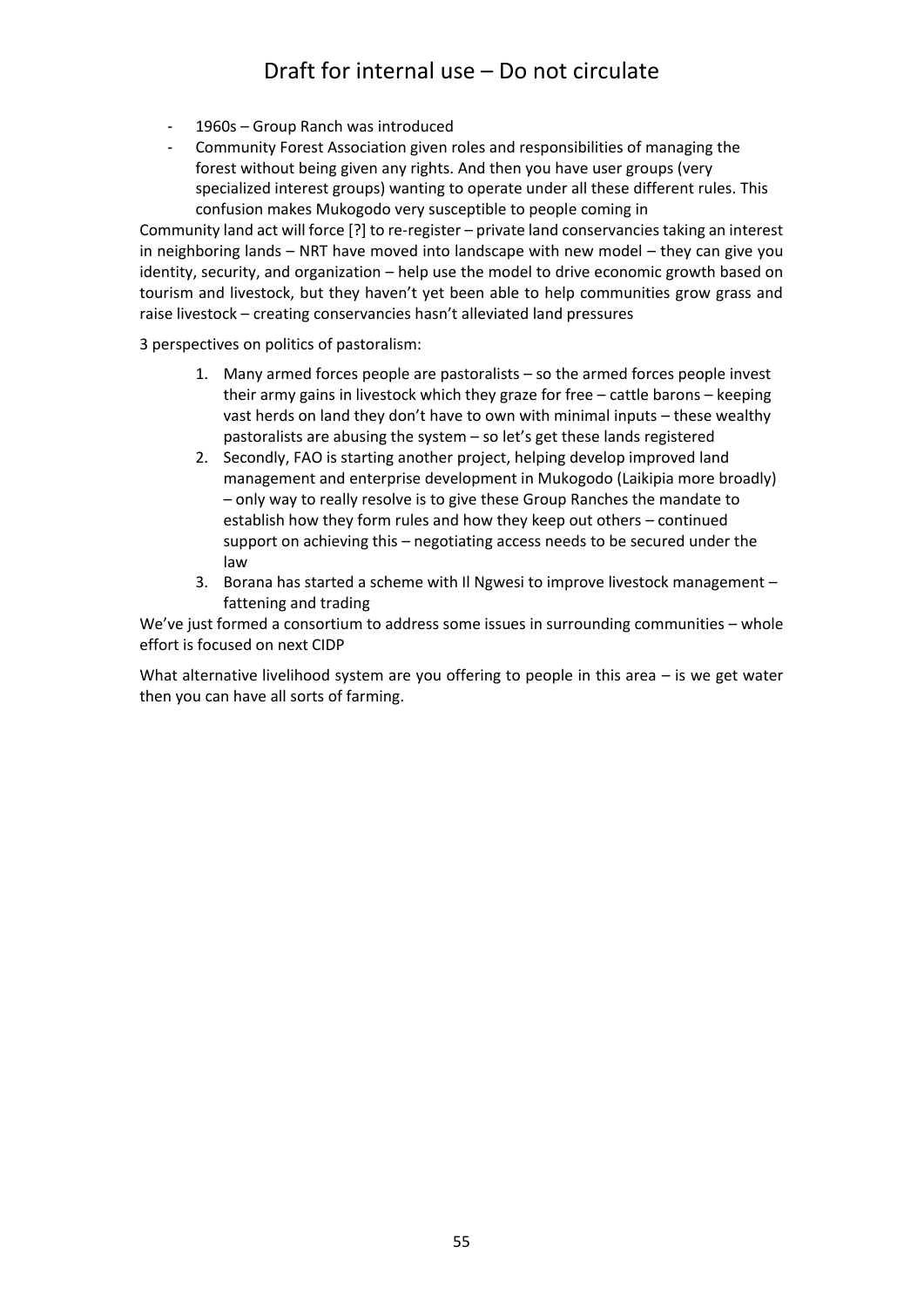- 1960s – Group Ranch was introduced
- Community Forest Association given roles and responsibilities of managing the forest without being given any rights. And then you have user groups (very specialized interest groups) wanting to operate under all these different rules. This confusion makes Mukogodo very susceptible to people coming in

Community land act will force [?] to re-register – private land conservancies taking an interest in neighboring lands – NRT have moved into landscape with new model – they can give you identity, security, and organization – help use the model to drive economic growth based on tourism and livestock, but they haven't yet been able to help communities grow grass and raise livestock – creating conservancies hasn't alleviated land pressures

3 perspectives on politics of pastoralism:

1. Many armed forces people are pastoralists – so the armed forces people invest their army gains in livestock which they graze for free – cattle barons – keeping vast herds on land they don't have to own with minimal inputs – these wealthy pastoralists are abusing the system – so let's get these lands registered
2. Secondly, FAO is starting another project, helping develop improved land management and enterprise development in Mukogodo (Laikipia more broadly) – only way to really resolve is to give these Group Ranches the mandate to establish how they form rules and how they keep out others – continued support on achieving this – negotiating access needs to be secured under the law
3. Borana has started a scheme with Il Ngwesi to improve livestock management – fattening and trading

We've just formed a consortium to address some issues in surrounding communities – whole effort is focused on next CIDP

What alternative livelihood system are you offering to people in this area – is we get water then you can have all sorts of farming.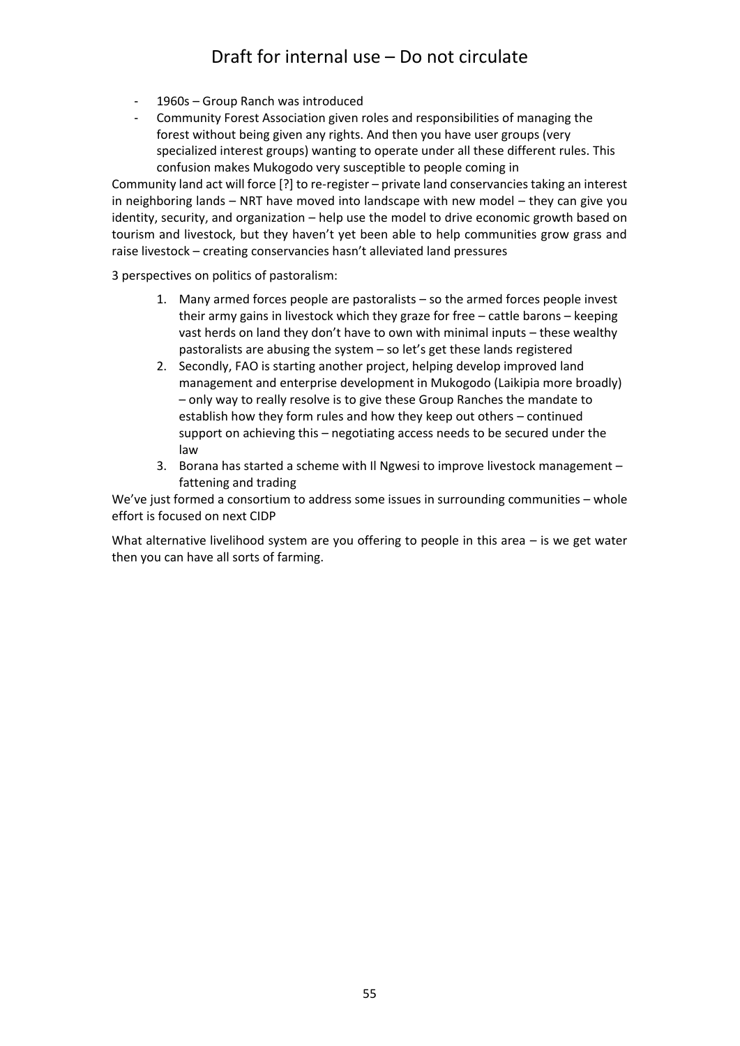- 1960s – Group Ranch was introduced
- Community Forest Association given roles and responsibilities of managing the forest without being given any rights. And then you have user groups (very specialized interest groups) wanting to operate under all these different rules. This confusion makes Mukogodo very susceptible to people coming in

Community land act will force [?] to re-register – private land conservancies taking an interest in neighboring lands – NRT have moved into landscape with new model – they can give you identity, security, and organization – help use the model to drive economic growth based on tourism and livestock, but they haven't yet been able to help communities grow grass and raise livestock – creating conservancies hasn't alleviated land pressures

3 perspectives on politics of pastoralism:

1. Many armed forces people are pastoralists – so the armed forces people invest their army gains in livestock which they graze for free – cattle barons – keeping vast herds on land they don't have to own with minimal inputs – these wealthy pastoralists are abusing the system – so let's get these lands registered
2. Secondly, FAO is starting another project, helping develop improved land management and enterprise development in Mukogodo (Laikipia more broadly) – only way to really resolve is to give these Group Ranches the mandate to establish how they form rules and how they keep out others – continued support on achieving this – negotiating access needs to be secured under the law
3. Borana has started a scheme with Il Ngwesi to improve livestock management – fattening and trading

We've just formed a consortium to address some issues in surrounding communities – whole effort is focused on next CIDP

What alternative livelihood system are you offering to people in this area – is we get water then you can have all sorts of farming.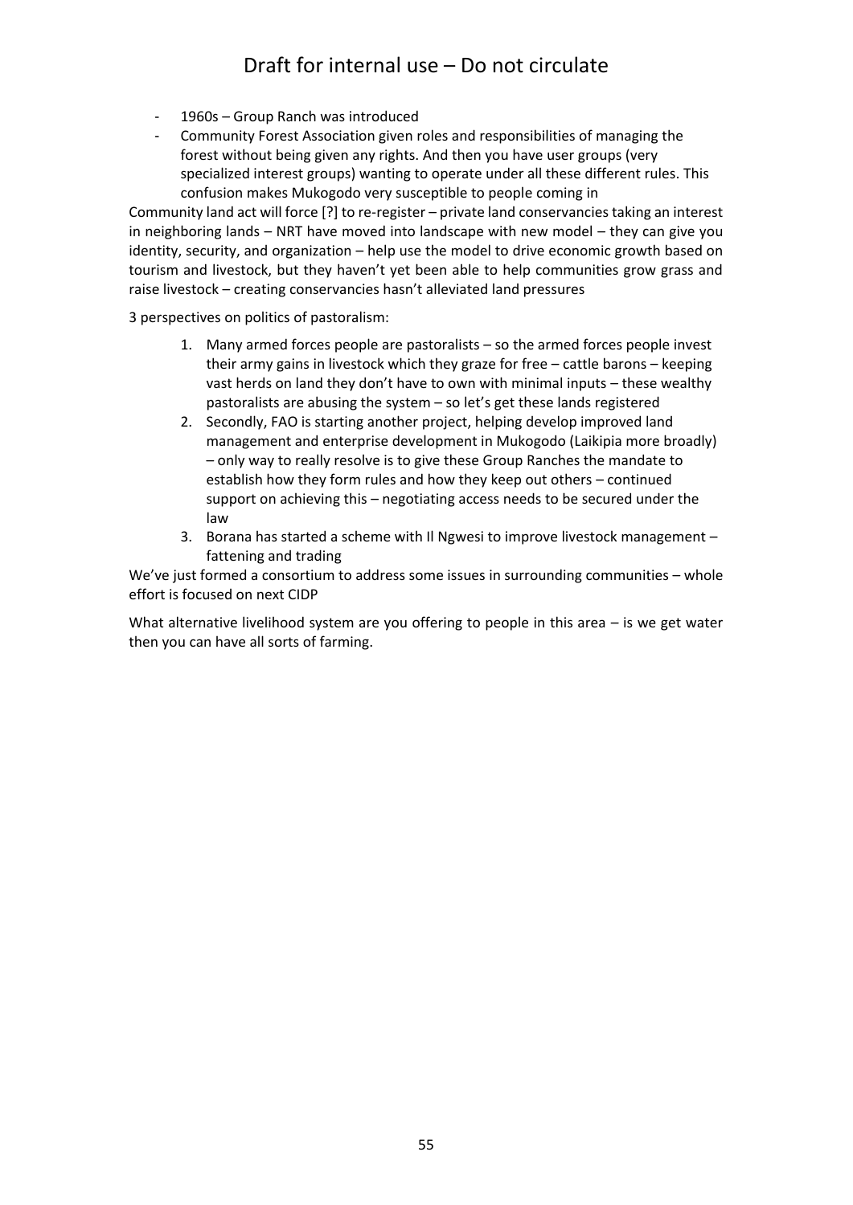- 1960s – Group Ranch was introduced
- Community Forest Association given roles and responsibilities of managing the forest without being given any rights. And then you have user groups (very specialized interest groups) wanting to operate under all these different rules. This confusion makes Mukogodo very susceptible to people coming in

Community land act will force [?] to re-register – private land conservancies taking an interest in neighboring lands – NRT have moved into landscape with new model – they can give you identity, security, and organization – help use the model to drive economic growth based on tourism and livestock, but they haven't yet been able to help communities grow grass and raise livestock – creating conservancies hasn't alleviated land pressures

3 perspectives on politics of pastoralism:

1. Many armed forces people are pastoralists – so the armed forces people invest their army gains in livestock which they graze for free – cattle barons – keeping vast herds on land they don't have to own with minimal inputs – these wealthy pastoralists are abusing the system – so let's get these lands registered
2. Secondly, FAO is starting another project, helping develop improved land management and enterprise development in Mukogodo (Laikipia more broadly) – only way to really resolve is to give these Group Ranches the mandate to establish how they form rules and how they keep out others – continued support on achieving this – negotiating access needs to be secured under the law
3. Borana has started a scheme with Il Ngwesi to improve livestock management – fattening and trading

We've just formed a consortium to address some issues in surrounding communities – whole effort is focused on next CIDP

What alternative livelihood system are you offering to people in this area – is we get water then you can have all sorts of farming.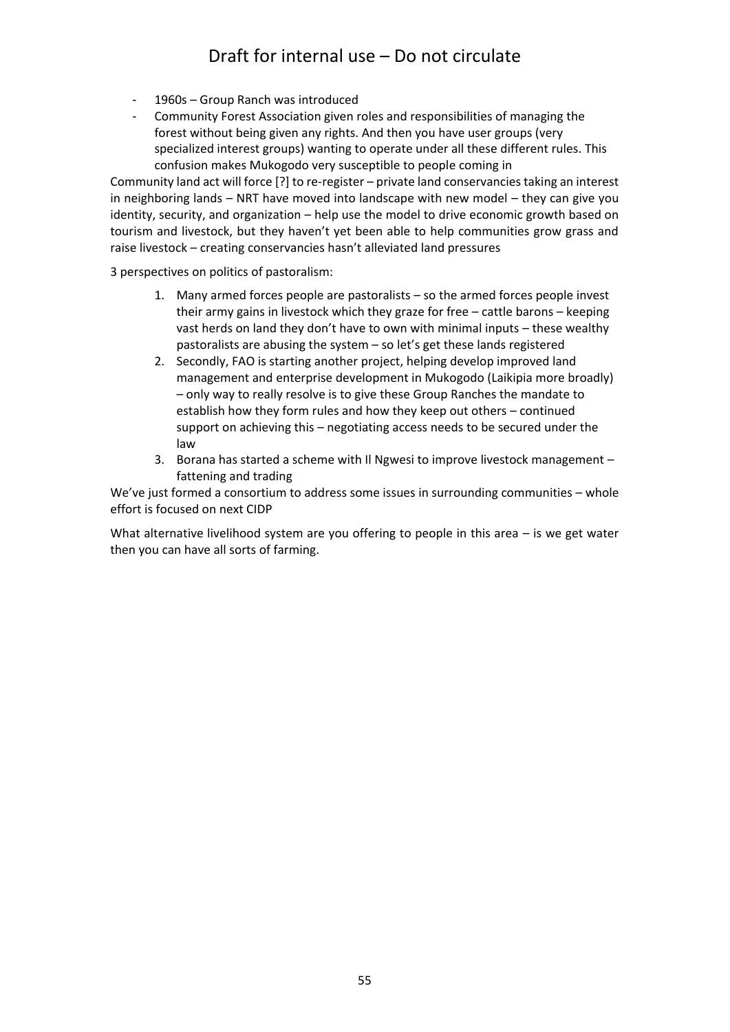- 1960s – Group Ranch was introduced
- Community Forest Association given roles and responsibilities of managing the forest without being given any rights. And then you have user groups (very specialized interest groups) wanting to operate under all these different rules. This confusion makes Mukogodo very susceptible to people coming in

Community land act will force [?] to re-register – private land conservancies taking an interest in neighboring lands – NRT have moved into landscape with new model – they can give you identity, security, and organization – help use the model to drive economic growth based on tourism and livestock, but they haven't yet been able to help communities grow grass and raise livestock – creating conservancies hasn't alleviated land pressures

3 perspectives on politics of pastoralism:

1. Many armed forces people are pastoralists – so the armed forces people invest their army gains in livestock which they graze for free – cattle barons – keeping vast herds on land they don't have to own with minimal inputs – these wealthy pastoralists are abusing the system – so let's get these lands registered
2. Secondly, FAO is starting another project, helping develop improved land management and enterprise development in Mukogodo (Laikipia more broadly) – only way to really resolve is to give these Group Ranches the mandate to establish how they form rules and how they keep out others – continued support on achieving this – negotiating access needs to be secured under the law
3. Borana has started a scheme with Il Ngwesi to improve livestock management – fattening and trading

We've just formed a consortium to address some issues in surrounding communities – whole effort is focused on next CIDP

What alternative livelihood system are you offering to people in this area – is we get water then you can have all sorts of farming.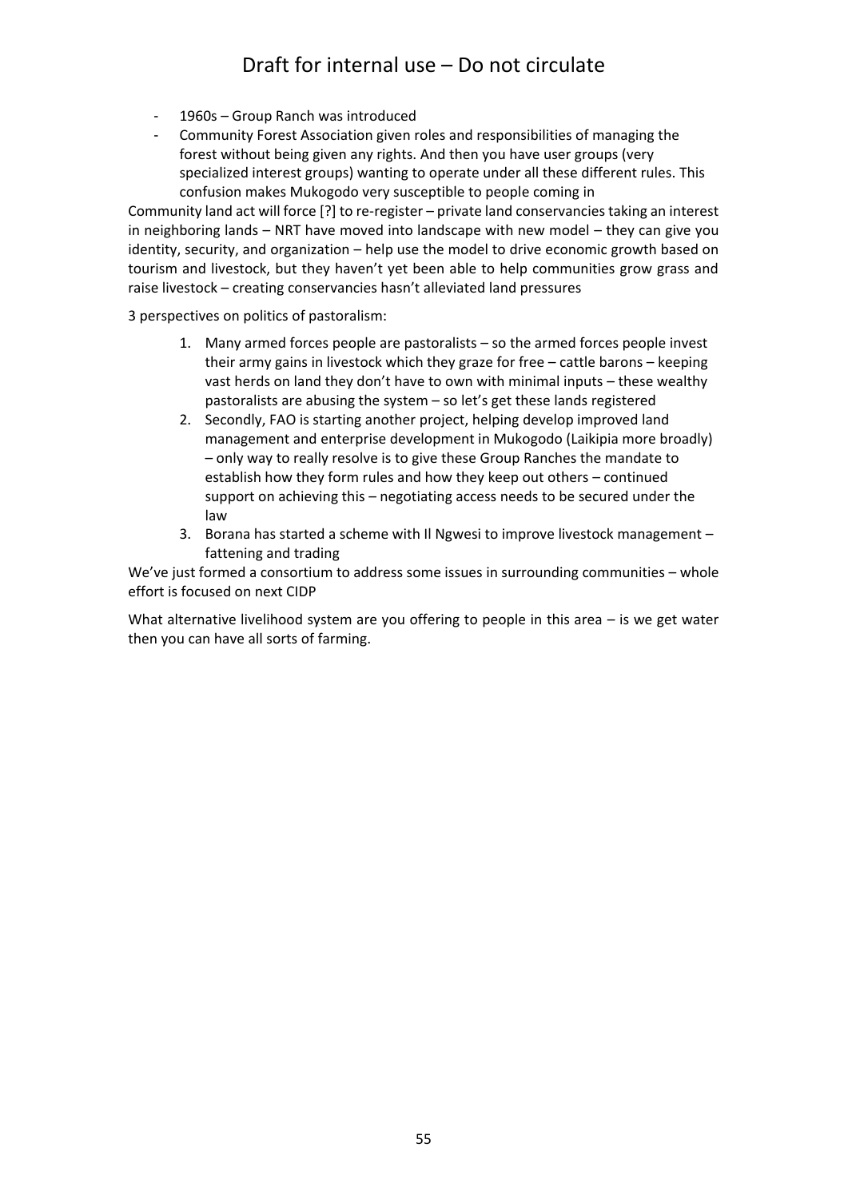- 1960s – Group Ranch was introduced
- Community Forest Association given roles and responsibilities of managing the forest without being given any rights. And then you have user groups (very specialized interest groups) wanting to operate under all these different rules. This confusion makes Mukogodo very susceptible to people coming in

Community land act will force [?] to re-register – private land conservancies taking an interest in neighboring lands – NRT have moved into landscape with new model – they can give you identity, security, and organization – help use the model to drive economic growth based on tourism and livestock, but they haven't yet been able to help communities grow grass and raise livestock – creating conservancies hasn't alleviated land pressures

3 perspectives on politics of pastoralism:

1. Many armed forces people are pastoralists – so the armed forces people invest their army gains in livestock which they graze for free – cattle barons – keeping vast herds on land they don't have to own with minimal inputs – these wealthy pastoralists are abusing the system – so let's get these lands registered
2. Secondly, FAO is starting another project, helping develop improved land management and enterprise development in Mukogodo (Laikipia more broadly) – only way to really resolve is to give these Group Ranches the mandate to establish how they form rules and how they keep out others – continued support on achieving this – negotiating access needs to be secured under the law
3. Borana has started a scheme with Il Ngwesi to improve livestock management – fattening and trading

We've just formed a consortium to address some issues in surrounding communities – whole effort is focused on next CIDP

What alternative livelihood system are you offering to people in this area – is we get water then you can have all sorts of farming.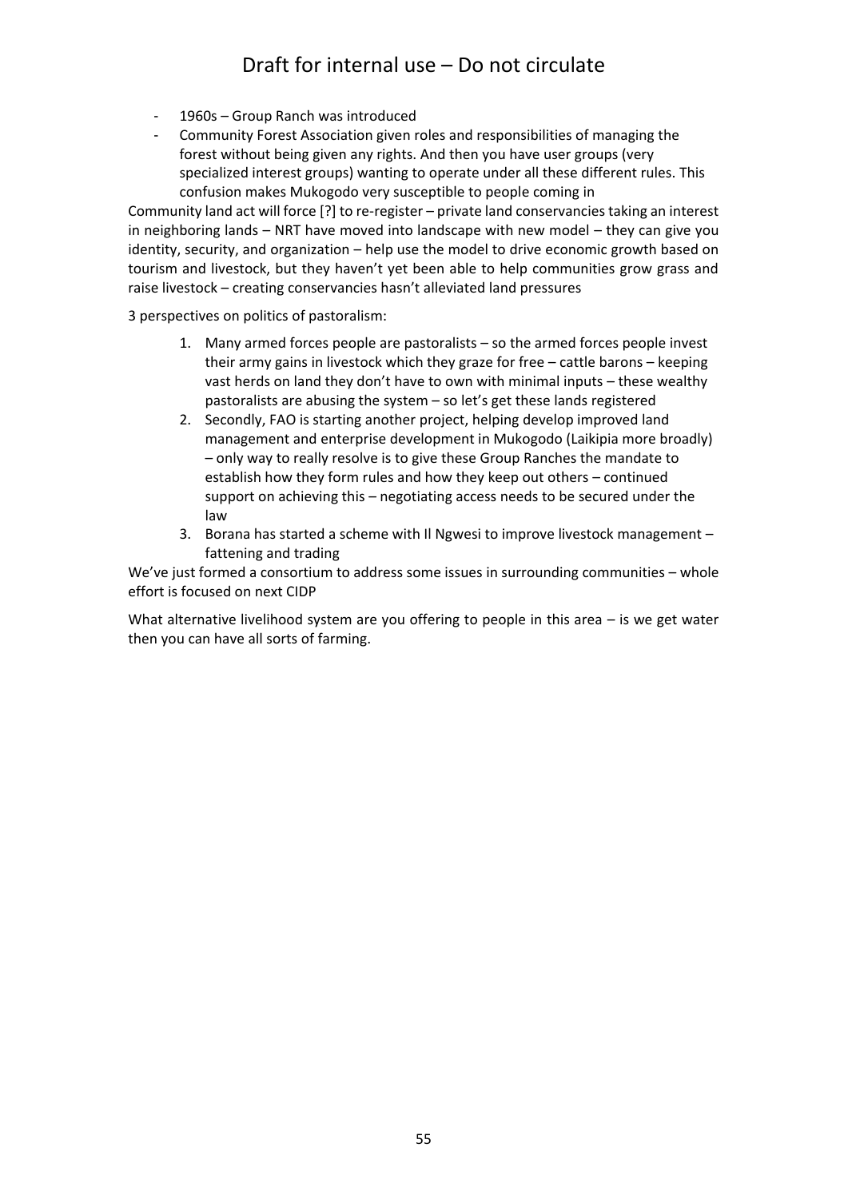- 1960s – Group Ranch was introduced
- Community Forest Association given roles and responsibilities of managing the forest without being given any rights. And then you have user groups (very specialized interest groups) wanting to operate under all these different rules. This confusion makes Mukogodo very susceptible to people coming in

Community land act will force [?] to re-register – private land conservancies taking an interest in neighboring lands – NRT have moved into landscape with new model – they can give you identity, security, and organization – help use the model to drive economic growth based on tourism and livestock, but they haven't yet been able to help communities grow grass and raise livestock – creating conservancies hasn't alleviated land pressures

3 perspectives on politics of pastoralism:

1. Many armed forces people are pastoralists – so the armed forces people invest their army gains in livestock which they graze for free – cattle barons – keeping vast herds on land they don't have to own with minimal inputs – these wealthy pastoralists are abusing the system – so let's get these lands registered
2. Secondly, FAO is starting another project, helping develop improved land management and enterprise development in Mukogodo (Laikipia more broadly) – only way to really resolve is to give these Group Ranches the mandate to establish how they form rules and how they keep out others – continued support on achieving this – negotiating access needs to be secured under the law
3. Borana has started a scheme with Il Ngwesi to improve livestock management – fattening and trading

We've just formed a consortium to address some issues in surrounding communities – whole effort is focused on next CIDP

What alternative livelihood system are you offering to people in this area – is we get water then you can have all sorts of farming.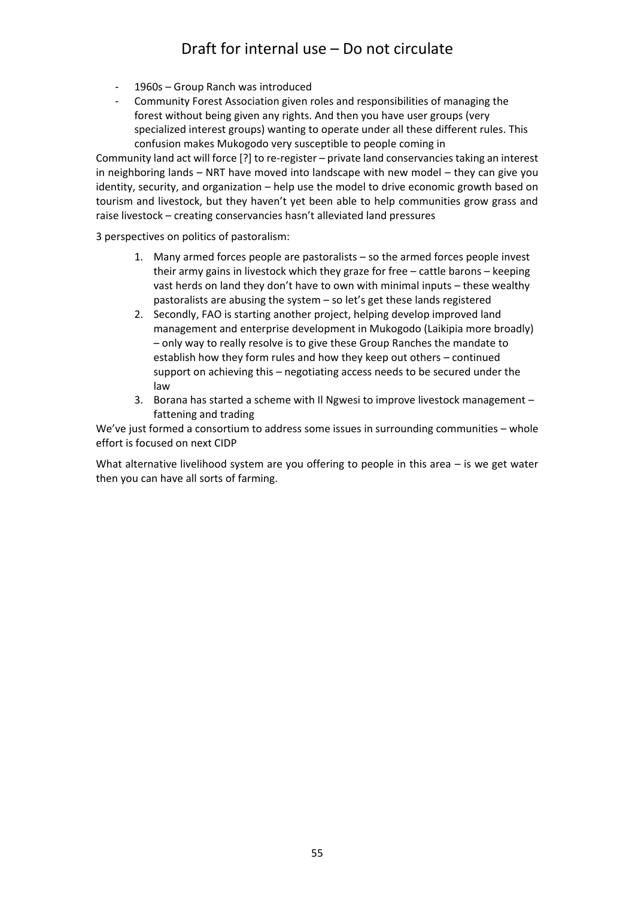- 1960s – Group Ranch was introduced
- Community Forest Association given roles and responsibilities of managing the forest without being given any rights. And then you have user groups (very specialized interest groups) wanting to operate under all these different rules. This confusion makes Mukogodo very susceptible to people coming in

Community land act will force [?] to re-register – private land conservancies taking an interest in neighboring lands – NRT have moved into landscape with new model – they can give you identity, security, and organization – help use the model to drive economic growth based on tourism and livestock, but they haven't yet been able to help communities grow grass and raise livestock – creating conservancies hasn't alleviated land pressures

3 perspectives on politics of pastoralism:

1. Many armed forces people are pastoralists – so the armed forces people invest their army gains in livestock which they graze for free – cattle barons – keeping vast herds on land they don't have to own with minimal inputs – these wealthy pastoralists are abusing the system – so let's get these lands registered
2. Secondly, FAO is starting another project, helping develop improved land management and enterprise development in Mukogodo (Laikipia more broadly) – only way to really resolve is to give these Group Ranches the mandate to establish how they form rules and how they keep out others – continued support on achieving this – negotiating access needs to be secured under the law
3. Borana has started a scheme with Il Ngwesi to improve livestock management – fattening and trading

We've just formed a consortium to address some issues in surrounding communities – whole effort is focused on next CIDP

What alternative livelihood system are you offering to people in this area – is we get water then you can have all sorts of farming.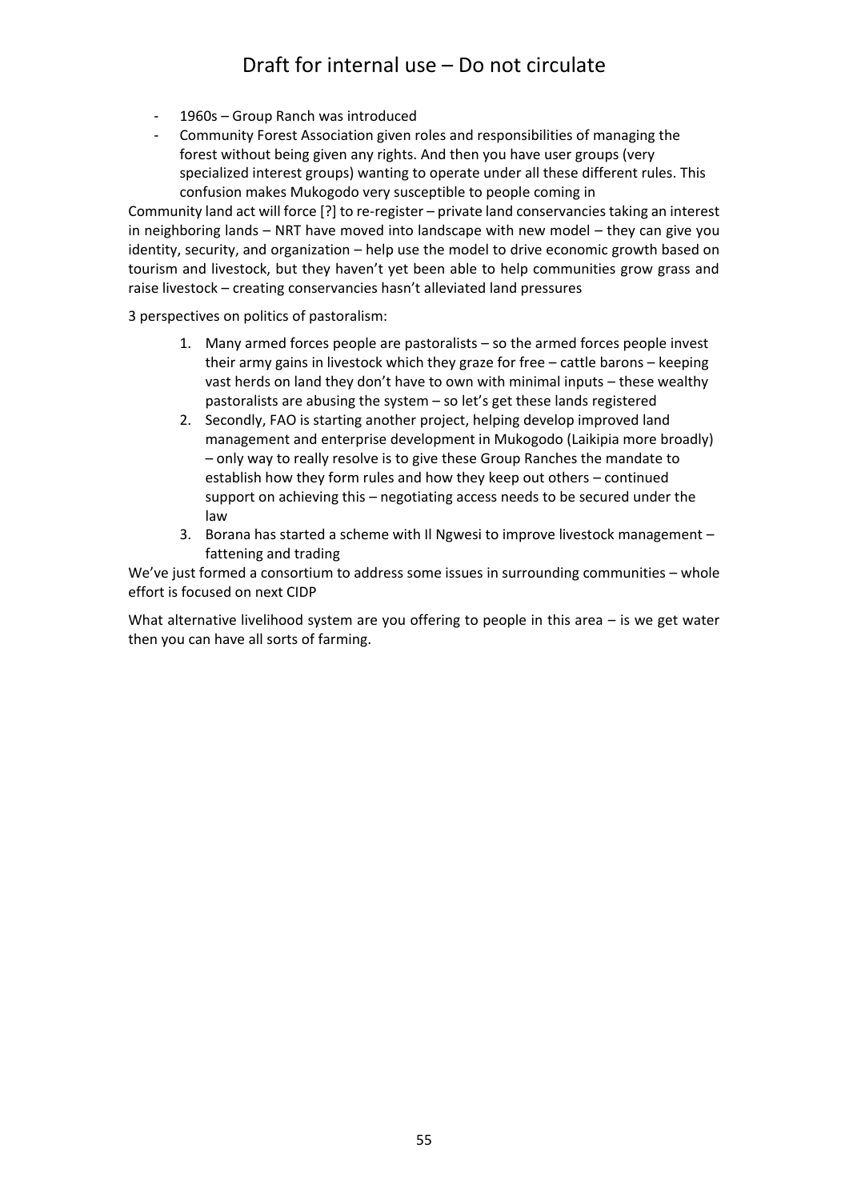- 1960s – Group Ranch was introduced
- Community Forest Association given roles and responsibilities of managing the forest without being given any rights. And then you have user groups (very specialized interest groups) wanting to operate under all these different rules. This confusion makes Mukogodo very susceptible to people coming in

Community land act will force [?] to re-register – private land conservancies taking an interest in neighboring lands – NRT have moved into landscape with new model – they can give you identity, security, and organization – help use the model to drive economic growth based on tourism and livestock, but they haven't yet been able to help communities grow grass and raise livestock – creating conservancies hasn't alleviated land pressures

3 perspectives on politics of pastoralism:

1. Many armed forces people are pastoralists – so the armed forces people invest their army gains in livestock which they graze for free – cattle barons – keeping vast herds on land they don't have to own with minimal inputs – these wealthy pastoralists are abusing the system – so let's get these lands registered
2. Secondly, FAO is starting another project, helping develop improved land management and enterprise development in Mukogodo (Laikipia more broadly) – only way to really resolve is to give these Group Ranches the mandate to establish how they form rules and how they keep out others – continued support on achieving this – negotiating access needs to be secured under the law
3. Borana has started a scheme with Il Ngwesi to improve livestock management – fattening and trading

We've just formed a consortium to address some issues in surrounding communities – whole effort is focused on next CIDP

What alternative livelihood system are you offering to people in this area – is we get water then you can have all sorts of farming.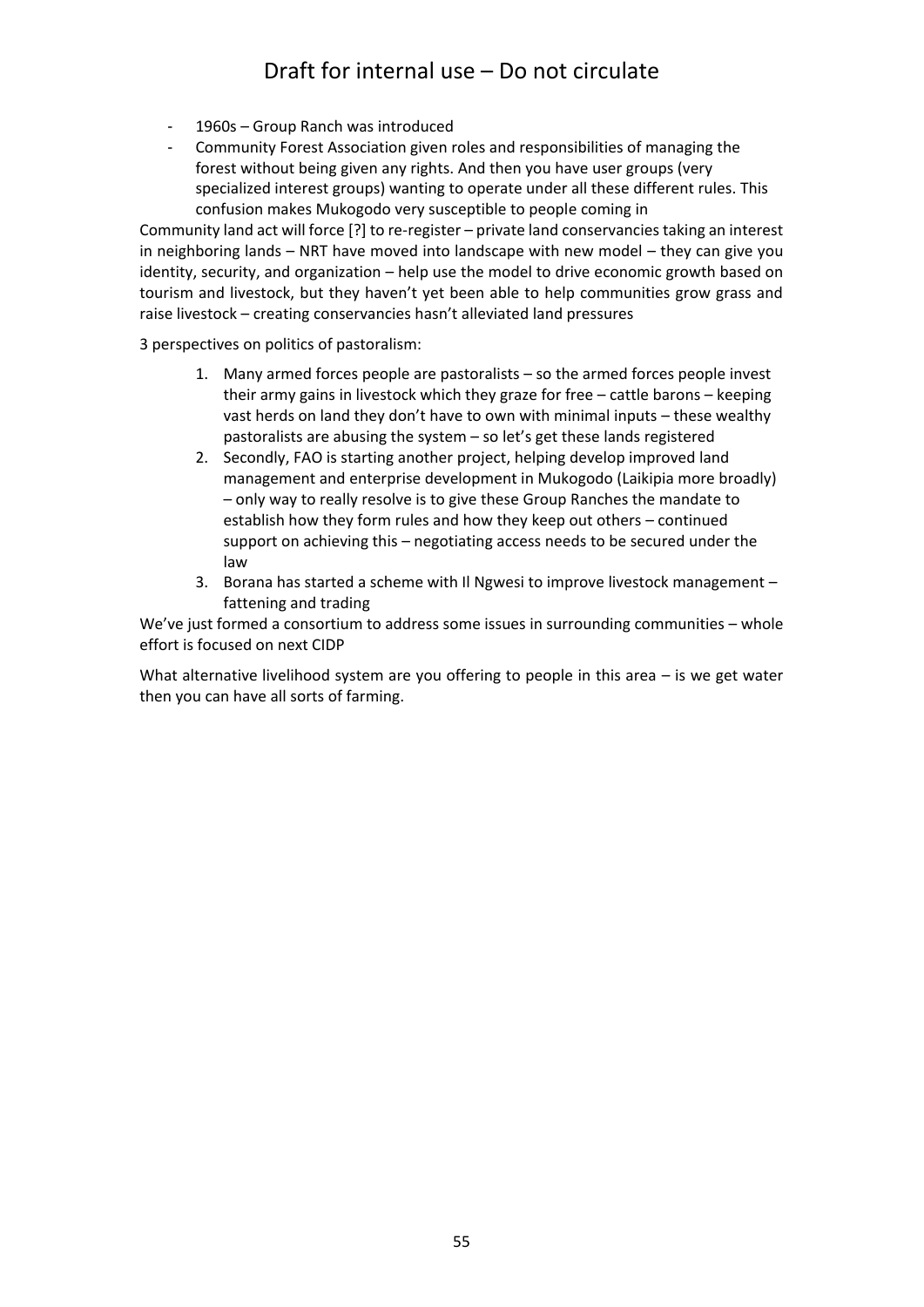- 1960s – Group Ranch was introduced
- Community Forest Association given roles and responsibilities of managing the forest without being given any rights. And then you have user groups (very specialized interest groups) wanting to operate under all these different rules. This confusion makes Mukogodo very susceptible to people coming in

Community land act will force [?] to re-register – private land conservancies taking an interest in neighboring lands – NRT have moved into landscape with new model – they can give you identity, security, and organization – help use the model to drive economic growth based on tourism and livestock, but they haven't yet been able to help communities grow grass and raise livestock – creating conservancies hasn't alleviated land pressures

3 perspectives on politics of pastoralism:

1. Many armed forces people are pastoralists – so the armed forces people invest their army gains in livestock which they graze for free – cattle barons – keeping vast herds on land they don't have to own with minimal inputs – these wealthy pastoralists are abusing the system – so let's get these lands registered
2. Secondly, FAO is starting another project, helping develop improved land management and enterprise development in Mukogodo (Laikipia more broadly) – only way to really resolve is to give these Group Ranches the mandate to establish how they form rules and how they keep out others – continued support on achieving this – negotiating access needs to be secured under the law
3. Borana has started a scheme with Il Ngwesi to improve livestock management – fattening and trading

We've just formed a consortium to address some issues in surrounding communities – whole effort is focused on next CIDP

What alternative livelihood system are you offering to people in this area – is we get water then you can have all sorts of farming.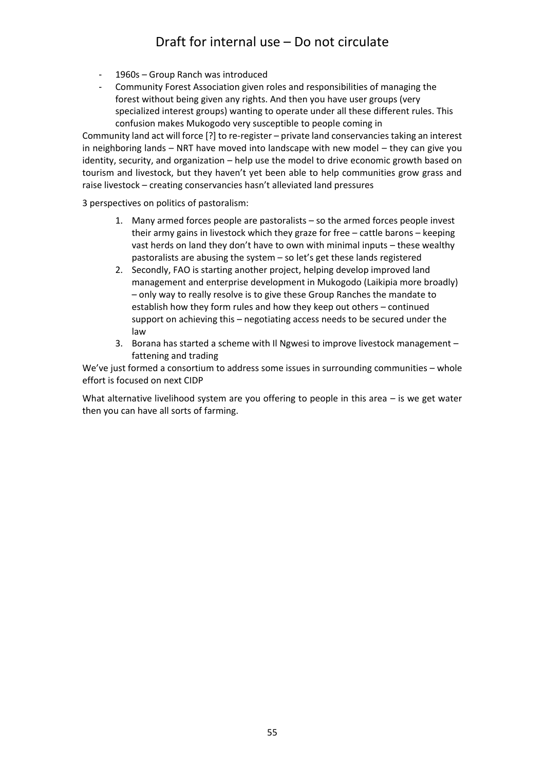- 1960s – Group Ranch was introduced
- Community Forest Association given roles and responsibilities of managing the forest without being given any rights. And then you have user groups (very specialized interest groups) wanting to operate under all these different rules. This confusion makes Mukogodo very susceptible to people coming in

Community land act will force [?] to re-register – private land conservancies taking an interest in neighboring lands – NRT have moved into landscape with new model – they can give you identity, security, and organization – help use the model to drive economic growth based on tourism and livestock, but they haven't yet been able to help communities grow grass and raise livestock – creating conservancies hasn't alleviated land pressures

3 perspectives on politics of pastoralism:

1. Many armed forces people are pastoralists – so the armed forces people invest their army gains in livestock which they graze for free – cattle barons – keeping vast herds on land they don't have to own with minimal inputs – these wealthy pastoralists are abusing the system – so let's get these lands registered
2. Secondly, FAO is starting another project, helping develop improved land management and enterprise development in Mukogodo (Laikipia more broadly) – only way to really resolve is to give these Group Ranches the mandate to establish how they form rules and how they keep out others – continued support on achieving this – negotiating access needs to be secured under the law
3. Borana has started a scheme with Il Ngwesi to improve livestock management – fattening and trading

We've just formed a consortium to address some issues in surrounding communities – whole effort is focused on next CIDP

What alternative livelihood system are you offering to people in this area – is we get water then you can have all sorts of farming.